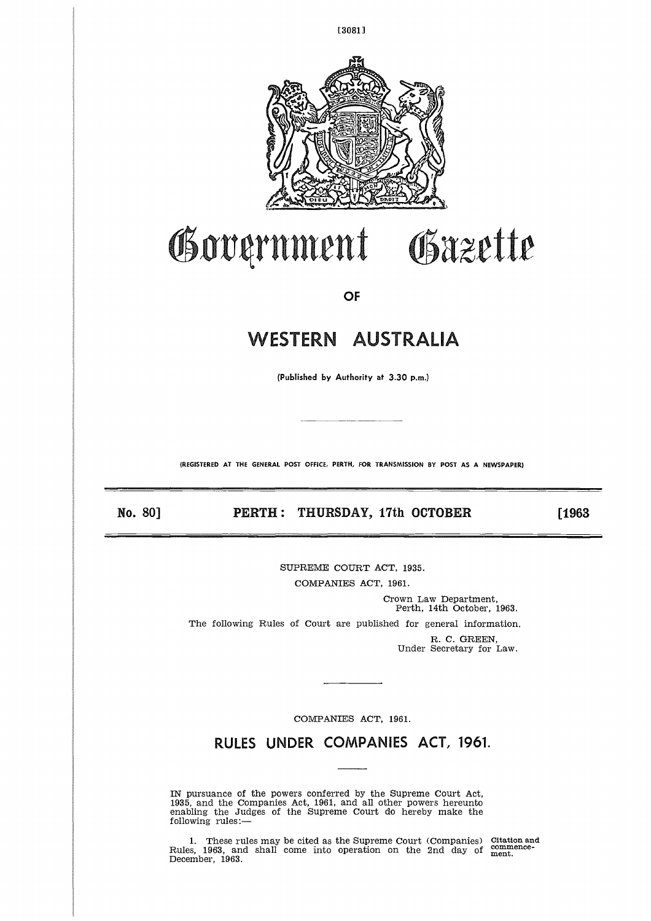# Government Gazette

**OF**

# WESTERN AUSTRALIA

(Published by Authority at 3.30 p.m.)

(REGISTERED AT THE GENERAL POST OFFICE, PERTH, FOR TRANSMISSION BY POST AS A NEWSPAPER)

**No. 80] PERTH: THURSDAY, 17th OCTOBER [1963**

SUPREME COURT ACT, 1935.

COMPANIES ACT, 1961.

Crown Law Department,
Perth, 14th October, 1963.

The following Rules of Court are published for general information.

R. C. GREEN,
Under Secretary for Law.

---

COMPANIES ACT, 1961.

## RULES UNDER COMPANIES ACT, 1961.

IN pursuance of the powers conferred by the Supreme Court Act, 1935, and the Companies Act, 1961, and all other powers hereunto enabling the Judges of the Supreme Court do hereby make the following rules:—

Citation and commencement.

1. These rules may be cited as the Supreme Court (Companies) Rules, 1963, and shall come into operation on the 2nd day of December, 1963.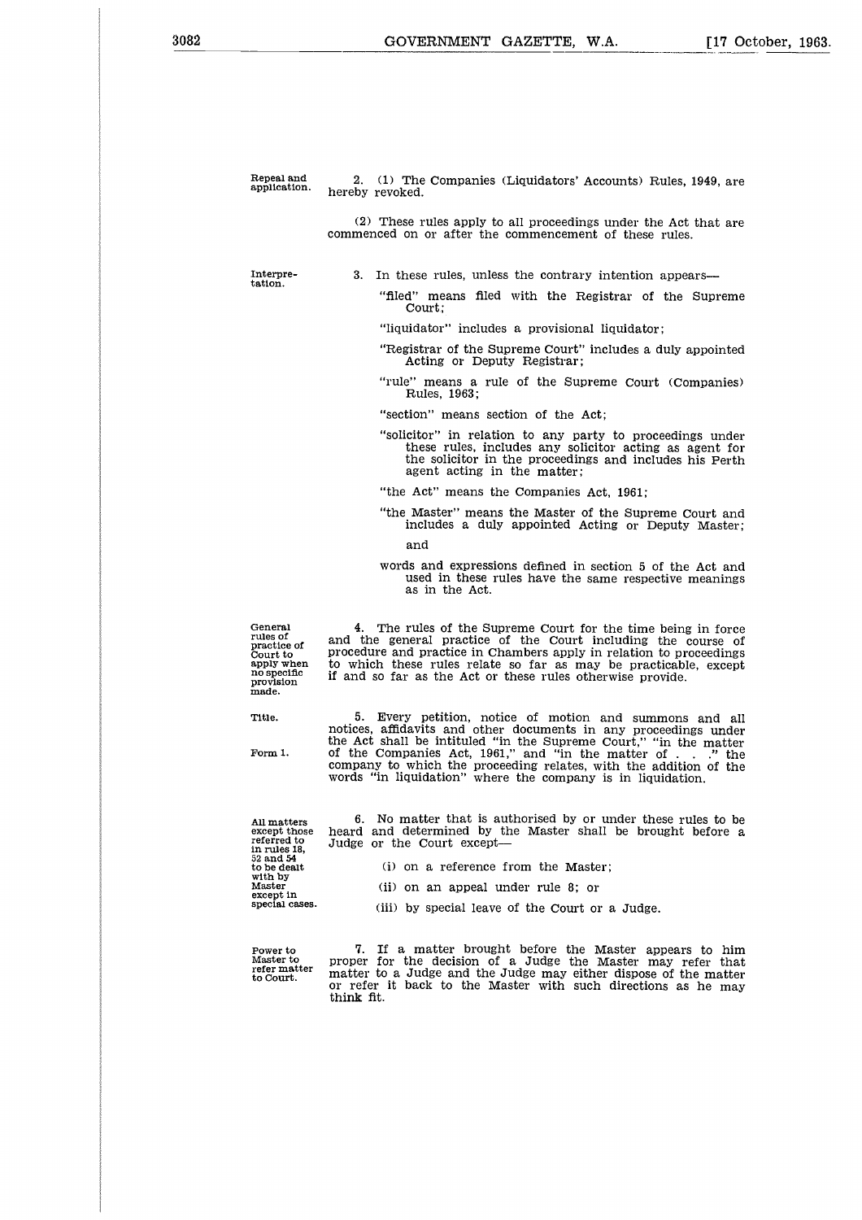**Repeal and application.**

2. (1) The Companies (Liquidators' Accounts) Rules, 1949, are hereby revoked.

(2) These rules apply to all proceedings under the Act that are commenced on or after the commencement of these rules.

**Interpretation.**

3. In these rules, unless the contrary intention appears—

"filed" means filed with the Registrar of the Supreme Court;

"liquidator" includes a provisional liquidator;

"Registrar of the Supreme Court" includes a duly appointed Acting or Deputy Registrar;

"rule" means a rule of the Supreme Court (Companies) Rules, 1963;

"section" means section of the Act;

"solicitor" in relation to any party to proceedings under these rules, includes any solicitor acting as agent for the solicitor in the proceedings and includes his Perth agent acting in the matter;

"the Act" means the Companies Act, 1961;

"the Master" means the Master of the Supreme Court and includes a duly appointed Acting or Deputy Master;

and

words and expressions defined in section 5 of the Act and used in these rules have the same respective meanings as in the Act.

**General rules of practice of Court to apply when no specific provision made.**

4. The rules of the Supreme Court for the time being in force and the general practice of the Court including the course of procedure and practice in Chambers apply in relation to proceedings to which these rules relate so far as may be practicable, except if and so far as the Act or these rules otherwise provide.

**Title.**

**Form 1.**

5. Every petition, notice of motion and summons and all notices, affidavits and other documents in any proceedings under the Act shall be intituled "in the Supreme Court," "in the matter of the Companies Act, 1961," and "in the matter of . . ." the company to which the proceeding relates, with the addition of the words "in liquidation" where the company is in liquidation.

**All matters except those referred to in rules 18, 52 and 54 to be dealt with by Master except in special cases.**

6. No matter that is authorised by or under these rules to be heard and determined by the Master shall be brought before a Judge or the Court except—

(i) on a reference from the Master;

(ii) on an appeal under rule 8; or

(iii) by special leave of the Court or a Judge.

**Power to Master to refer matter to Court.**

7. If a matter brought before the Master appears to him proper for the decision of a Judge the Master may refer that matter to a Judge and the Judge may either dispose of the matter or refer it back to the Master with such directions as he may think fit.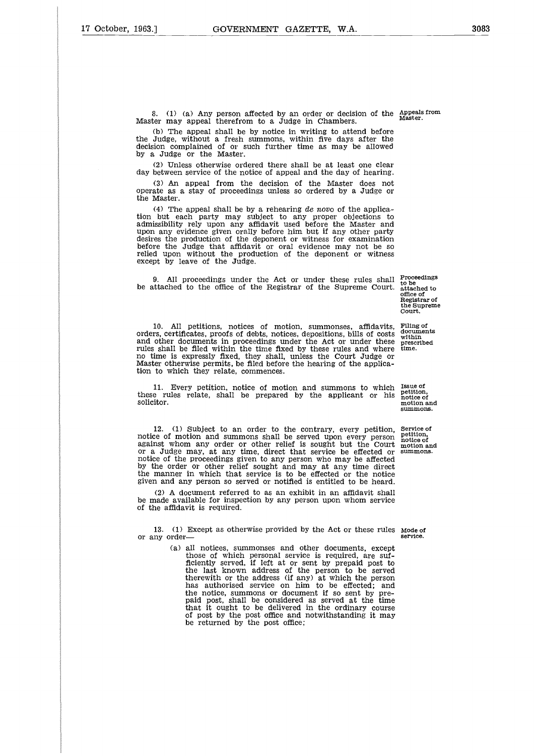**Appeals from Master.**

8. (1) (a) Any person affected by an order or decision of the Master may appeal therefrom to a Judge in Chambers.

(b) The appeal shall be by notice in writing to attend before the Judge, without a fresh summons, within five days after the decision complained of or such further time as may be allowed by a Judge or the Master.

(2) Unless otherwise ordered there shall be at least one clear day between service of the notice of appeal and the day of hearing.

(3) An appeal from the decision of the Master does not operate as a stay of proceedings unless so ordered by a Judge or the Master.

(4) The appeal shall be by a rehearing *de novo* of the application but each party may subject to any proper objections to admissibility rely upon any affidavit used before the Master and upon any evidence given orally before him but if any other party desires the production of the deponent or witness for examination before the Judge that affidavit or oral evidence may not be so relied upon without the production of the deponent or witness except by leave of the Judge.

**Proceedings to be attached to office of Registrar of the Supreme Court.**

9. All proceedings under the Act or under these rules shall be attached to the office of the Registrar of the Supreme Court.

**Filing of documents within prescribed time.**

10. All petitions, notices of motion, summonses, affidavits, orders, certificates, proofs of debts, notices, depositions, bills of costs and other documents in proceedings under the Act or under these rules shall be filed within the time fixed by these rules and where no time is expressly fixed, they shall, unless the Court Judge or Master otherwise permits, be filed before the hearing of the application to which they relate, commences.

**Issue of petition, notice of motion and summons.**

11. Every petition, notice of motion and summons to which these rules relate, shall be prepared by the applicant or his solicitor.

**Service of petition, notice of motion and summons.**

12. (1) Subject to an order to the contrary, every petition, notice of motion and summons shall be served upon every person against whom any order or other relief is sought but the Court or a Judge may, at any time, direct that service be effected or notice of the proceedings given to any person who may be affected by the order or other relief sought and may at any time direct the manner in which that service is to be effected or the notice given and any person so served or notified is entitled to be heard.

(2) A document referred to as an exhibit in an affidavit shall be made available for inspection by any person upon whom service of the affidavit is required.

**Mode of service.**

13. (1) Except as otherwise provided by the Act or these rules or any order—

(a) all notices, summonses and other documents, except those of which personal service is required, are sufficiently served, if left at or sent by prepaid post to the last known address of the person to be served therewith or the address (if any) at which the person has authorised service on him to be effected; and the notice, summons or document if so sent by prepaid post, shall be considered as served at the time that it ought to be delivered in the ordinary course of post by the post office and notwithstanding it may be returned by the post office;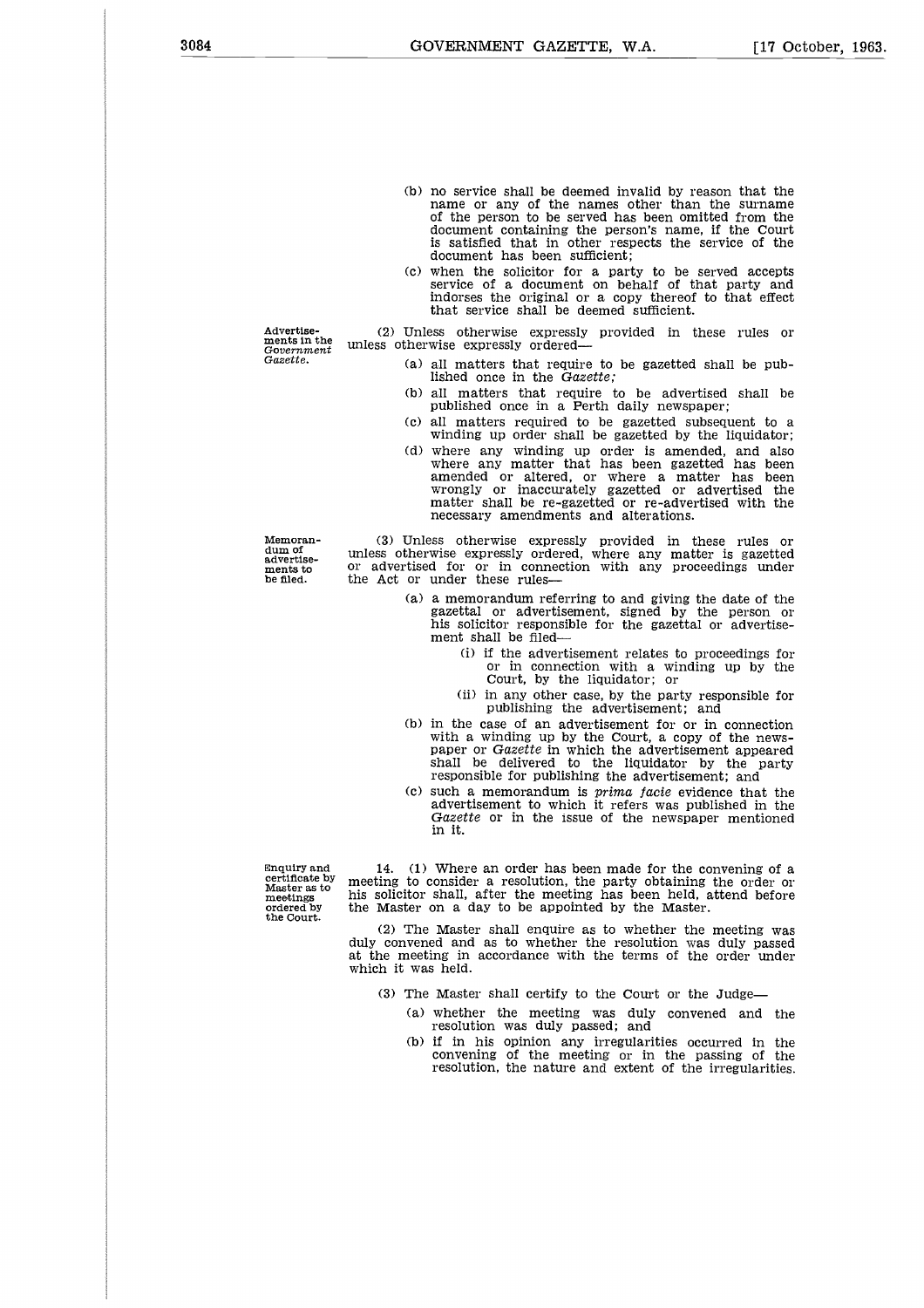(b) no service shall be deemed invalid by reason that the name or any of the names other than the surname of the person to be served has been omitted from the document containing the person's name, if the Court is satisfied that in other respects the service of the document has been sufficient;

(c) when the solicitor for a party to be served accepts service of a document on behalf of that party and indorses the original or a copy thereof to that effect that service shall be deemed sufficient.

Advertisements in the *Government Gazette*.

(2) Unless otherwise expressly provided in these rules or unless otherwise expressly ordered—

(a) all matters that require to be gazetted shall be published once in the *Gazette;*

(b) all matters that require to be advertised shall be published once in a Perth daily newspaper;

(c) all matters required to be gazetted subsequent to a winding up order shall be gazetted by the liquidator;

(d) where any winding up order is amended, and also where any matter that has been gazetted has been amended or altered, or where a matter has been wrongly or inaccurately gazetted or advertised the matter shall be re-gazetted or re-advertised with the necessary amendments and alterations.

Memorandum of advertisements to be filed.

(3) Unless otherwise expressly provided in these rules or unless otherwise expressly ordered, where any matter is gazetted or advertised for or in connection with any proceedings under the Act or under these rules—

(a) a memorandum referring to and giving the date of the gazettal or advertisement, signed by the person or his solicitor responsible for the gazettal or advertisement shall be filed—

(i) if the advertisement relates to proceedings for or in connection with a winding up by the Court, by the liquidator; or

(ii) in any other case, by the party responsible for publishing the advertisement; and

(b) in the case of an advertisement for or in connection with a winding up by the Court, a copy of the newspaper or *Gazette* in which the advertisement appeared shall be delivered to the liquidator by the party responsible for publishing the advertisement; and

(c) such a memorandum is *prima facie* evidence that the advertisement to which it refers was published in the *Gazette* or in the issue of the newspaper mentioned in it.

Enquiry and certificate by Master as to meetings ordered by the Court.

14. (1) Where an order has been made for the convening of a meeting to consider a resolution, the party obtaining the order or his solicitor shall, after the meeting has been held, attend before the Master on a day to be appointed by the Master.

(2) The Master shall enquire as to whether the meeting was duly convened and as to whether the resolution was duly passed at the meeting in accordance with the terms of the order under which it was held.

(3) The Master shall certify to the Court or the Judge—

(a) whether the meeting was duly convened and the resolution was duly passed; and

(b) if in his opinion any irregularities occurred in the convening of the meeting or in the passing of the resolution, the nature and extent of the irregularities.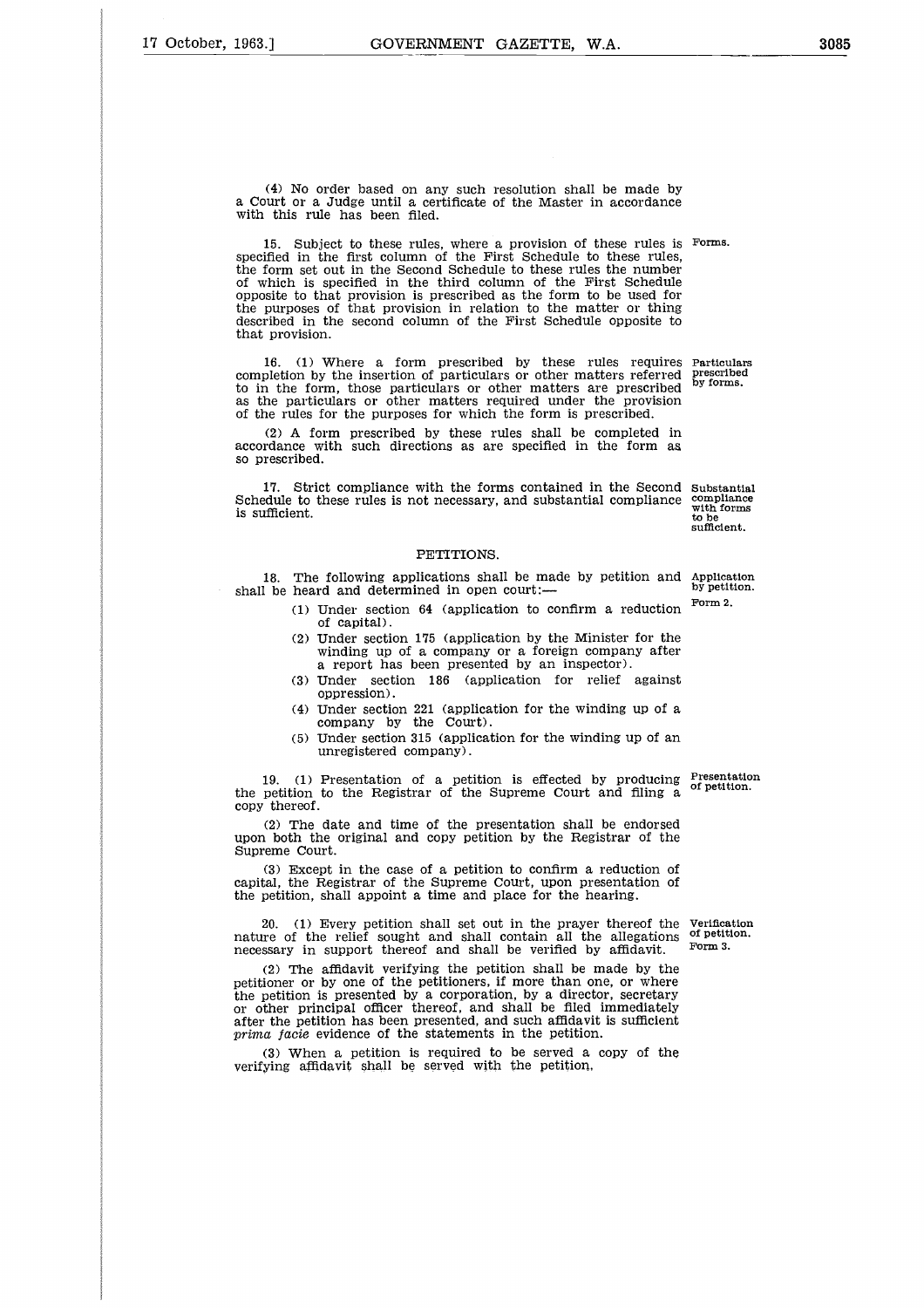(4) No order based on any such resolution shall be made by a Court or a Judge until a certificate of the Master in accordance with this rule has been filed.

15. Subject to these rules, where a provision of these rules is specified in the first column of the First Schedule to these rules, the form set out in the Second Schedule to these rules the number of which is specified in the third column of the First Schedule opposite to that provision is prescribed as the form to be used for the purposes of that provision in relation to the matter or thing described in the second column of the First Schedule opposite to that provision.

*Forms.*

16. (1) Where a form prescribed by these rules requires completion by the insertion of particulars or other matters referred to in the form, those particulars or other matters are prescribed as the particulars or other matters required under the provision of the rules for the purposes for which the form is prescribed.

*Particulars prescribed by forms.*

(2) A form prescribed by these rules shall be completed in accordance with such directions as are specified in the form as so prescribed.

17. Strict compliance with the forms contained in the Second Schedule to these rules is not necessary, and substantial compliance is sufficient.

*Substantial compliance with forms to be sufficient.*

## PETITIONS.

18. The following applications shall be made by petition and shall be heard and determined in open court:—

*Application by petition. Form 2.*

(1) Under section 64 (application to confirm a reduction of capital).

(2) Under section 175 (application by the Minister for the winding up of a company or a foreign company after a report has been presented by an inspector).

(3) Under section 186 (application for relief against oppression).

(4) Under section 221 (application for the winding up of a company by the Court).

(5) Under section 315 (application for the winding up of an unregistered company).

19. (1) Presentation of a petition is effected by producing the petition to the Registrar of the Supreme Court and filing a copy thereof.

*Presentation of petition.*

(2) The date and time of the presentation shall be endorsed upon both the original and copy petition by the Registrar of the Supreme Court.

(3) Except in the case of a petition to confirm a reduction of capital, the Registrar of the Supreme Court, upon presentation of the petition, shall appoint a time and place for the hearing.

20. (1) Every petition shall set out in the prayer thereof the nature of the relief sought and shall contain all the allegations necessary in support thereof and shall be verified by affidavit.

*Verification of petition. Form 3.*

(2) The affidavit verifying the petition shall be made by the petitioner or by one of the petitioners, if more than one, or where the petition is presented by a corporation, by a director, secretary or other principal officer thereof, and shall be filed immediately after the petition has been presented, and such affidavit is sufficient *prima facie* evidence of the statements in the petition.

(3) When a petition is required to be served a copy of the verifying affidavit shall be served with the petition.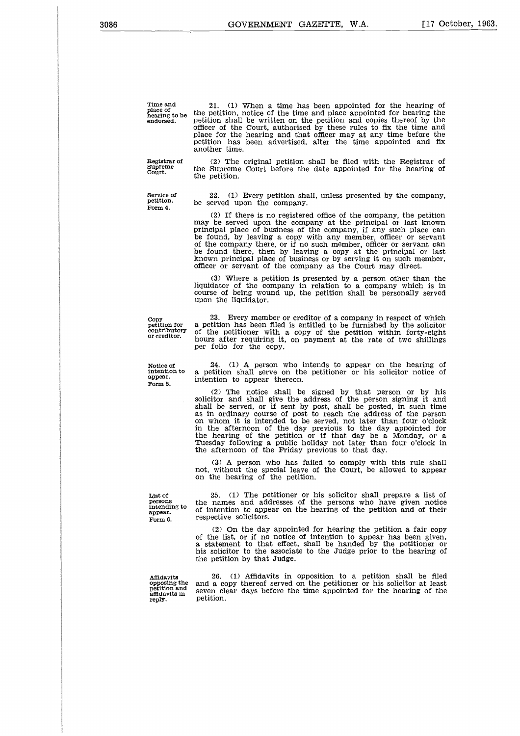**Time and place of hearing to be endorsed.**

21. (1) When a time has been appointed for the hearing of the petition, notice of the time and place appointed for hearing the petition shall be written on the petition and copies thereof by the officer of the Court, authorised by these rules to fix the time and place for the hearing and that officer may at any time before the petition has been advertised, alter the time appointed and fix another time.

**Registrar of Supreme Court.**

(2) The original petition shall be filed with the Registrar of the Supreme Court before the date appointed for the hearing of the petition.

**Service of petition. Form 4.**

22. (1) Every petition shall, unless presented by the company, be served upon the company.

(2) If there is no registered office of the company, the petition may be served upon the company at the principal or last known principal place of business of the company, if any such place can be found, by leaving a copy with any member, officer or servant of the company there, or if no such member, officer or servant can be found there, then by leaving a copy at the principal or last known principal place of business or by serving it on such member, officer or servant of the company as the Court may direct.

(3) Where a petition is presented by a person other than the liquidator of the company in relation to a company which is in course of being wound up, the petition shall be personally served upon the liquidator.

**Copy petition for contributory or creditor.**

23. Every member or creditor of a company in respect of which a petition has been filed is entitled to be furnished by the solicitor of the petitioner with a copy of the petition within forty-eight hours after requiring it, on payment at the rate of two shillings per folio for the copy.

**Notice of intention to appear. Form 5.**

24. (1) A person who intends to appear on the hearing of a petition shall serve on the petitioner or his solicitor notice of intention to appear thereon.

(2) The notice shall be signed by that person or by his solicitor and shall give the address of the person signing it and shall be served, or if sent by post, shall be posted, in such time as in ordinary course of post to reach the address of the person on whom it is intended to be served, not later than four o'clock in the afternoon of the day previous to the day appointed for the hearing of the petition or if that day be a Monday, or a Tuesday following a public holiday not later than four o'clock in the afternoon of the Friday previous to that day.

(3) A person who has failed to comply with this rule shall not, without the special leave of the Court, be allowed to appear on the hearing of the petition.

**List of persons intending to appear. Form 6.**

25. (1) The petitioner or his solicitor shall prepare a list of the names and addresses of the persons who have given notice of intention to appear on the hearing of the petition and of their respective solicitors.

(2) On the day appointed for hearing the petition a fair copy of the list, or if no notice of intention to appear has been given, a statement to that effect, shall be handed by the petitioner or his solicitor to the associate to the Judge prior to the hearing of the petition by that Judge.

**Affidavits opposing the petition and affidavits in reply.**

26. (1) Affidavits in opposition to a petition shall be filed and a copy thereof served on the petitioner or his solicitor at least seven clear days before the time appointed for the hearing of the petition.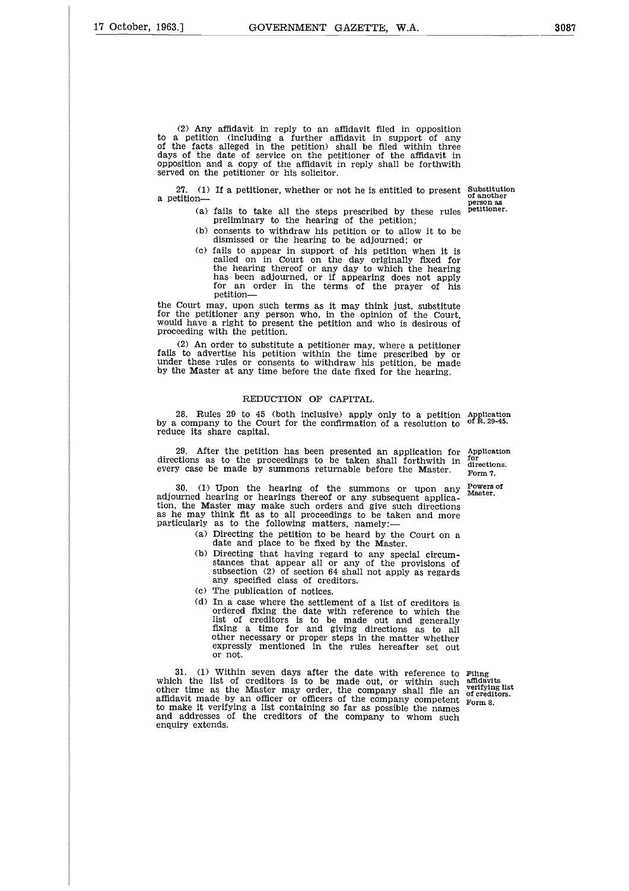(2) Any affidavit in reply to an affidavit filed in opposition to a petition (including a further affidavit in support of any of the facts alleged in the petition) shall be filed within three days of the date of service on the petitioner of the affidavit in opposition and a copy of the affidavit in reply shall be forthwith served on the petitioner or his solicitor.

27. (1) If a petitioner, whether or not he is entitled to present a petition— *Substitution of another person as petitioner.*

(a) fails to take all the steps prescribed by these rules preliminary to the hearing of the petition;

(b) consents to withdraw his petition or to allow it to be dismissed or the hearing to be adjourned; or

(c) fails to appear in support of his petition when it is called on in Court on the day originally fixed for the hearing thereof or any day to which the hearing has been adjourned, or if appearing does not apply for an order in the terms of the prayer of his petition—

the Court may, upon such terms as it may think just, substitute for the petitioner any person who, in the opinion of the Court, would have a right to present the petition and who is desirous of proceeding with the petition.

(2) An order to substitute a petitioner may, where a petitioner fails to advertise his petition within the time prescribed by or under these rules or consents to withdraw his petition, be made by the Master at any time before the date fixed for the hearing.

## REDUCTION OF CAPITAL.

28. Rules 29 to 45 (both inclusive) apply only to a petition by a company to the Court for the confirmation of a resolution to reduce its share capital. *Application of R. 29-45.*

29. After the petition has been presented an application for directions as to the proceedings to be taken shall forthwith in every case be made by summons returnable before the Master. *Application for directions. Form 7.*

30. (1) Upon the hearing of the summons or upon any adjourned hearing or hearings thereof or any subsequent application, the Master may make such orders and give such directions as he may think fit as to all proceedings to be taken and more particularly as to the following matters, namely:— *Powers of Master.*

(a) Directing the petition to be heard by the Court on a date and place to be fixed by the Master.

(b) Directing that having regard to any special circumstances that appear all or any of the provisions of subsection (2) of section 64 shall not apply as regards any specified class of creditors.

(c) The publication of notices.

(d) In a case where the settlement of a list of creditors is ordered fixing the date with reference to which the list of creditors is to be made out and generally fixing a time for and giving directions as to all other necessary or proper steps in the matter whether expressly mentioned in the rules hereafter set out or not.

31. (1) Within seven days after the date with reference to which the list of creditors is to be made out, or within such other time as the Master may order, the company shall file an affidavit made by an officer or officers of the company competent to make it verifying a list containing so far as possible the names and addresses of the creditors of the company to whom such enquiry extends. *Filing affidavits verifying list of creditors. Form 8.*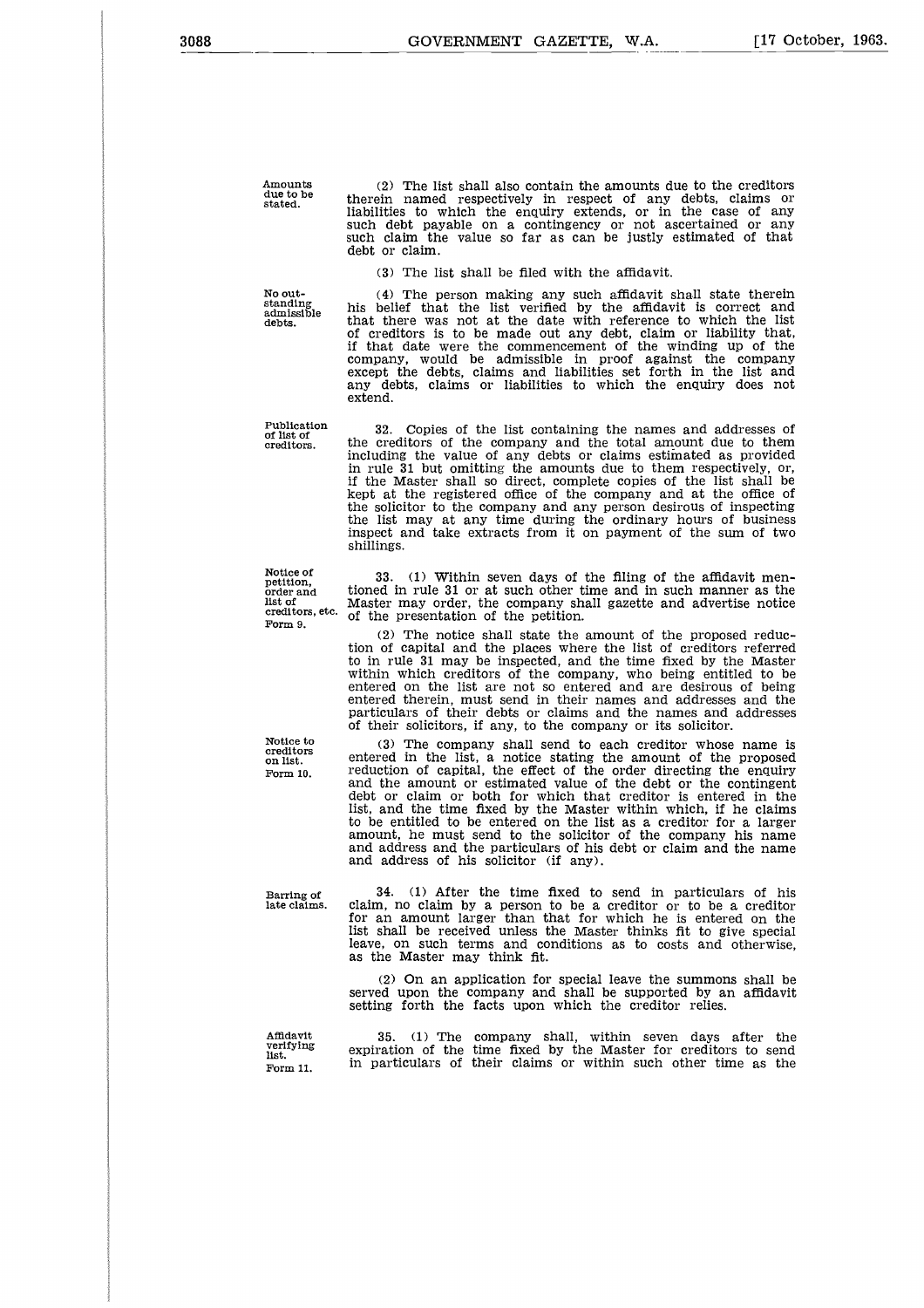*Amounts due to be stated.*

(2) The list shall also contain the amounts due to the creditors therein named respectively in respect of any debts, claims or liabilities to which the enquiry extends, or in the case of any such debt payable on a contingency or not ascertained or any such claim the value so far as can be justly estimated of that debt or claim.

(3) The list shall be filed with the affidavit.

*No outstanding admissible debts.*

(4) The person making any such affidavit shall state therein his belief that the list verified by the affidavit is correct and that there was not at the date with reference to which the list of creditors is to be made out any debt, claim or liability that, if that date were the commencement of the winding up of the company, would be admissible in proof against the company except the debts, claims and liabilities set forth in the list and any debts, claims or liabilities to which the enquiry does not extend.

*Publication of list of creditors.*

32. Copies of the list containing the names and addresses of the creditors of the company and the total amount due to them including the value of any debts or claims estimated as provided in rule 31 but omitting the amounts due to them respectively, or, if the Master shall so direct, complete copies of the list shall be kept at the registered office of the company and at the office of the solicitor to the company and any person desirous of inspecting the list may at any time during the ordinary hours of business inspect and take extracts from it on payment of the sum of two shillings.

*Notice of petition, order and list of creditors, etc. Form 9.*

33. (1) Within seven days of the filing of the affidavit mentioned in rule 31 or at such other time and in such manner as the Master may order, the company shall gazette and advertise notice of the presentation of the petition.

(2) The notice shall state the amount of the proposed reduction of capital and the places where the list of creditors referred to in rule 31 may be inspected, and the time fixed by the Master within which creditors of the company, who being entitled to be entered on the list are not so entered and are desirous of being entered therein, must send in their names and addresses and the particulars of their debts or claims and the names and addresses of their solicitors, if any, to the company or its solicitor.

*Notice to creditors on list. Form 10.*

(3) The company shall send to each creditor whose name is entered in the list, a notice stating the amount of the proposed reduction of capital, the effect of the order directing the enquiry and the amount or estimated value of the debt or the contingent debt or claim or both for which that creditor is entered in the list, and the time fixed by the Master within which, if he claims to be entitled to be entered on the list as a creditor for a larger amount, he must send to the solicitor of the company his name and address and the particulars of his debt or claim and the name and address of his solicitor (if any).

*Barring of late claims.*

34. (1) After the time fixed to send in particulars of his claim, no claim by a person to be a creditor or to be a creditor for an amount larger than that for which he is entered on the list shall be received unless the Master thinks fit to give special leave, on such terms and conditions as to costs and otherwise, as the Master may think fit.

(2) On an application for special leave the summons shall be served upon the company and shall be supported by an affidavit setting forth the facts upon which the creditor relies.

*Affidavit verifying list. Form 11.*

35. (1) The company shall, within seven days after the expiration of the time fixed by the Master for creditors to send in particulars of their claims or within such other time as the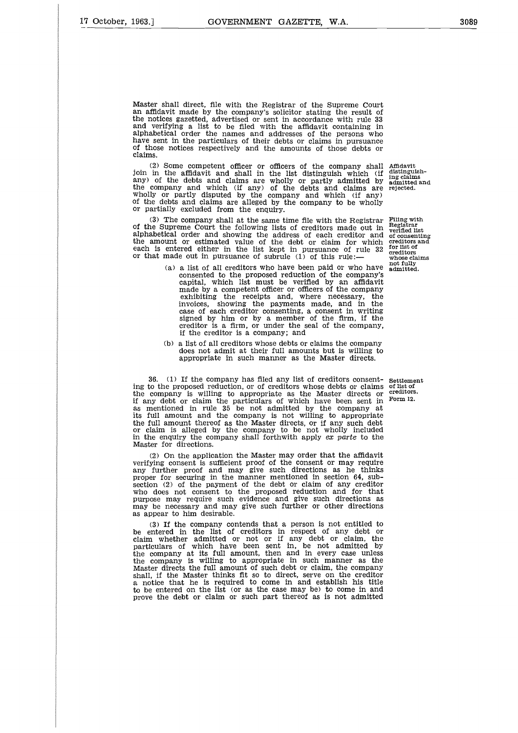Master shall direct, file with the Registrar of the Supreme Court an affidavit made by the company's solicitor stating the result of the notices gazetted, advertised or sent in accordance with rule 33 and verifying a list to be filed with the affidavit containing in alphabetical order the names and addresses of the persons who have sent in the particulars of their debts or claims in pursuance of those notices respectively and the amounts of those debts or claims.

*Affidavit distinguishing claims admitted and rejected.*

(2) Some competent officer or officers of the company shall join in the affidavit and shall in the list distinguish which (if any) of the debts and claims are wholly or partly admitted by the company and which (if any) of the debts and claims are wholly or partly disputed by the company and which (if any) of the debts and claims are alleged by the company to be wholly or partially excluded from the enquiry.

*Filing with Registrar verified list of consenting creditors and for list of creditors whose claims not fully admitted.*

(3) The company shall at the same time file with the Registrar of the Supreme Court the following lists of creditors made out in alphabetical order and showing the address of each creditor and the amount or estimated value of the debt or claim for which each is entered either in the list kept in pursuance of rule 32 or that made out in pursuance of subrule (1) of this rule:—

(a) a list of all creditors who have been paid or who have consented to the proposed reduction of the company's capital, which list must be verified by an affidavit made by a competent officer or officers of the company exhibiting the receipts and, where necessary, the invoices, showing the payments made, and in the case of each creditor consenting, a consent in writing signed by him or by a member of the firm, if the creditor is a firm, or under the seal of the company, if the creditor is a company; and

(b) a list of all creditors whose debts or claims the company does not admit at their full amounts but is willing to appropriate in such manner as the Master directs.

*Settlement of list of creditors. Form 12.*

36. (1) If the company has filed any list of creditors consenting to the proposed reduction, or of creditors whose debts or claims the company is willing to appropriate as the Master directs or if any debt or claim the particulars of which have been sent in as mentioned in rule 35 be not admitted by the company at its full amount and the company is not willing to appropriate the full amount thereof as the Master directs, or if any such debt or claim is alleged by the company to be not wholly included in the enquiry the company shall forthwith apply *ex parte* to the Master for directions.

(2) On the application the Master may order that the affidavit verifying consent is sufficient proof of the consent or may require any further proof and may give such directions as he thinks proper for securing in the manner mentioned in section 64, subsection (2) of the payment of the debt or claim of any creditor who does not consent to the proposed reduction and for that purpose may require such evidence and give such directions as may be necessary and may give such further or other directions as appear to him desirable.

(3) If the company contends that a person is not entitled to be entered in the list of creditors in respect of any debt or claim whether admitted or not or if any debt or claim, the particulars of which have been sent in, be not admitted by the company at its full amount, then and in every case unless the company is willing to appropriate in such manner as the Master directs the full amount of such debt or claim, the company shall, if the Master thinks fit so to direct, serve on the creditor a notice that he is required to come in and establish his title to be entered on the list (or as the case may be) to come in and prove the debt or claim or such part thereof as is not admitted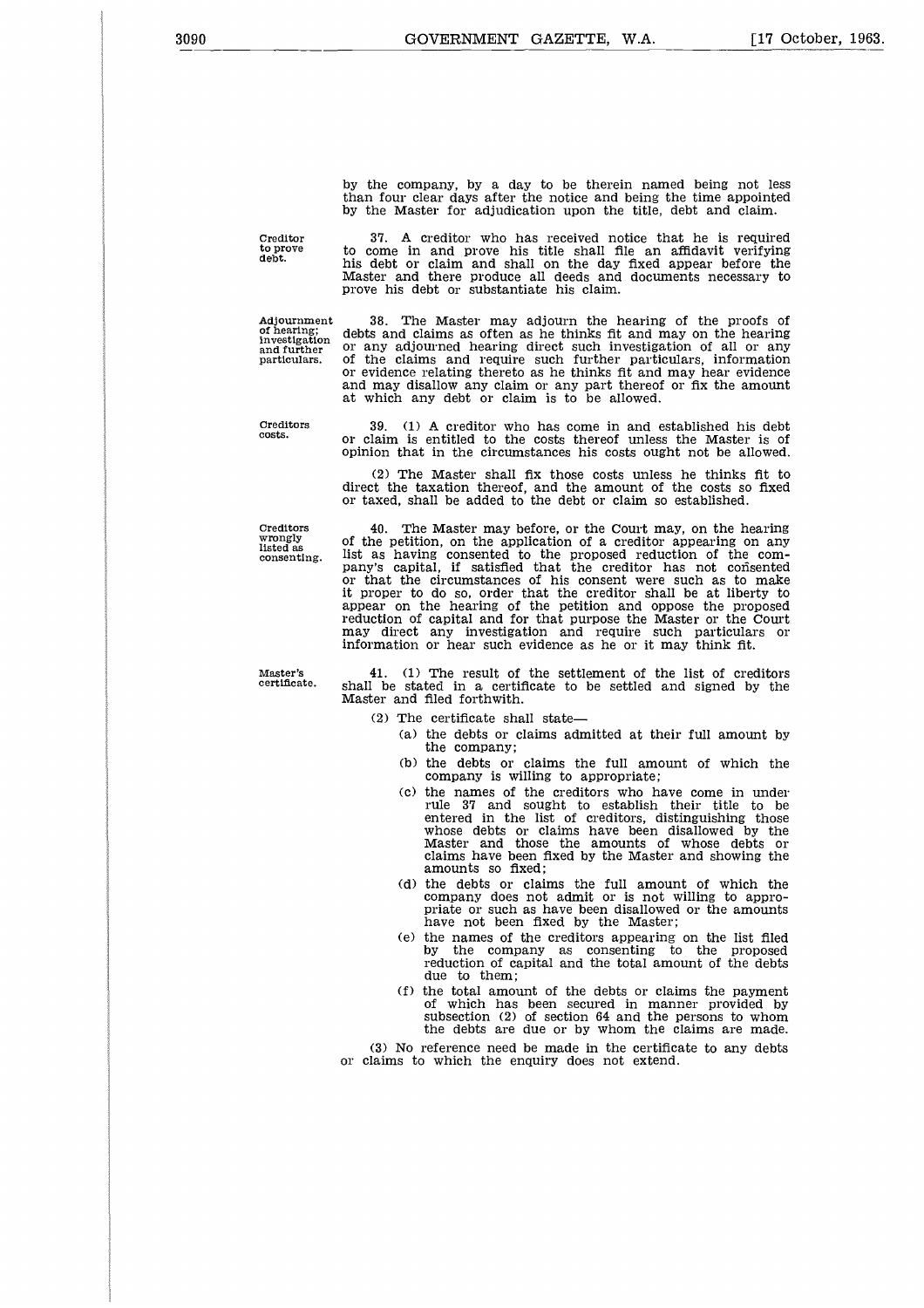by the company, by a day to be therein named being not less than four clear days after the notice and being the time appointed by the Master for adjudication upon the title, debt and claim.

**Creditor to prove debt.**

37. A creditor who has received notice that he is required to come in and prove his title shall file an affidavit verifying his debt or claim and shall on the day fixed appear before the Master and there produce all deeds and documents necessary to prove his debt or substantiate his claim.

**Adjournment of hearing; investigation and further particulars.**

38. The Master may adjourn the hearing of the proofs of debts and claims as often as he thinks fit and may on the hearing or any adjourned hearing direct such investigation of all or any of the claims and require such further particulars, information or evidence relating thereto as he thinks fit and may hear evidence and may disallow any claim or any part thereof or fix the amount at which any debt or claim is to be allowed.

**Creditors costs.**

39. (1) A creditor who has come in and established his debt or claim is entitled to the costs thereof unless the Master is of opinion that in the circumstances his costs ought not be allowed.

(2) The Master shall fix those costs unless he thinks fit to direct the taxation thereof, and the amount of the costs so fixed or taxed, shall be added to the debt or claim so established.

**Creditors wrongly listed as consenting.**

40. The Master may before, or the Court may, on the hearing of the petition, on the application of a creditor appearing on any list as having consented to the proposed reduction of the company's capital, if satisfied that the creditor has not consented or that the circumstances of his consent were such as to make it proper to do so, order that the creditor shall be at liberty to appear on the hearing of the petition and oppose the proposed reduction of capital and for that purpose the Master or the Court may direct any investigation and require such particulars or information or hear such evidence as he or it may think fit.

**Master's certificate.**

41. (1) The result of the settlement of the list of creditors shall be stated in a certificate to be settled and signed by the Master and filed forthwith.

(2) The certificate shall state—

(a) the debts or claims admitted at their full amount by the company;

(b) the debts or claims the full amount of which the company is willing to appropriate;

(c) the names of the creditors who have come in under rule 37 and sought to establish their title to be entered in the list of creditors, distinguishing those whose debts or claims have been disallowed by the Master and those the amounts of whose debts or claims have been fixed by the Master and showing the amounts so fixed;

(d) the debts or claims the full amount of which the company does not admit or is not willing to appropriate or such as have been disallowed or the amounts have not been fixed by the Master;

(e) the names of the creditors appearing on the list filed by the company as consenting to the proposed reduction of capital and the total amount of the debts due to them;

(f) the total amount of the debts or claims the payment of which has been secured in manner provided by subsection (2) of section 64 and the persons to whom the debts are due or by whom the claims are made.

(3) No reference need be made in the certificate to any debts or claims to which the enquiry does not extend.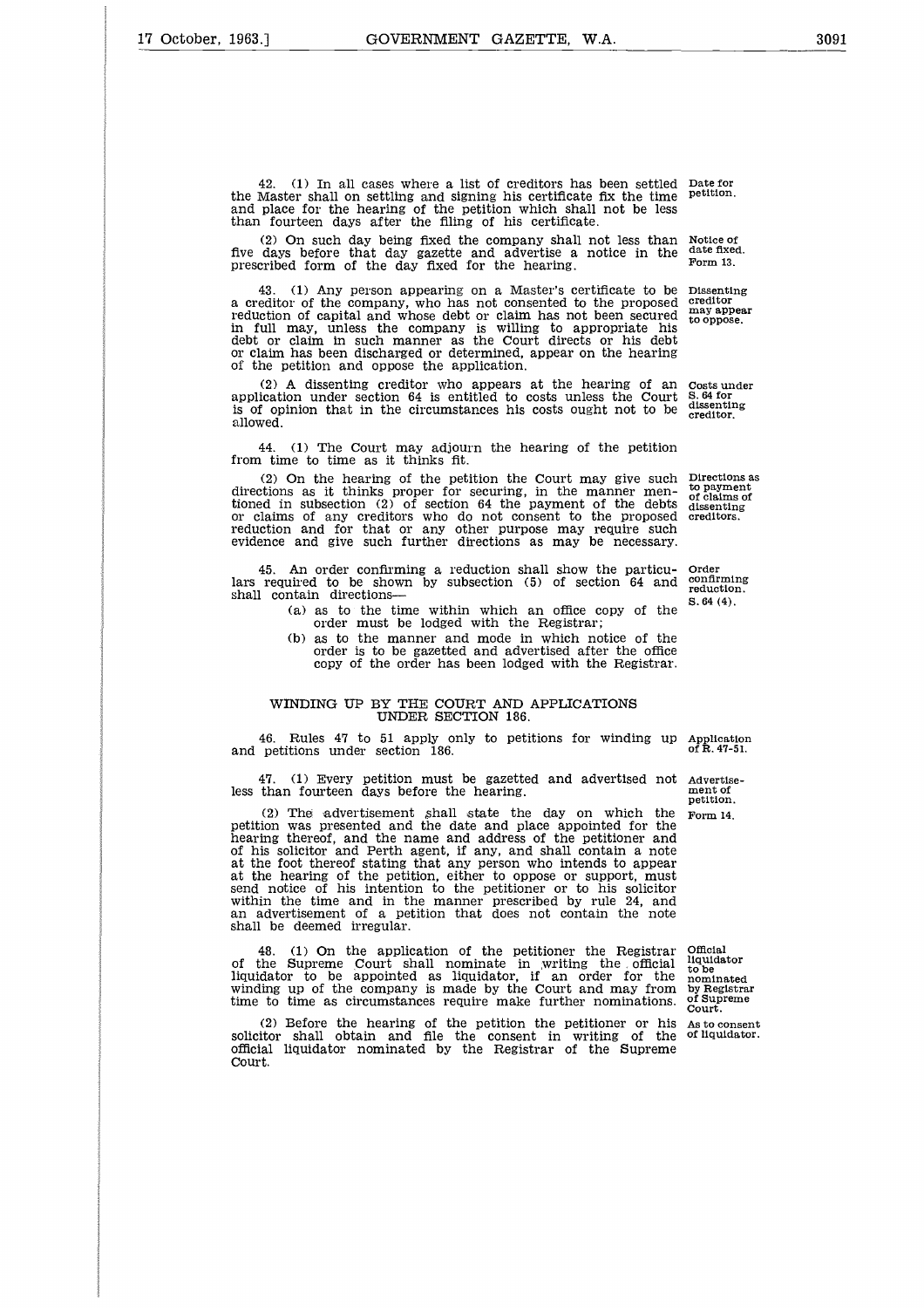42. (1) In all cases where a list of creditors has been settled the Master shall on settling and signing his certificate fix the time and place for the hearing of the petition which shall not be less than fourteen days after the filing of his certificate. *Date for petition.*

(2) On such day being fixed the company shall not less than five days before that day gazette and advertise a notice in the prescribed form of the day fixed for the hearing. *Notice of date fixed. Form 13.*

43. (1) Any person appearing on a Master's certificate to be a creditor of the company, who has not consented to the proposed reduction of capital and whose debt or claim has not been secured in full may, unless the company is willing to appropriate his debt or claim in such manner as the Court directs or his debt or claim has been discharged or determined, appear on the hearing of the petition and oppose the application. *Dissenting creditor may appear to oppose.*

(2) A dissenting creditor who appears at the hearing of an application under section 64 is entitled to costs unless the Court is of opinion that in the circumstances his costs ought not to be allowed. *Costs under S. 64 for dissenting creditor.*

44. (1) The Court may adjourn the hearing of the petition from time to time as it thinks fit.

(2) On the hearing of the petition the Court may give such directions as it thinks proper for securing, in the manner mentioned in subsection (2) of section 64 the payment of the debts or claims of any creditors who do not consent to the proposed reduction and for that or any other purpose may require such evidence and give such further directions as may be necessary. *Directions as to payment of claims of dissenting creditors.*

45. An order confirming a reduction shall show the particulars required to be shown by subsection (5) of section 64 and shall contain directions— *Order confirming reduction. S. 64 (4).*

- (a) as to the time within which an office copy of the order must be lodged with the Registrar;
- (b) as to the manner and mode in which notice of the order is to be gazetted and advertised after the office copy of the order has been lodged with the Registrar.

## WINDING UP BY THE COURT AND APPLICATIONS UNDER SECTION 186.

46. Rules 47 to 51 apply only to petitions for winding up and petitions under section 186. *Application of R. 47-51.*

47. (1) Every petition must be gazetted and advertised not less than fourteen days before the hearing. *Advertisement of petition.*

(2) The advertisement shall state the day on which the petition was presented and the date and place appointed for the hearing thereof, and the name and address of the petitioner and of his solicitor and Perth agent, if any, and shall contain a note at the foot thereof stating that any person who intends to appear at the hearing of the petition, either to oppose or support, must send notice of his intention to the petitioner or to his solicitor within the time and in the manner prescribed by rule 24, and an advertisement of a petition that does not contain the note shall be deemed irregular. *Form 14.*

48. (1) On the application of the petitioner the Registrar of the Supreme Court shall nominate in writing the official liquidator to be appointed as liquidator, if an order for the winding up of the company is made by the Court and may from time to time as circumstances require make further nominations. *Official liquidator to be nominated by Registrar of Supreme Court.*

(2) Before the hearing of the petition the petitioner or his solicitor shall obtain and file the consent in writing of the official liquidator nominated by the Registrar of the Supreme Court. *As to consent of liquidator.*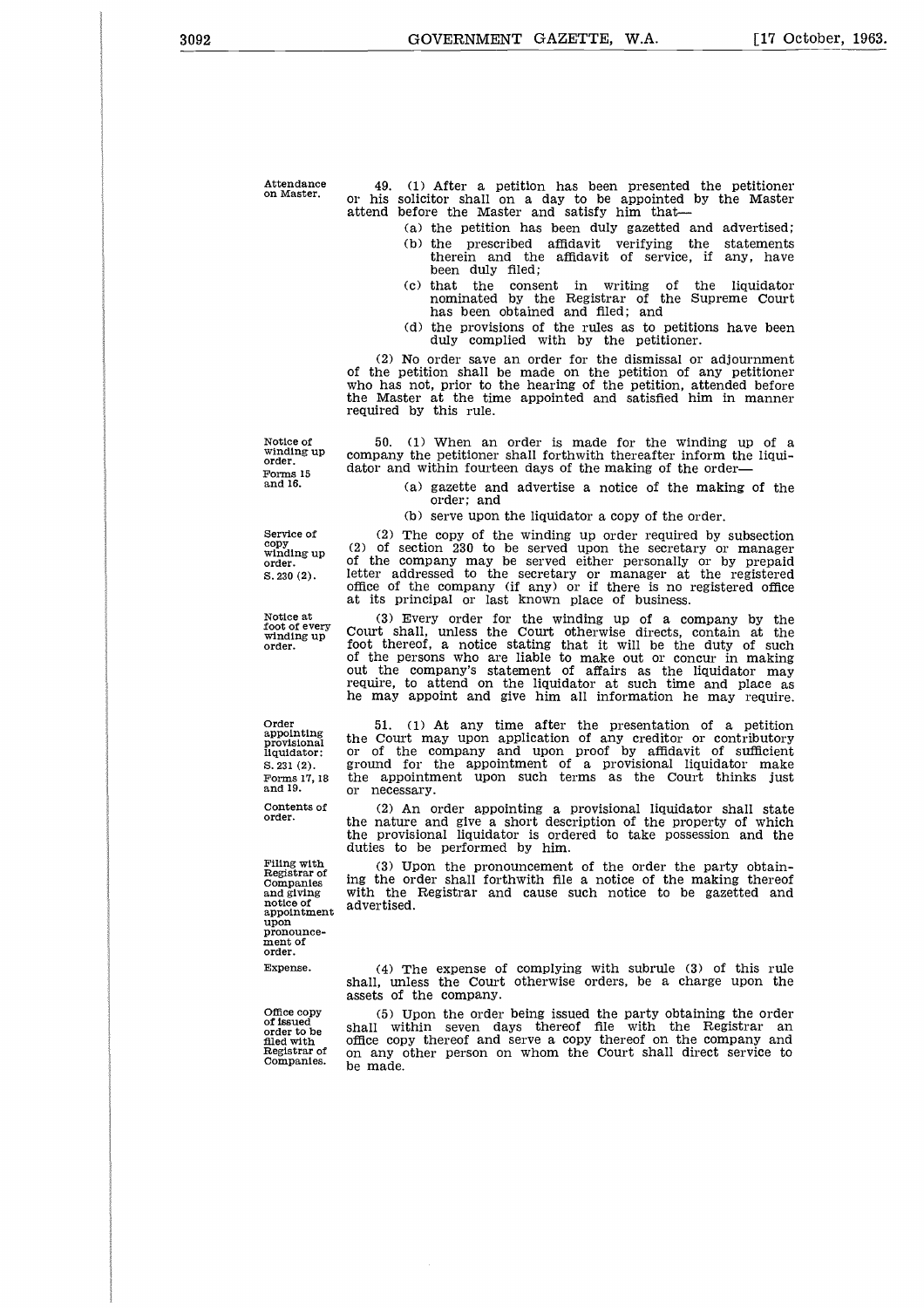*Attendance on Master.*

49. (1) After a petition has been presented the petitioner or his solicitor shall on a day to be appointed by the Master attend before the Master and satisfy him that—

(a) the petition has been duly gazetted and advertised;

(b) the prescribed affidavit verifying the statements therein and the affidavit of service, if any, have been duly filed;

(c) that the consent in writing of the liquidator nominated by the Registrar of the Supreme Court has been obtained and filed; and

(d) the provisions of the rules as to petitions have been duly complied with by the petitioner.

(2) No order save an order for the dismissal or adjournment of the petition shall be made on the petition of any petitioner who has not, prior to the hearing of the petition, attended before the Master at the time appointed and satisfied him in manner required by this rule.

*Notice of winding up order. Forms 15 and 16.*

50. (1) When an order is made for the winding up of a company the petitioner shall forthwith thereafter inform the liquidator and within fourteen days of the making of the order—

(a) gazette and advertise a notice of the making of the order; and

(b) serve upon the liquidator a copy of the order.

*Service of copy winding up order. S. 230 (2).*

(2) The copy of the winding up order required by subsection (2) of section 230 to be served upon the secretary or manager of the company may be served either personally or by prepaid letter addressed to the secretary or manager at the registered office of the company (if any) or if there is no registered office at its principal or last known place of business.

*Notice at foot of every winding up order.*

(3) Every order for the winding up of a company by the Court shall, unless the Court otherwise directs, contain at the foot thereof, a notice stating that it will be the duty of such of the persons who are liable to make out or concur in making out the company's statement of affairs as the liquidator may require, to attend on the liquidator at such time and place as he may appoint and give him all information he may require.

*Order appointing provisional liquidator: S. 231 (2). Forms 17, 18 and 19.*

51. (1) At any time after the presentation of a petition the Court may upon application of any creditor or contributory or of the company and upon proof by affidavit of sufficient ground for the appointment of a provisional liquidator make the appointment upon such terms as the Court thinks just or necessary.

*Contents of order.*

(2) An order appointing a provisional liquidator shall state the nature and give a short description of the property of which the provisional liquidator is ordered to take possession and the duties to be performed by him.

*Filing with Registrar of Companies and giving notice of appointment upon pronouncement of order.*

(3) Upon the pronouncement of the order the party obtaining the order shall forthwith file a notice of the making thereof with the Registrar and cause such notice to be gazetted and advertised.

*Expense.*

(4) The expense of complying with subrule (3) of this rule shall, unless the Court otherwise orders, be a charge upon the assets of the company.

*Office copy of issued order to be filed with Registrar of Companies.*

(5) Upon the order being issued the party obtaining the order shall within seven days thereof file with the Registrar an office copy thereof and serve a copy thereof on the company and on any other person on whom the Court shall direct service to be made.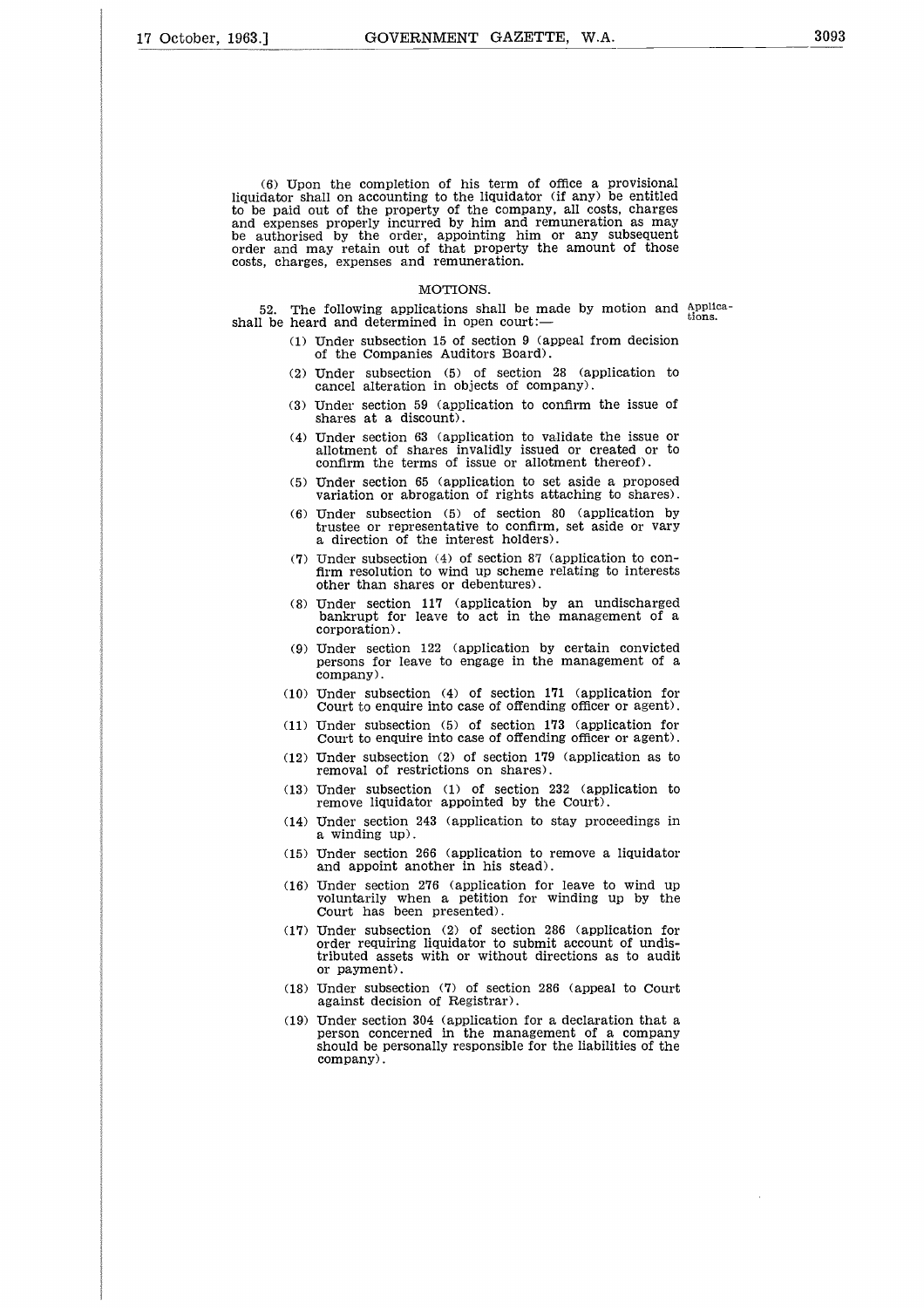(6) Upon the completion of his term of office a provisional liquidator shall on accounting to the liquidator (if any) be entitled to be paid out of the property of the company, all costs, charges and expenses properly incurred by him and remuneration as may be authorised by the order, appointing him or any subsequent order and may retain out of that property the amount of those costs, charges, expenses and remuneration.

## MOTIONS.

52. The following applications shall be made by motion and shall be heard and determined in open court:— Applications.

(1) Under subsection 15 of section 9 (appeal from decision of the Companies Auditors Board).

(2) Under subsection (5) of section 28 (application to cancel alteration in objects of company).

(3) Under section 59 (application to confirm the issue of shares at a discount).

(4) Under section 63 (application to validate the issue or allotment of shares invalidly issued or created or to confirm the terms of issue or allotment thereof).

(5) Under section 65 (application to set aside a proposed variation or abrogation of rights attaching to shares).

(6) Under subsection (5) of section 80 (application by trustee or representative to confirm, set aside or vary a direction of the interest holders).

(7) Under subsection (4) of section 87 (application to confirm resolution to wind up scheme relating to interests other than shares or debentures).

(8) Under section 117 (application by an undischarged bankrupt for leave to act in the management of a corporation).

(9) Under section 122 (application by certain convicted persons for leave to engage in the management of a company).

(10) Under subsection (4) of section 171 (application for Court to enquire into case of offending officer or agent).

(11) Under subsection (5) of section 173 (application for Court to enquire into case of offending officer or agent).

(12) Under subsection (2) of section 179 (application as to removal of restrictions on shares).

(13) Under subsection (1) of section 232 (application to remove liquidator appointed by the Court).

(14) Under section 243 (application to stay proceedings in a winding up).

(15) Under section 266 (application to remove a liquidator and appoint another in his stead).

(16) Under section 276 (application for leave to wind up voluntarily when a petition for winding up by the Court has been presented).

(17) Under subsection (2) of section 286 (application for order requiring liquidator to submit account of undistributed assets with or without directions as to audit or payment).

(18) Under subsection (7) of section 286 (appeal to Court against decision of Registrar).

(19) Under section 304 (application for a declaration that a person concerned in the management of a company should be personally responsible for the liabilities of the company).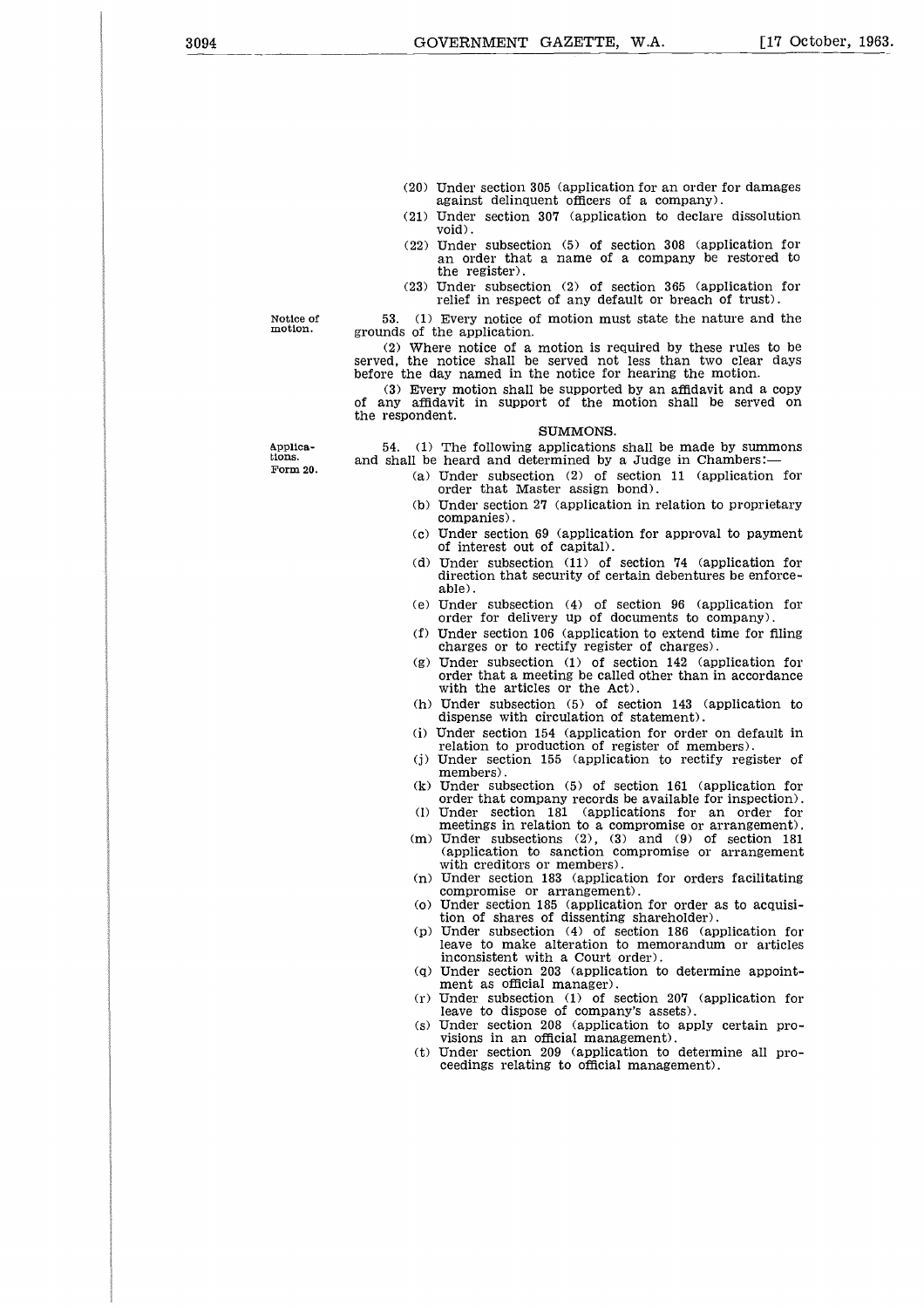(20) Under section 305 (application for an order for damages against delinquent officers of a company).

(21) Under section 307 (application to declare dissolution void).

(22) Under subsection (5) of section 308 (application for an order that a name of a company be restored to the register).

(23) Under subsection (2) of section 365 (application for relief in respect of any default or breach of trust).

Notice of motion.

53. (1) Every notice of motion must state the nature and the grounds of the application.

(2) Where notice of a motion is required by these rules to be served, the notice shall be served not less than two clear days before the day named in the notice for hearing the motion.

(3) Every motion shall be supported by an affidavit and a copy of any affidavit in support of the motion shall be served on the respondent.

## SUMMONS.

Applications. Form 20.

54. (1) The following applications shall be made by summons and shall be heard and determined by a Judge in Chambers:—

(a) Under subsection (2) of section 11 (application for order that Master assign bond).

(b) Under section 27 (application in relation to proprietary companies).

(c) Under section 69 (application for approval to payment of interest out of capital).

(d) Under subsection (11) of section 74 (application for direction that security of certain debentures be enforceable).

(e) Under subsection (4) of section 96 (application for order for delivery up of documents to company).

(f) Under section 106 (application to extend time for filing charges or to rectify register of charges).

(g) Under subsection (1) of section 142 (application for order that a meeting be called other than in accordance with the articles or the Act).

(h) Under subsection (5) of section 143 (application to dispense with circulation of statement).

(i) Under section 154 (application for order on default in relation to production of register of members).

(j) Under section 155 (application to rectify register of members).

(k) Under subsection (5) of section 161 (application for order that company records be available for inspection).

(l) Under section 181 (applications for an order for meetings in relation to a compromise or arrangement).

(m) Under subsections (2), (3) and (9) of section 181 (application to sanction compromise or arrangement with creditors or members).

(n) Under section 183 (application for orders facilitating compromise or arrangement).

(o) Under section 185 (application for order as to acquisition of shares of dissenting shareholder).

(p) Under subsection (4) of section 186 (application for leave to make alteration to memorandum or articles inconsistent with a Court order).

(q) Under section 203 (application to determine appointment as official manager).

(r) Under subsection (1) of section 207 (application for leave to dispose of company's assets).

(s) Under section 208 (application to apply certain provisions in an official management).

(t) Under section 209 (application to determine all proceedings relating to official management).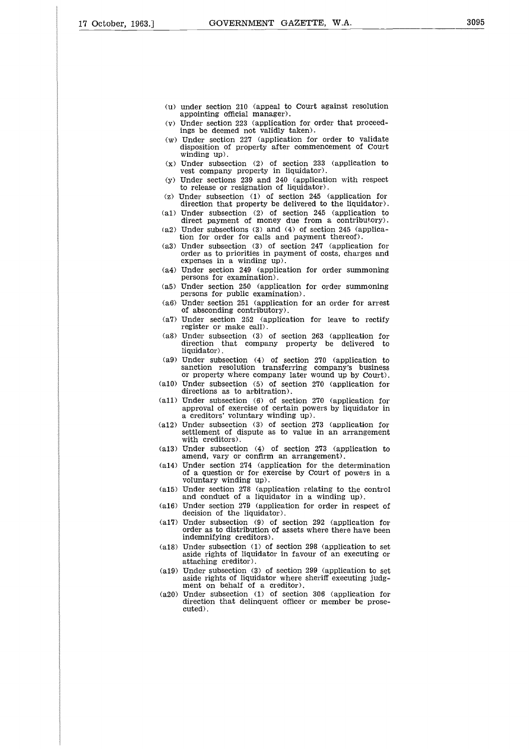(u) under section 210 (appeal to Court against resolution appointing official manager).

(v) Under section 223 (application for order that proceedings be deemed not validly taken).

(w) Under section 227 (application for order to validate disposition of property after commencement of Court winding up).

(x) Under subsection (2) of section 233 (application to vest company property in liquidator).

(y) Under sections 239 and 240 (application with respect to release or resignation of liquidator).

(z) Under subsection (1) of section 245 (application for direction that property be delivered to the liquidator).

(a1) Under subsection (2) of section 245 (application to direct payment of money due from a contributory).

(a2) Under subsections (3) and (4) of section 245 (application for order for calls and payment thereof).

(a3) Under subsection (3) of section 247 (application for order as to priorities in payment of costs, charges and expenses in a winding up).

(a4) Under section 249 (application for order summoning persons for examination).

(a5) Under section 250 (application for order summoning persons for public examination).

(a6) Under section 251 (application for an order for arrest of absconding contributory).

(a7) Under section 252 (application for leave to rectify register or make call).

(a8) Under subsection (3) of section 263 (application for direction that company property be delivered to liquidator).

(a9) Under subsection (4) of section 270 (application to sanction resolution transferring company's business or property where company later wound up by Court).

(a10) Under subsection (5) of section 270 (application for directions as to arbitration).

(a11) Under subsection (6) of section 270 (application for approval of exercise of certain powers by liquidator in a creditors' voluntary winding up).

(a12) Under subsection (3) of section 273 (application for settlement of dispute as to value in an arrangement with creditors).

(a13) Under subsection (4) of section 273 (application to amend, vary or confirm an arrangement).

(a14) Under section 274 (application for the determination of a question or for exercise by Court of powers in a voluntary winding up).

(a15) Under section 278 (application relating to the control and conduct of a liquidator in a winding up).

(a16) Under section 279 (application for order in respect of decision of the liquidator).

(a17) Under subsection (9) of section 292 (application for order as to distribution of assets where there have been indemnifying creditors).

(a18) Under subsection (1) of section 298 (application to set aside rights of liquidator in favour of an executing or attaching creditor).

(a19) Under subsection (3) of section 299 (application to set aside rights of liquidator where sheriff executing judgment on behalf of a creditor).

(a20) Under subsection (1) of section 306 (application for direction that delinquent officer or member be prosecuted).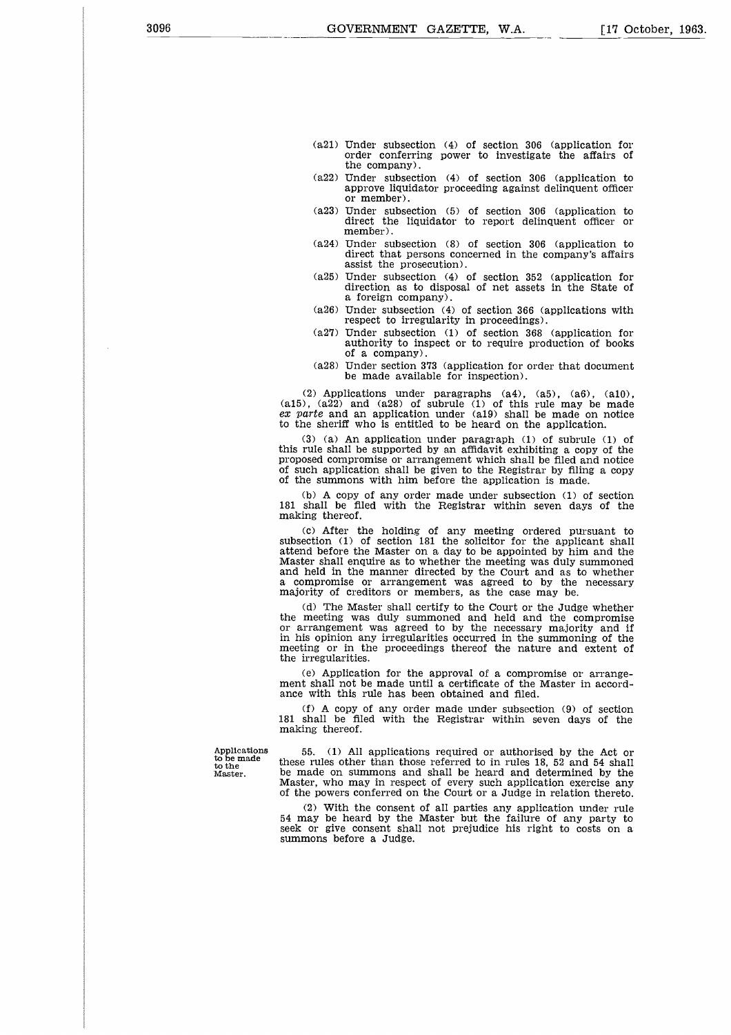(a21) Under subsection (4) of section 306 (application for order conferring power to investigate the affairs of the company).

(a22) Under subsection (4) of section 306 (application to approve liquidator proceeding against delinquent officer or member).

(a23) Under subsection (5) of section 306 (application to direct the liquidator to report delinquent officer or member).

(a24) Under subsection (8) of section 306 (application to direct that persons concerned in the company's affairs assist the prosecution).

(a25) Under subsection (4) of section 352 (application for direction as to disposal of net assets in the State of a foreign company).

(a26) Under subsection (4) of section 366 (applications with respect to irregularity in proceedings).

(a27) Under subsection (1) of section 368 (application for authority to inspect or to require production of books of a company).

(a28) Under section 373 (application for order that document be made available for inspection).

(2) Applications under paragraphs (a4), (a5), (a6), (a10), (a15), (a22) and (a28) of subrule (1) of this rule may be made *ex parte* and an application under (a19) shall be made on notice to the sheriff who is entitled to be heard on the application.

(3) (a) An application under paragraph (1) of subrule (1) of this rule shall be supported by an affidavit exhibiting a copy of the proposed compromise or arrangement which shall be filed and notice of such application shall be given to the Registrar by filing a copy of the summons with him before the application is made.

(b) A copy of any order made under subsection (1) of section 181 shall be filed with the Registrar within seven days of the making thereof.

(c) After the holding of any meeting ordered pursuant to subsection (1) of section 181 the solicitor for the applicant shall attend before the Master on a day to be appointed by him and the Master shall enquire as to whether the meeting was duly summoned and held in the manner directed by the Court and as to whether a compromise or arrangement was agreed to by the necessary majority of creditors or members, as the case may be.

(d) The Master shall certify to the Court or the Judge whether the meeting was duly summoned and held and the compromise or arrangement was agreed to by the necessary majority and if in his opinion any irregularities occurred in the summoning of the meeting or in the proceedings thereof the nature and extent of the irregularities.

(e) Application for the approval of a compromise or arrangement shall not be made until a certificate of the Master in accordance with this rule has been obtained and filed.

(f) A copy of any order made under subsection (9) of section 181 shall be filed with the Registrar within seven days of the making thereof.

**Applications to be made to the Master.**

55. (1) All applications required or authorised by the Act or these rules other than those referred to in rules 18, 52 and 54 shall be made on summons and shall be heard and determined by the Master, who may in respect of every such application exercise any of the powers conferred on the Court or a Judge in relation thereto.

(2) With the consent of all parties any application under rule 54 may be heard by the Master but the failure of any party to seek or give consent shall not prejudice his right to costs on a summons before a Judge.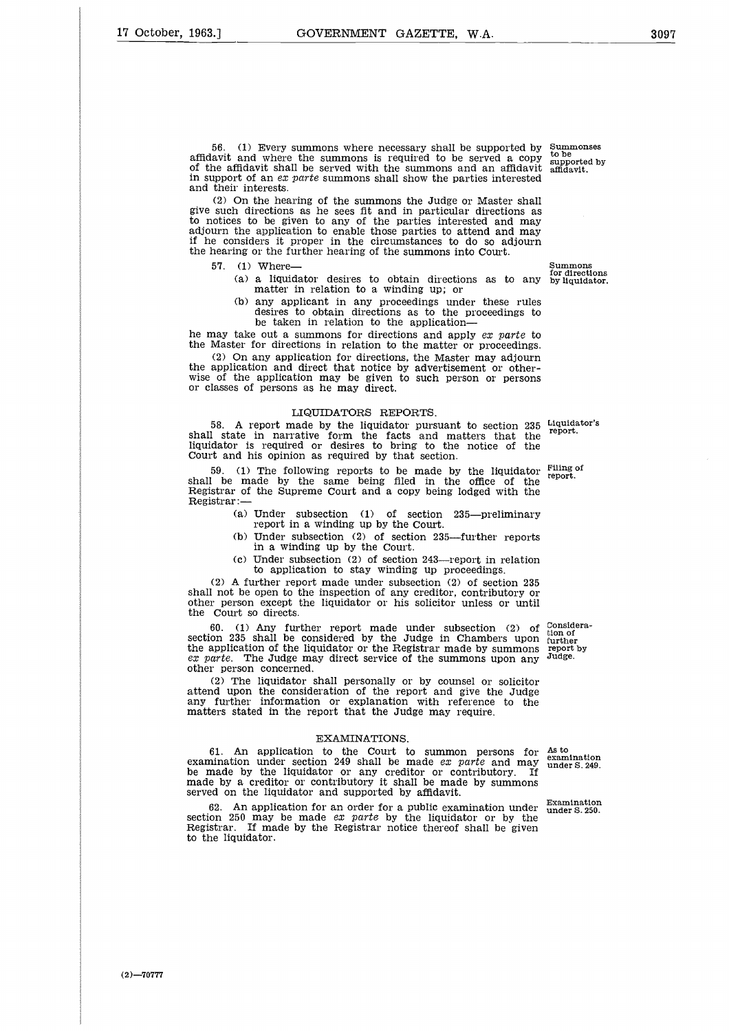56. (1) Every summons where necessary shall be supported by affidavit and where the summons is required to be served a copy of the affidavit shall be served with the summons and an affidavit in support of an *ex parte* summons shall show the parties interested and their interests.

Summonses to be supported by affidavit.

(2) On the hearing of the summons the Judge or Master shall give such directions as he sees fit and in particular directions as to notices to be given to any of the parties interested and may adjourn the application to enable those parties to attend and may if he considers it proper in the circumstances to do so adjourn the hearing or the further hearing of the summons into Court.

57. (1) Where—

Summons for directions by liquidator.

(a) a liquidator desires to obtain directions as to any matter in relation to a winding up; or

(b) any applicant in any proceedings under these rules desires to obtain directions as to the proceedings to be taken in relation to the application—

he may take out a summons for directions and apply *ex parte* to the Master for directions in relation to the matter or proceedings.

(2) On any application for directions, the Master may adjourn the application and direct that notice by advertisement or otherwise of the application may be given to such person or persons or classes of persons as he may direct.

## LIQUIDATORS REPORTS.

58. A report made by the liquidator pursuant to section 235 shall state in narrative form the facts and matters that the liquidator is required or desires to bring to the notice of the Court and his opinion as required by that section.

Liquidator's report.

59. (1) The following reports to be made by the liquidator shall be made by the same being filed in the office of the Registrar of the Supreme Court and a copy being lodged with the Registrar:—

Filing of report.

(a) Under subsection (1) of section 235—preliminary report in a winding up by the Court.

(b) Under subsection (2) of section 235—further reports in a winding up by the Court.

(c) Under subsection (2) of section 243—report in relation to application to stay winding up proceedings.

(2) A further report made under subsection (2) of section 235 shall not be open to the inspection of any creditor, contributory or other person except the liquidator or his solicitor unless or until the Court so directs.

60. (1) Any further report made under subsection (2) of section 235 shall be considered by the Judge in Chambers upon the application of the liquidator or the Registrar made by summons *ex parte*. The Judge may direct service of the summons upon any other person concerned.

Consideration of further report by Judge.

(2) The liquidator shall personally or by counsel or solicitor attend upon the consideration of the report and give the Judge any further information or explanation with reference to the matters stated in the report that the Judge may require.

## EXAMINATIONS.

61. An application to the Court to summon persons for examination under section 249 shall be made *ex parte* and may be made by the liquidator or any creditor or contributory. If made by a creditor or contributory it shall be made by summons served on the liquidator and supported by affidavit.

As to examination under S. 249.

62. An application for an order for a public examination under section 250 may be made *ex parte* by the liquidator or by the Registrar. If made by the Registrar notice thereof shall be given to the liquidator.

Examination under S. 250.

(2)—70777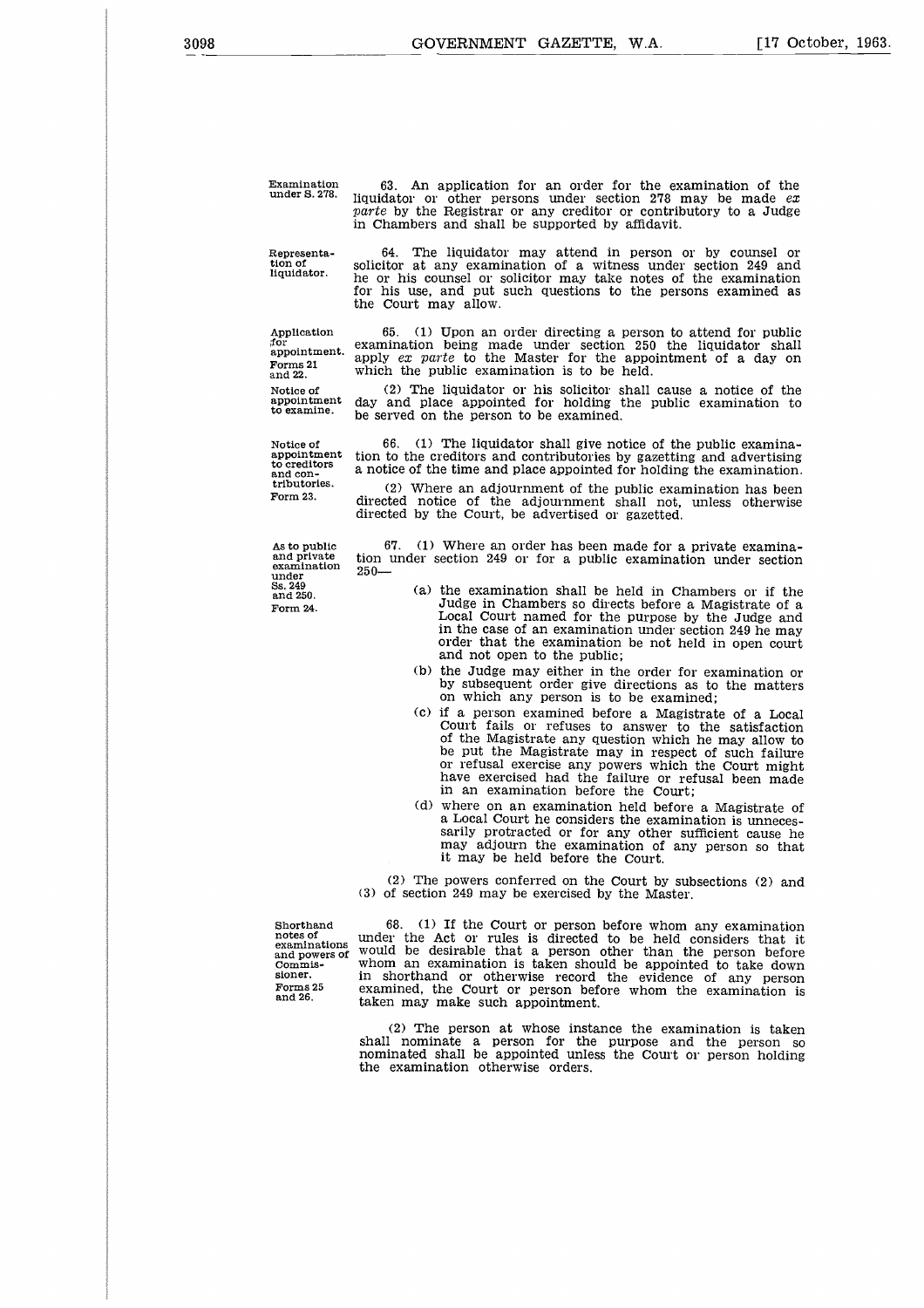**Examination under S. 278.**

63. An application for an order for the examination of the liquidator or other persons under section 278 may be made *ex parte* by the Registrar or any creditor or contributory to a Judge in Chambers and shall be supported by affidavit.

**Representation of liquidator.**

64. The liquidator may attend in person or by counsel or solicitor at any examination of a witness under section 249 and he or his counsel or solicitor may take notes of the examination for his use, and put such questions to the persons examined as the Court may allow.

**Application for appointment. Forms 21 and 22.**

65. (1) Upon an order directing a person to attend for public examination being made under section 250 the liquidator shall apply *ex parte* to the Master for the appointment of a day on which the public examination is to be held.

**Notice of appointment to examine.**

(2) The liquidator or his solicitor shall cause a notice of the day and place appointed for holding the public examination to be served on the person to be examined.

**Notice of appointment to creditors and contributories. Form 23.**

66. (1) The liquidator shall give notice of the public examination to the creditors and contributories by gazetting and advertising a notice of the time and place appointed for holding the examination.

(2) Where an adjournment of the public examination has been directed notice of the adjournment shall not, unless otherwise directed by the Court, be advertised or gazetted.

**As to public and private examination under Ss. 249 and 250. Form 24.**

67. (1) Where an order has been made for a private examination under section 249 or for a public examination under section 250—

(a) the examination shall be held in Chambers or if the Judge in Chambers so directs before a Magistrate of a Local Court named for the purpose by the Judge and in the case of an examination under section 249 he may order that the examination be not held in open court and not open to the public;

(b) the Judge may either in the order for examination or by subsequent order give directions as to the matters on which any person is to be examined;

(c) if a person examined before a Magistrate of a Local Court fails or refuses to answer to the satisfaction of the Magistrate any question which he may allow to be put the Magistrate may in respect of such failure or refusal exercise any powers which the Court might have exercised had the failure or refusal been made in an examination before the Court;

(d) where on an examination held before a Magistrate of a Local Court he considers the examination is unnecessarily protracted or for any other sufficient cause he may adjourn the examination of any person so that it may be held before the Court.

(2) The powers conferred on the Court by subsections (2) and (3) of section 249 may be exercised by the Master.

**Shorthand notes of examinations and powers of Commissioner. Forms 25 and 26.**

68. (1) If the Court or person before whom any examination under the Act or rules is directed to be held considers that it would be desirable that a person other than the person before whom an examination is taken should be appointed to take down in shorthand or otherwise record the evidence of any person examined, the Court or person before whom the examination is taken may make such appointment.

(2) The person at whose instance the examination is taken shall nominate a person for the purpose and the person so nominated shall be appointed unless the Court or person holding the examination otherwise orders.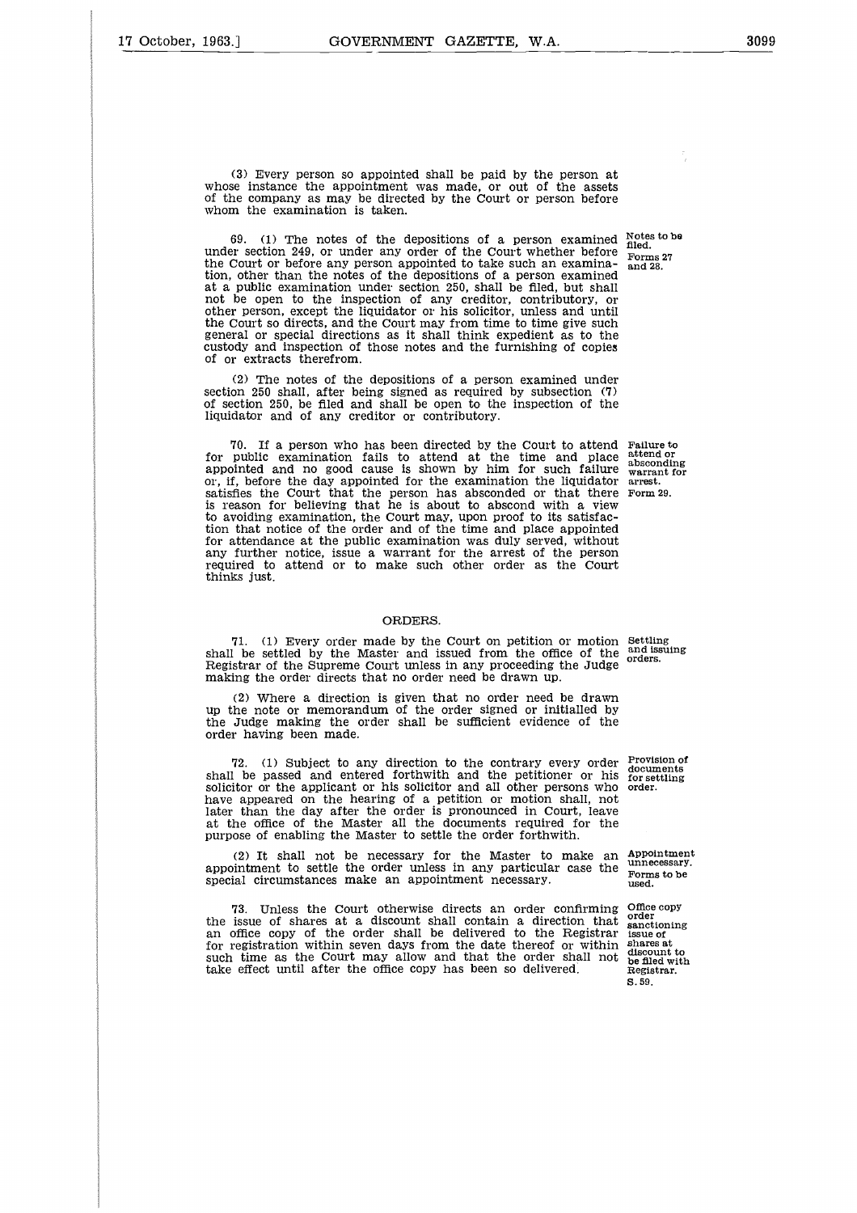(3) Every person so appointed shall be paid by the person at whose instance the appointment was made, or out of the assets of the company as may be directed by the Court or person before whom the examination is taken.

**Notes to be filed. Forms 27 and 28.**

69. (1) The notes of the depositions of a person examined under section 249, or under any order of the Court whether before the Court or before any person appointed to take such an examination, other than the notes of the depositions of a person examined at a public examination under section 250, shall be filed, but shall not be open to the inspection of any creditor, contributory, or other person, except the liquidator or his solicitor, unless and until the Court so directs, and the Court may from time to time give such general or special directions as it shall think expedient as to the custody and inspection of those notes and the furnishing of copies of or extracts therefrom.

(2) The notes of the depositions of a person examined under section 250 shall, after being signed as required by subsection (7) of section 250, be filed and shall be open to the inspection of the liquidator and of any creditor or contributory.

**Failure to attend or absconding warrant for arrest. Form 29.**

70. If a person who has been directed by the Court to attend for public examination fails to attend at the time and place appointed and no good cause is shown by him for such failure or, if, before the day appointed for the examination the liquidator satisfies the Court that the person has absconded or that there is reason for believing that he is about to abscond with a view to avoiding examination, the Court may, upon proof to its satisfaction that notice of the order and of the time and place appointed for attendance at the public examination was duly served, without any further notice, issue a warrant for the arrest of the person required to attend or to make such other order as the Court thinks just.

## ORDERS.

**Settling and issuing orders.**

71. (1) Every order made by the Court on petition or motion shall be settled by the Master and issued from the office of the Registrar of the Supreme Court unless in any proceeding the Judge making the order directs that no order need be drawn up.

(2) Where a direction is given that no order need be drawn up the note or memorandum of the order signed or initialled by the Judge making the order shall be sufficient evidence of the order having been made.

**Provision of documents for settling order.**

72. (1) Subject to any direction to the contrary every order shall be passed and entered forthwith and the petitioner or his solicitor or the applicant or his solicitor and all other persons who have appeared on the hearing of a petition or motion shall, not later than the day after the order is pronounced in Court, leave at the office of the Master all the documents required for the purpose of enabling the Master to settle the order forthwith.

**Appointment unnecessary. Forms to be used.**

(2) It shall not be necessary for the Master to make an appointment to settle the order unless in any particular case the special circumstances make an appointment necessary.

**Office copy order sanctioning issue of shares at discount to be filed with Registrar. S. 59.**

73. Unless the Court otherwise directs an order confirming the issue of shares at a discount shall contain a direction that an office copy of the order shall be delivered to the Registrar for registration within seven days from the date thereof or within such time as the Court may allow and that the order shall not take effect until after the office copy has been so delivered.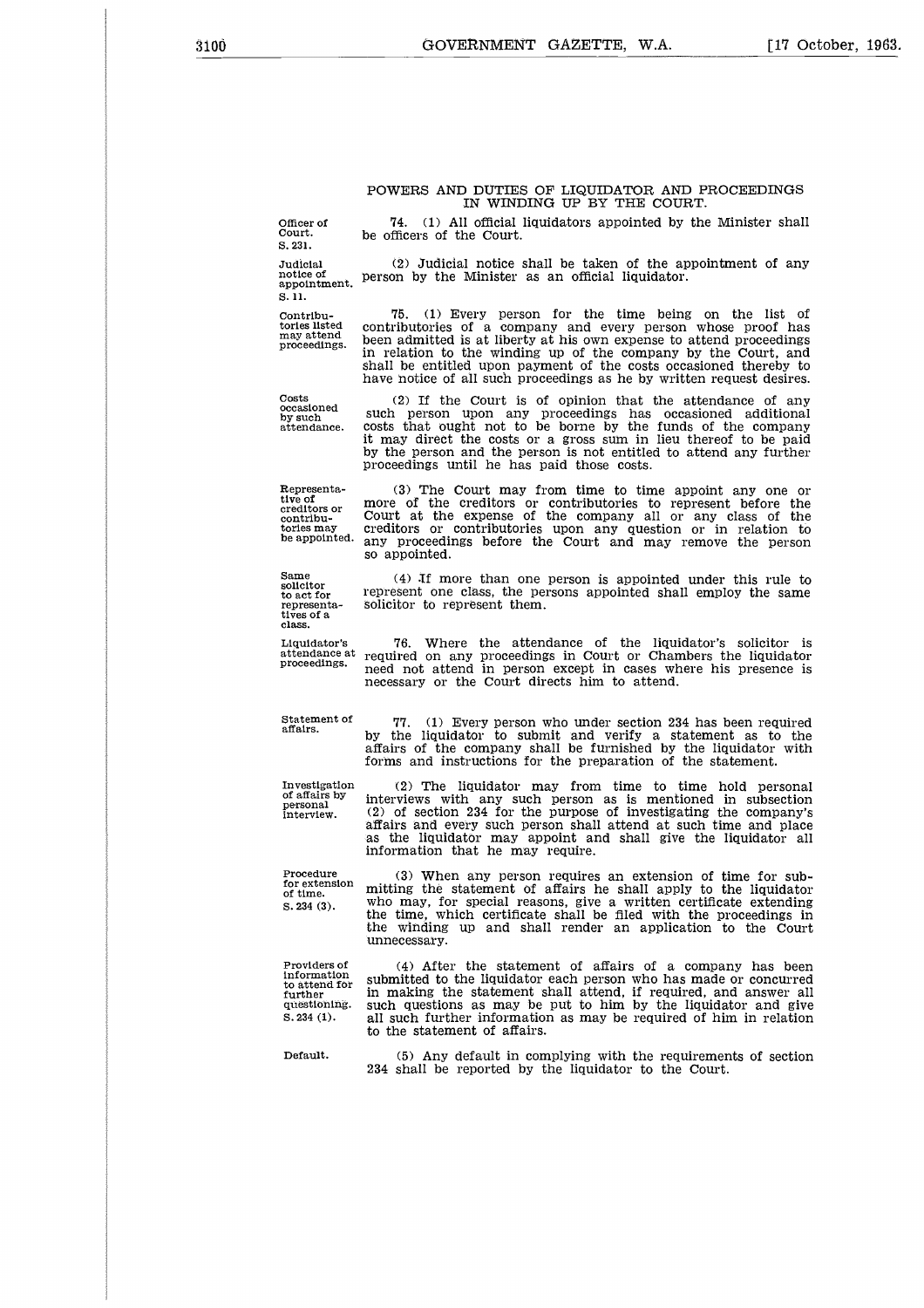## POWERS AND DUTIES OF LIQUIDATOR AND PROCEEDINGS IN WINDING UP BY THE COURT.

Officer of Court. S. 231.

74. (1) All official liquidators appointed by the Minister shall be officers of the Court.

Judicial notice of appointment. S. 11.

(2) Judicial notice shall be taken of the appointment of any person by the Minister as an official liquidator.

Contributories listed may attend proceedings.

75. (1) Every person for the time being on the list of contributories of a company and every person whose proof has been admitted is at liberty at his own expense to attend proceedings in relation to the winding up of the company by the Court, and shall be entitled upon payment of the costs occasioned thereby to have notice of all such proceedings as he by written request desires.

Costs occasioned by such attendance.

(2) If the Court is of opinion that the attendance of any such person upon any proceedings has occasioned additional costs that ought not to be borne by the funds of the company it may direct the costs or a gross sum in lieu thereof to be paid by the person and the person is not entitled to attend any further proceedings until he has paid those costs.

Representative of creditors or contributories may be appointed.

(3) The Court may from time to time appoint any one or more of the creditors or contributories to represent before the Court at the expense of the company all or any class of the creditors or contributories upon any question or in relation to any proceedings before the Court and may remove the person so appointed.

Same solicitor to act for representatives of a class.

(4) If more than one person is appointed under this rule to represent one class, the persons appointed shall employ the same solicitor to represent them.

Liquidator's attendance at proceedings.

76. Where the attendance of the liquidator's solicitor is required on any proceedings in Court or Chambers the liquidator need not attend in person except in cases where his presence is necessary or the Court directs him to attend.

Statement of affairs.

77. (1) Every person who under section 234 has been required by the liquidator to submit and verify a statement as to the affairs of the company shall be furnished by the liquidator with forms and instructions for the preparation of the statement.

Investigation of affairs by personal interview.

(2) The liquidator may from time to time hold personal interviews with any such person as is mentioned in subsection (2) of section 234 for the purpose of investigating the company's affairs and every such person shall attend at such time and place as the liquidator may appoint and shall give the liquidator all information that he may require.

Procedure for extension of time. S. 234 (3).

(3) When any person requires an extension of time for submitting the statement of affairs he shall apply to the liquidator who may, for special reasons, give a written certificate extending the time, which certificate shall be filed with the proceedings in the winding up and shall render an application to the Court unnecessary.

Providers of information to attend for further questioning. S. 234 (1).

(4) After the statement of affairs of a company has been submitted to the liquidator each person who has made or concurred in making the statement shall attend, if required, and answer all such questions as may be put to him by the liquidator and give all such further information as may be required of him in relation to the statement of affairs.

Default.

(5) Any default in complying with the requirements of section 234 shall be reported by the liquidator to the Court.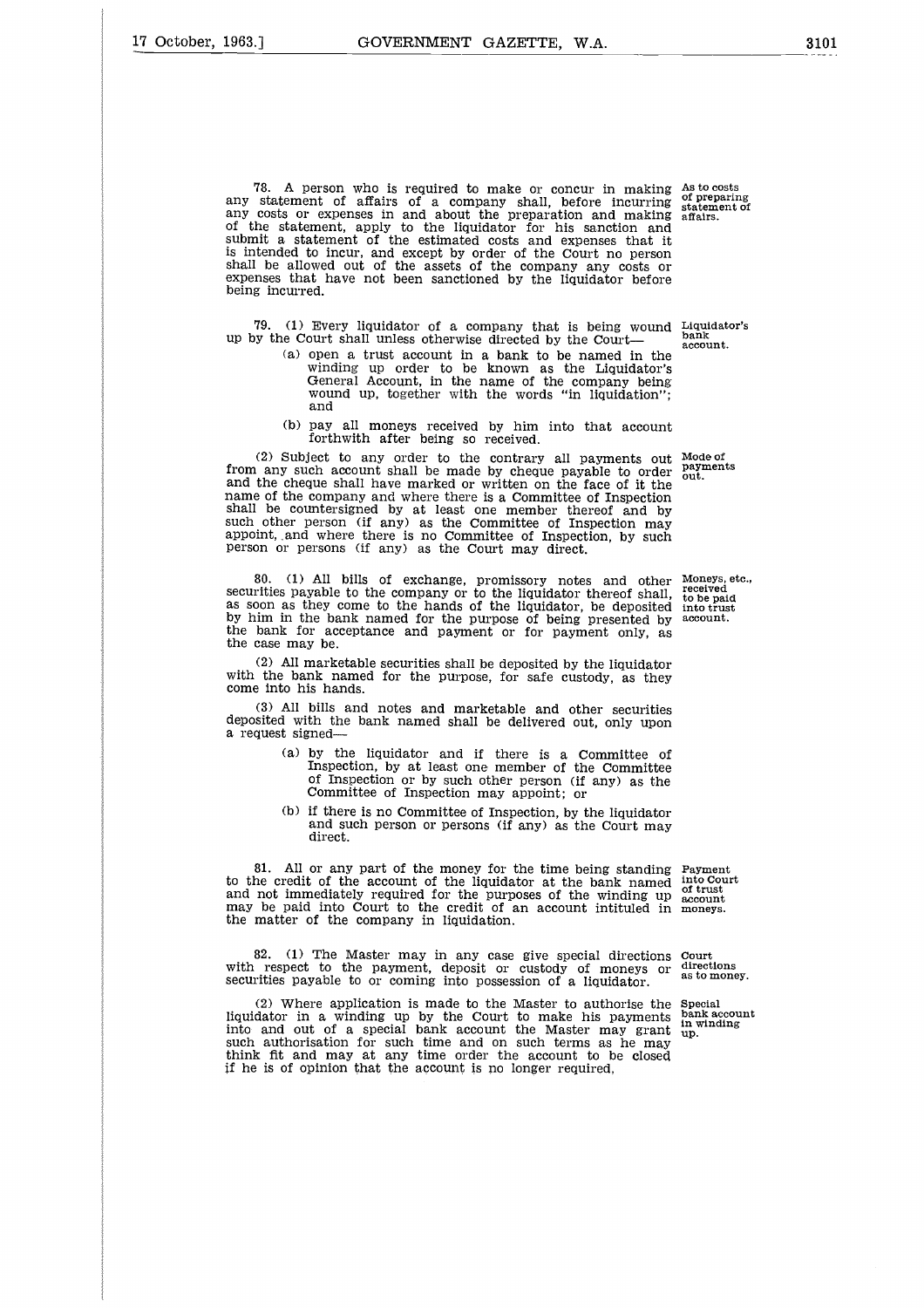78. A person who is required to make or concur in making any statement of affairs of a company shall, before incurring any costs or expenses in and about the preparation and making of the statement, apply to the liquidator for his sanction and submit a statement of the estimated costs and expenses that it is intended to incur, and except by order of the Court no person shall be allowed out of the assets of the company any costs or expenses that have not been sanctioned by the liquidator before being incurred.

*As to costs of preparing statement of affairs.*

79. (1) Every liquidator of a company that is being wound up by the Court shall unless otherwise directed by the Court—

*Liquidator's bank account.*

(a) open a trust account in a bank to be named in the winding up order to be known as the Liquidator's General Account, in the name of the company being wound up, together with the words "in liquidation"; and

(b) pay all moneys received by him into that account forthwith after being so received.

(2) Subject to any order to the contrary all payments out from any such account shall be made by cheque payable to order and the cheque shall have marked or written on the face of it the name of the company and where there is a Committee of Inspection shall be countersigned by at least one member thereof and by such other person (if any) as the Committee of Inspection may appoint, and where there is no Committee of Inspection, by such person or persons (if any) as the Court may direct.

*Mode of payments out.*

80. (1) All bills of exchange, promissory notes and other securities payable to the company or to the liquidator thereof shall, as soon as they come to the hands of the liquidator, be deposited by him in the bank named for the purpose of being presented by the bank for acceptance and payment or for payment only, as the case may be.

*Moneys, etc., received to be paid into trust account.*

(2) All marketable securities shall be deposited by the liquidator with the bank named for the purpose, for safe custody, as they come into his hands.

(3) All bills and notes and marketable and other securities deposited with the bank named shall be delivered out, only upon a request signed—

(a) by the liquidator and if there is a Committee of Inspection, by at least one member of the Committee of Inspection or by such other person (if any) as the Committee of Inspection may appoint; or

(b) if there is no Committee of Inspection, by the liquidator and such person or persons (if any) as the Court may direct.

81. All or any part of the money for the time being standing to the credit of the account of the liquidator at the bank named and not immediately required for the purposes of the winding up may be paid into Court to the credit of an account intituled in the matter of the company in liquidation.

*Payment into Court of trust account moneys.*

82. (1) The Master may in any case give special directions with respect to the payment, deposit or custody of moneys or securities payable to or coming into possession of a liquidator.

*Court directions as to money.*

(2) Where application is made to the Master to authorise the liquidator in a winding up by the Court to make his payments into and out of a special bank account the Master may grant such authorisation for such time and on such terms as he may think fit and may at any time order the account to be closed if he is of opinion that the account is no longer required,

*Special bank account in winding up.*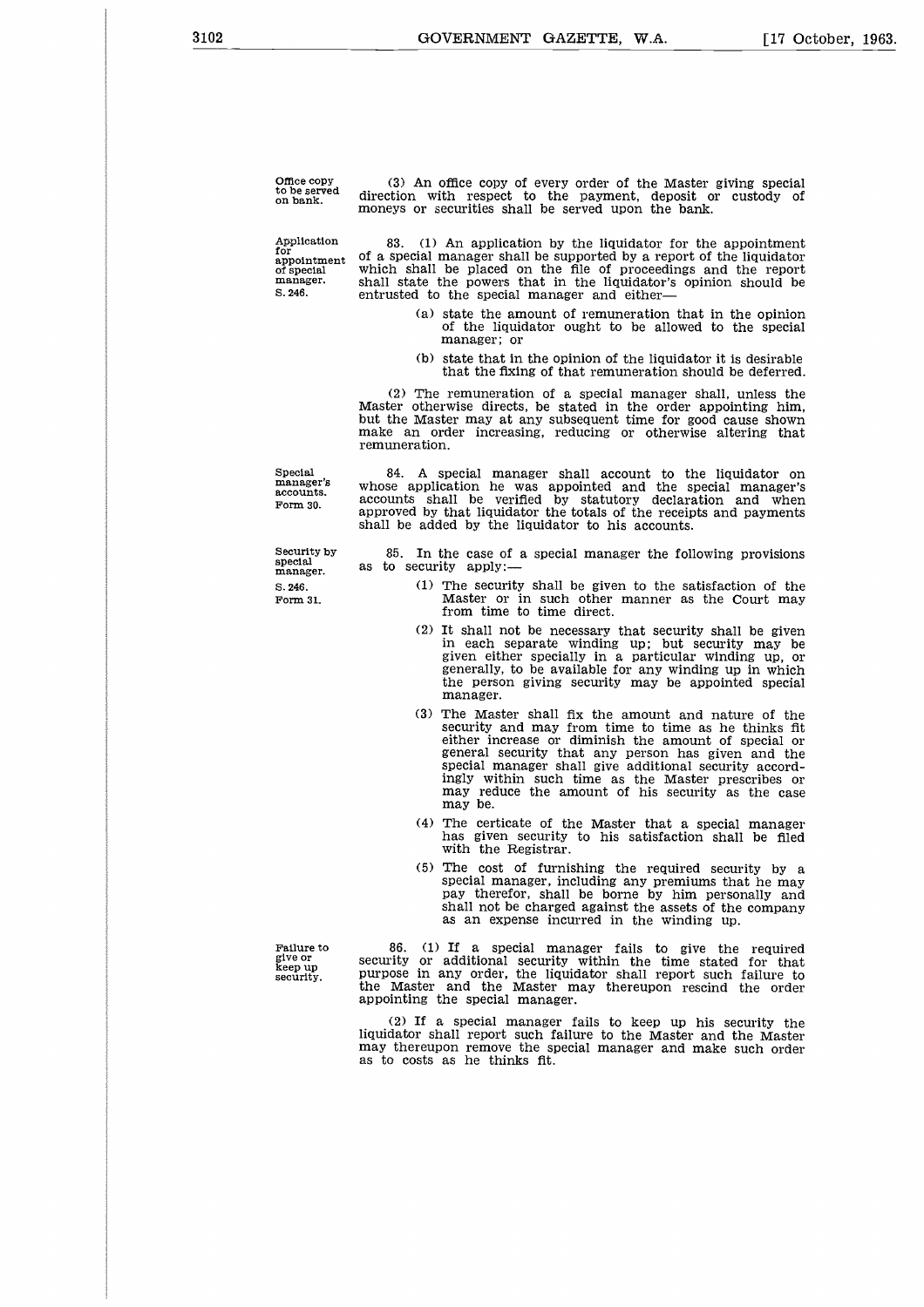**Office copy to be served on bank.**

(3) An office copy of every order of the Master giving special direction with respect to the payment, deposit or custody of moneys or securities shall be served upon the bank.

**Application for appointment of special manager.** S. 246.

83. (1) An application by the liquidator for the appointment of a special manager shall be supported by a report of the liquidator which shall be placed on the file of proceedings and the report shall state the powers that in the liquidator's opinion should be entrusted to the special manager and either—

(a) state the amount of remuneration that in the opinion of the liquidator ought to be allowed to the special manager; or

(b) state that in the opinion of the liquidator it is desirable that the fixing of that remuneration should be deferred.

(2) The remuneration of a special manager shall, unless the Master otherwise directs, be stated in the order appointing him, but the Master may at any subsequent time for good cause shown make an order increasing, reducing or otherwise altering that remuneration.

**Special manager's accounts.** Form 30.

84. A special manager shall account to the liquidator on whose application he was appointed and the special manager's accounts shall be verified by statutory declaration and when approved by that liquidator the totals of the receipts and payments shall be added by the liquidator to his accounts.

**Security by special manager.** S. 246. Form 31.

85. In the case of a special manager the following provisions as to security apply:—

(1) The security shall be given to the satisfaction of the Master or in such other manner as the Court may from time to time direct.

(2) It shall not be necessary that security shall be given in each separate winding up; but security may be given either specially in a particular winding up, or generally, to be available for any winding up in which the person giving security may be appointed special manager.

(3) The Master shall fix the amount and nature of the security and may from time to time as he thinks fit either increase or diminish the amount of special or general security that any person has given and the special manager shall give additional security accordingly within such time as the Master prescribes or may reduce the amount of his security as the case may be.

(4) The certicate of the Master that a special manager has given security to his satisfaction shall be filed with the Registrar.

(5) The cost of furnishing the required security by a special manager, including any premiums that he may pay therefor, shall be borne by him personally and shall not be charged against the assets of the company as an expense incurred in the winding up.

**Failure to give or keep up security.**

86. (1) If a special manager fails to give the required security or additional security within the time stated for that purpose in any order, the liquidator shall report such failure to the Master and the Master may thereupon rescind the order appointing the special manager.

(2) If a special manager fails to keep up his security the liquidator shall report such failure to the Master and the Master may thereupon remove the special manager and make such order as to costs as he thinks fit.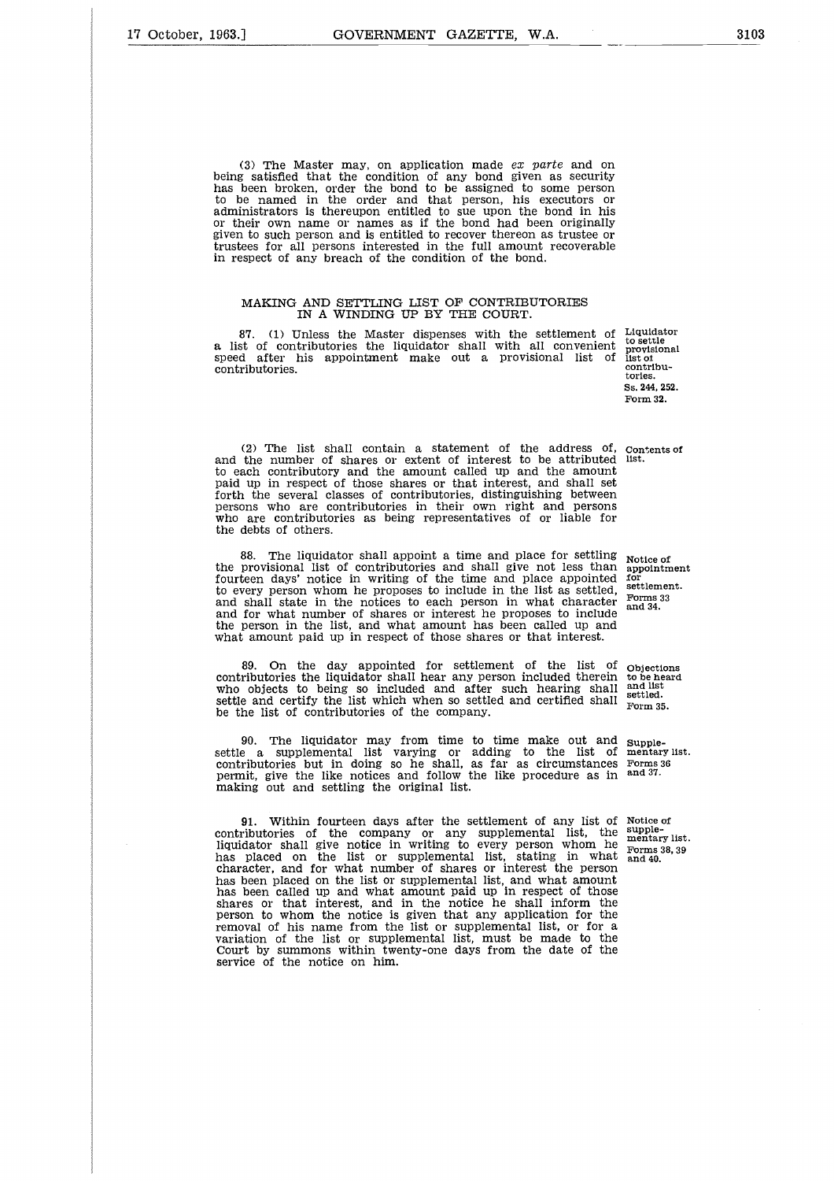(3) The Master may, on application made *ex parte* and on being satisfied that the condition of any bond given as security has been broken, order the bond to be assigned to some person to be named in the order and that person, his executors or administrators is thereupon entitled to sue upon the bond in his or their own name or names as if the bond had been originally given to such person and is entitled to recover thereon as trustee or trustees for all persons interested in the full amount recoverable in respect of any breach of the condition of the bond.

## MAKING AND SETTLING LIST OF CONTRIBUTORIES IN A WINDING UP BY THE COURT.

Liquidator to settle provisional list of contributories. Ss. 244, 252. Form 32.

87. (1) Unless the Master dispenses with the settlement of a list of contributories the liquidator shall with all convenient speed after his appointment make out a provisional list of contributories.

Contents of list.

(2) The list shall contain a statement of the address of, and the number of shares or extent of interest to be attributed to each contributory and the amount called up and the amount paid up in respect of those shares or that interest, and shall set forth the several classes of contributories, distinguishing between persons who are contributories in their own right and persons who are contributories as being representatives of or liable for the debts of others.

Notice of appointment for settlement. Forms 33 and 34.

88. The liquidator shall appoint a time and place for settling the provisional list of contributories and shall give not less than fourteen days' notice in writing of the time and place appointed to every person whom he proposes to include in the list as settled, and shall state in the notices to each person in what character and for what number of shares or interest he proposes to include the person in the list, and what amount has been called up and what amount paid up in respect of those shares or that interest.

Objections to be heard and list settled. Form 35.

89. On the day appointed for settlement of the list of contributories the liquidator shall hear any person included therein who objects to being so included and after such hearing shall settle and certify the list which when so settled and certified shall be the list of contributories of the company.

Supplementary list. Forms 36 and 37.

90. The liquidator may from time to time make out and settle a supplemental list varying or adding to the list of contributories but in doing so he shall, as far as circumstances permit, give the like notices and follow the like procedure as in making out and settling the original list.

Notice of supplementary list. Forms 38, 39 and 40.

91. Within fourteen days after the settlement of any list of contributories of the company or any supplemental list, the liquidator shall give notice in writing to every person whom he has placed on the list or supplemental list, stating in what character, and for what number of shares or interest the person has been placed on the list or supplemental list, and what amount has been called up and what amount paid up in respect of those shares or that interest, and in the notice he shall inform the person to whom the notice is given that any application for the removal of his name from the list or supplemental list, or for a variation of the list or supplemental list, must be made to the Court by summons within twenty-one days from the date of the service of the notice on him.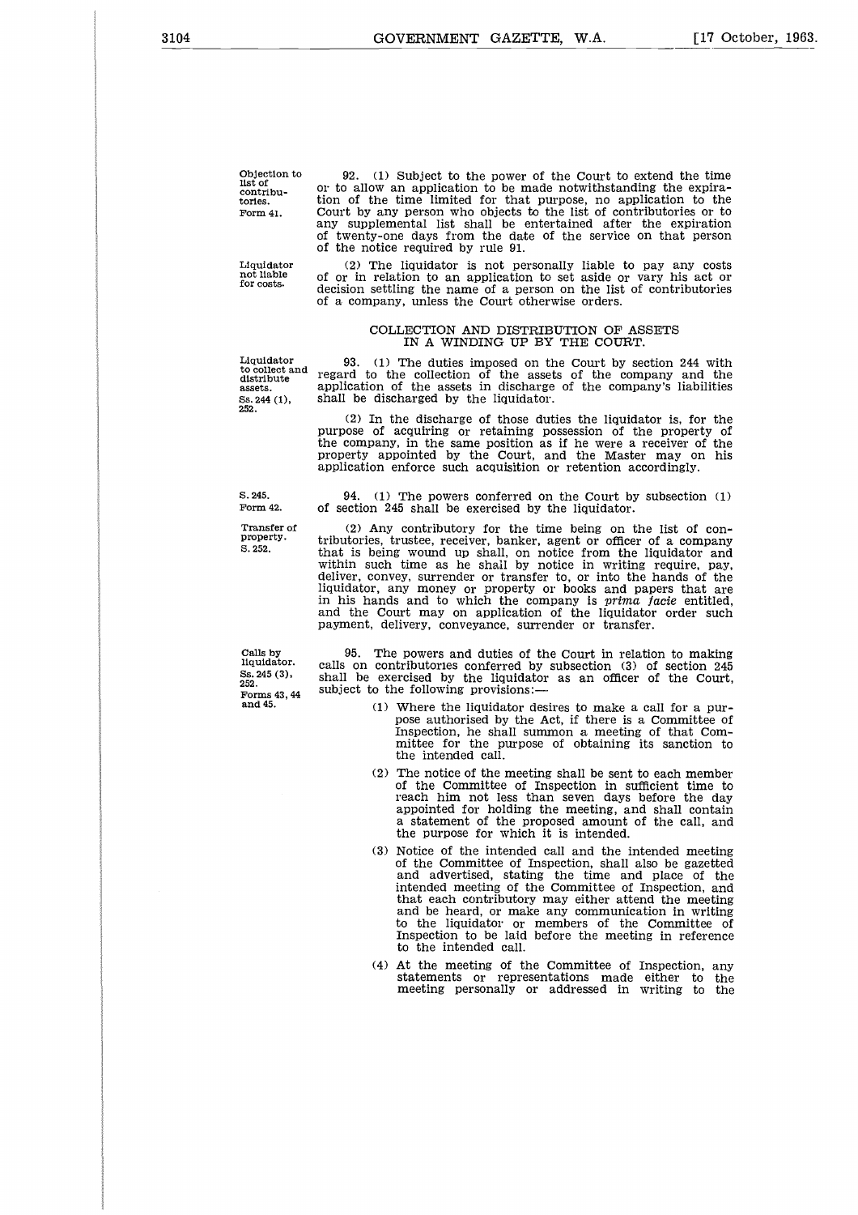Objection to list of contributories. Form 41.

92. (1) Subject to the power of the Court to extend the time or to allow an application to be made notwithstanding the expiration of the time limited for that purpose, no application to the Court by any person who objects to the list of contributories or to any supplemental list shall be entertained after the expiration of twenty-one days from the date of the service on that person of the notice required by rule 91.

Liquidator not liable for costs.

(2) The liquidator is not personally liable to pay any costs of or in relation to an application to set aside or vary his act or decision settling the name of a person on the list of contributories of a company, unless the Court otherwise orders.

## COLLECTION AND DISTRIBUTION OF ASSETS IN A WINDING UP BY THE COURT.

Liquidator to collect and distribute assets. Ss. 244 (1), 252.

93. (1) The duties imposed on the Court by section 244 with regard to the collection of the assets of the company and the application of the assets in discharge of the company's liabilities shall be discharged by the liquidator.

(2) In the discharge of those duties the liquidator is, for the purpose of acquiring or retaining possession of the property of the company, in the same position as if he were a receiver of the property appointed by the Court, and the Master may on his application enforce such acquisition or retention accordingly.

S. 245. Form 42.

94. (1) The powers conferred on the Court by subsection (1) of section 245 shall be exercised by the liquidator.

Transfer of property. S. 252.

(2) Any contributory for the time being on the list of contributories, trustee, receiver, banker, agent or officer of a company that is being wound up shall, on notice from the liquidator and within such time as he shall by notice in writing require, pay, deliver, convey, surrender or transfer to, or into the hands of the liquidator, any money or property or books and papers that are in his hands and to which the company is *prima facie* entitled, and the Court may on application of the liquidator order such payment, delivery, conveyance, surrender or transfer.

Calls by liquidator. Ss. 245 (3), 252. Forms 43, 44 and 45.

95. The powers and duties of the Court in relation to making calls on contributories conferred by subsection (3) of section 245 shall be exercised by the liquidator as an officer of the Court, subject to the following provisions:—

(1) Where the liquidator desires to make a call for a purpose authorised by the Act, if there is a Committee of Inspection, he shall summon a meeting of that Committee for the purpose of obtaining its sanction to the intended call.

(2) The notice of the meeting shall be sent to each member of the Committee of Inspection in sufficient time to reach him not less than seven days before the day appointed for holding the meeting, and shall contain a statement of the proposed amount of the call, and the purpose for which it is intended.

(3) Notice of the intended call and the intended meeting of the Committee of Inspection, shall also be gazetted and advertised, stating the time and place of the intended meeting of the Committee of Inspection, and that each contributory may either attend the meeting and be heard, or make any communication in writing to the liquidator or members of the Committee of Inspection to be laid before the meeting in reference to the intended call.

(4) At the meeting of the Committee of Inspection, any statements or representations made either to the meeting personally or addressed in writing to the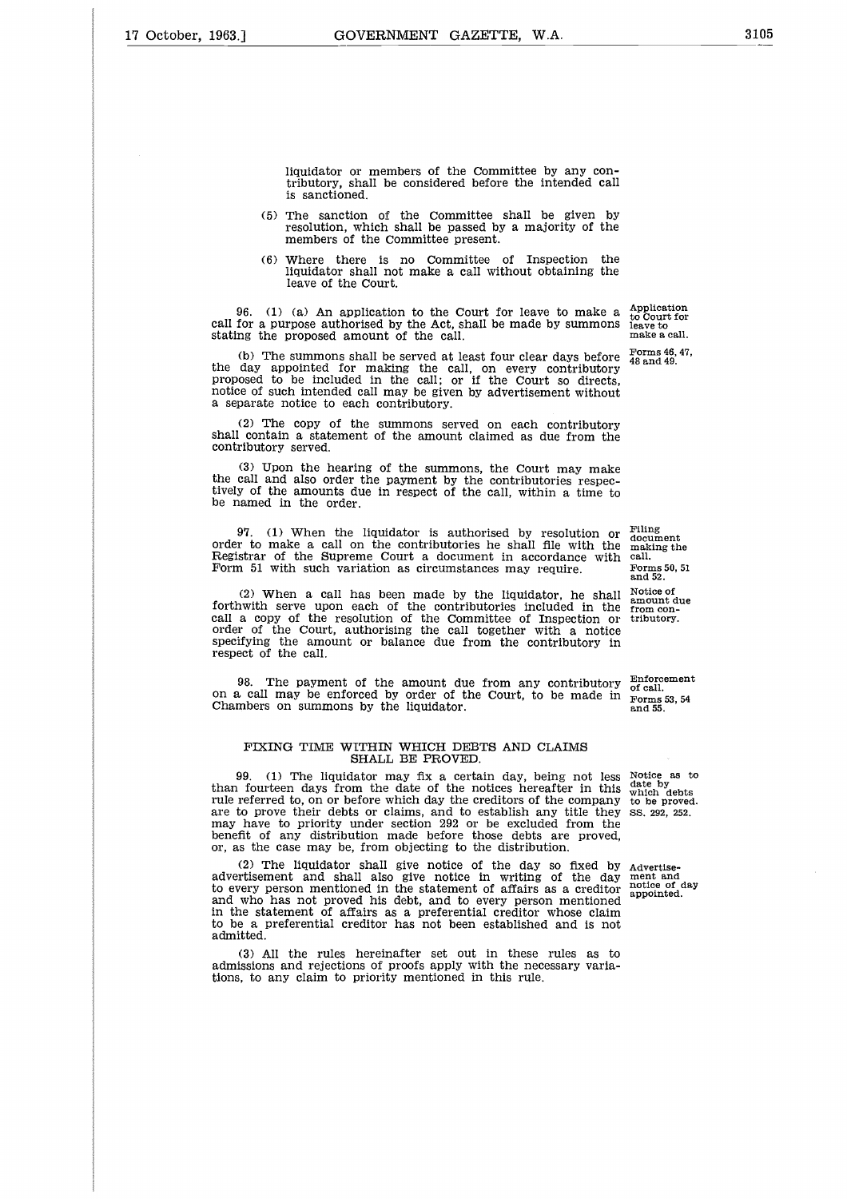liquidator or members of the Committee by any contributory, shall be considered before the intended call is sanctioned.

(5) The sanction of the Committee shall be given by resolution, which shall be passed by a majority of the members of the Committee present.

(6) Where there is no Committee of Inspection the liquidator shall not make a call without obtaining the leave of the Court.

96. (1) (a) An application to the Court for leave to make a call for a purpose authorised by the Act, shall be made by summons stating the proposed amount of the call. *Application to Court for leave to make a call.*

(b) The summons shall be served at least four clear days before the day appointed for making the call, on every contributory proposed to be included in the call; or if the Court so directs, notice of such intended call may be given by advertisement without a separate notice to each contributory. *Forms 46, 47, 48 and 49.*

(2) The copy of the summons served on each contributory shall contain a statement of the amount claimed as due from the contributory served.

(3) Upon the hearing of the summons, the Court may make the call and also order the payment by the contributories respectively of the amounts due in respect of the call, within a time to be named in the order.

97. (1) When the liquidator is authorised by resolution or order to make a call on the contributories he shall file with the Registrar of the Supreme Court a document in accordance with Form 51 with such variation as circumstances may require. *Filing document making the call. Forms 50, 51 and 52.*

(2) When a call has been made by the liquidator, he shall forthwith serve upon each of the contributories included in the call a copy of the resolution of the Committee of Inspection or order of the Court, authorising the call together with a notice specifying the amount or balance due from the contributory in respect of the call. *Notice of amount due from contributory.*

98. The payment of the amount due from any contributory on a call may be enforced by order of the Court, to be made in Chambers on summons by the liquidator. *Enforcement of call. Forms 53, 54 and 55.*

## FIXING TIME WITHIN WHICH DEBTS AND CLAIMS SHALL BE PROVED.

99. (1) The liquidator may fix a certain day, being not less than fourteen days from the date of the notices hereafter in this rule referred to, on or before which day the creditors of the company are to prove their debts or claims, and to establish any title they may have to priority under section 292 or be excluded from the benefit of any distribution made before those debts are proved, or, as the case may be, from objecting to the distribution. *Notice as to date by which debts to be proved. ss. 292, 252.*

(2) The liquidator shall give notice of the day so fixed by advertisement and shall also give notice in writing of the day to every person mentioned in the statement of affairs as a creditor and who has not proved his debt, and to every person mentioned in the statement of affairs as a preferential creditor whose claim to be a preferential creditor has not been established and is not admitted. *Advertisement and notice of day appointed.*

(3) All the rules hereinafter set out in these rules as to admissions and rejections of proofs apply with the necessary variations, to any claim to priority mentioned in this rule.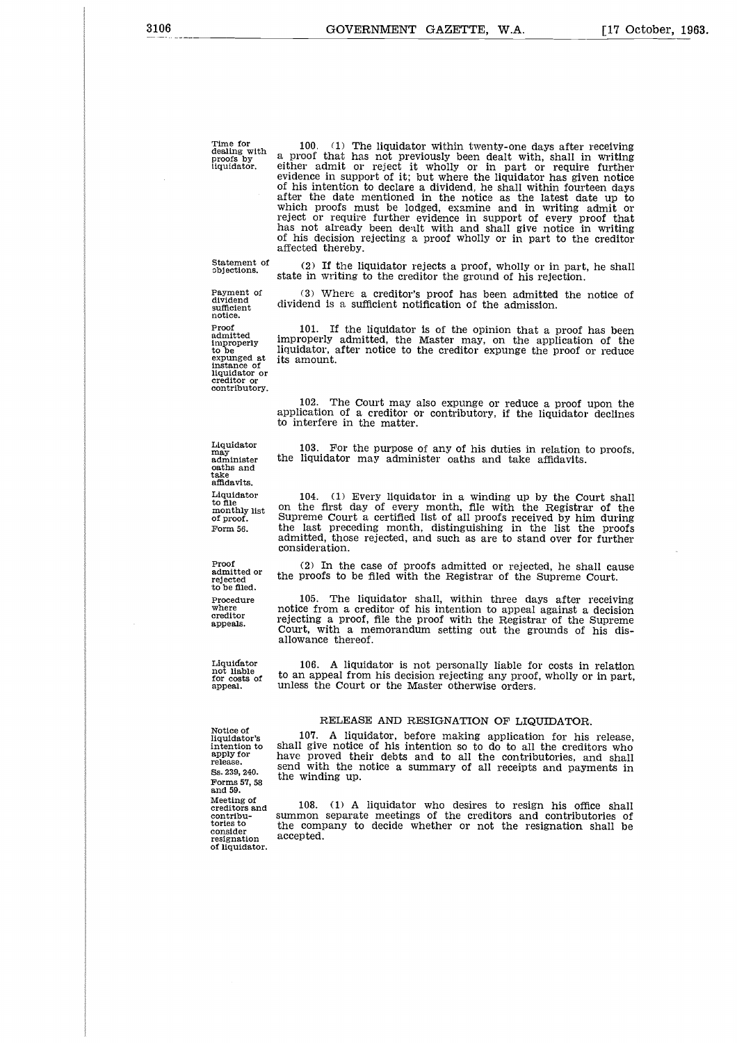Time for dealing with proofs by liquidator.

100. (1) The liquidator within twenty-one days after receiving a proof that has not previously been dealt with, shall in writing either admit or reject it wholly or in part or require further evidence in support of it; but where the liquidator has given notice of his intention to declare a dividend, he shall within fourteen days after the date mentioned in the notice as the latest date up to which proofs must be lodged, examine and in writing admit or reject or require further evidence in support of every proof that has not already been dealt with and shall give notice in writing of his decision rejecting a proof wholly or in part to the creditor affected thereby.

Statement of objections.

(2) If the liquidator rejects a proof, wholly or in part, he shall state in writing to the creditor the ground of his rejection.

Payment of dividend sufficient notice.

(3) Where a creditor's proof has been admitted the notice of dividend is a sufficient notification of the admission.

Proof admitted improperly to be expunged at instance of liquidator or creditor or contributory.

101. If the liquidator is of the opinion that a proof has been improperly admitted, the Master may, on the application of the liquidator, after notice to the creditor expunge the proof or reduce its amount.

102. The Court may also expunge or reduce a proof upon the application of a creditor or contributory, if the liquidator declines to interfere in the matter.

Liquidator may administer oaths and take affidavits.

103. For the purpose of any of his duties in relation to proofs, the liquidator may administer oaths and take affidavits.

Liquidator to file monthly list of proof. Form 56.

104. (1) Every liquidator in a winding up by the Court shall on the first day of every month, file with the Registrar of the Supreme Court a certified list of all proofs received by him during the last preceding month, distinguishing in the list the proofs admitted, those rejected, and such as are to stand over for further consideration.

Proof admitted or rejected to be filed.

(2) In the case of proofs admitted or rejected, he shall cause the proofs to be filed with the Registrar of the Supreme Court.

Procedure where creditor appeals.

105. The liquidator shall, within three days after receiving notice from a creditor of his intention to appeal against a decision rejecting a proof, file the proof with the Registrar of the Supreme Court, with a memorandum setting out the grounds of his disallowance thereof.

Liquidator not liable for costs of appeal.

106. A liquidator is not personally liable for costs in relation to an appeal from his decision rejecting any proof, wholly or in part, unless the Court or the Master otherwise orders.

## RELEASE AND RESIGNATION OF LIQUIDATOR.

Notice of liquidator's intention to apply for release. Ss. 239, 240. Forms 57, 58 and 59.

107. A liquidator, before making application for his release, shall give notice of his intention so to do to all the creditors who have proved their debts and to all the contributories, and shall send with the notice a summary of all receipts and payments in the winding up.

Meeting of creditors and contributories to consider resignation of liquidator.

108. (1) A liquidator who desires to resign his office shall summon separate meetings of the creditors and contributories of the company to decide whether or not the resignation shall be accepted.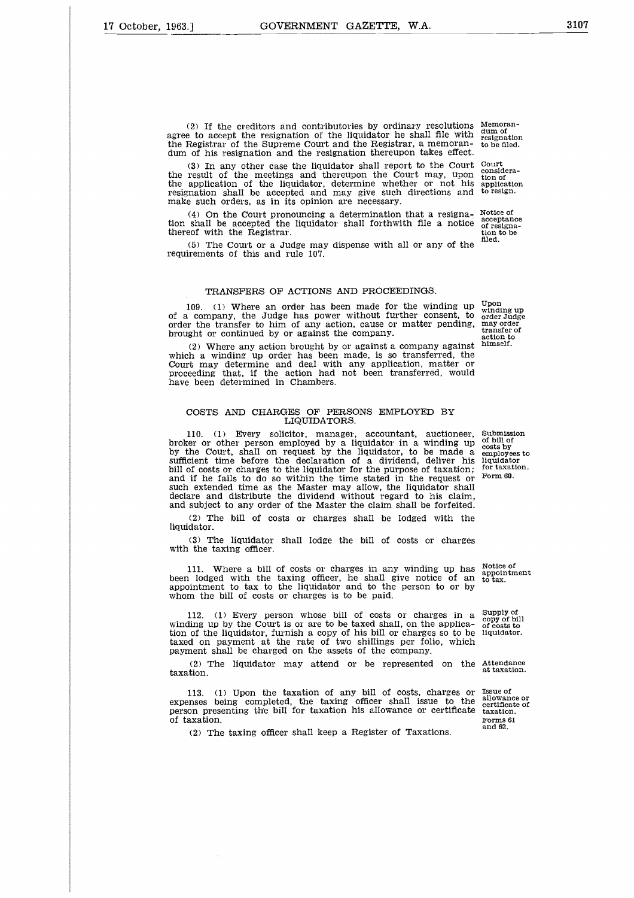(2) If the creditors and contributories by ordinary resolutions agree to accept the resignation of the liquidator he shall file with the Registrar of the Supreme Court and the Registrar, a memorandum of his resignation and the resignation thereupon takes effect.

Memorandum of resignation to be filed.

(3) In any other case the liquidator shall report to the Court the result of the meetings and thereupon the Court may, upon the application of the liquidator, determine whether or not his resignation shall be accepted and may give such directions and make such orders, as in its opinion are necessary.

Court consideration of application to resign.

(4) On the Court pronouncing a determination that a resignation shall be accepted the liquidator shall forthwith file a notice thereof with the Registrar.

Notice of acceptance of resignation to be filed.

(5) The Court or a Judge may dispense with all or any of the requirements of this and rule 107.

## TRANSFERS OF ACTIONS AND PROCEEDINGS.

109. (1) Where an order has been made for the winding up of a company, the Judge has power without further consent, to order the transfer to him of any action, cause or matter pending, brought or continued by or against the company.

Upon winding up order Judge may order transfer of action to himself.

(2) Where any action brought by or against a company against which a winding up order has been made, is so transferred, the Court may determine and deal with any application, matter or proceeding that, if the action had not been transferred, would have been determined in Chambers.

## COSTS AND CHARGES OF PERSONS EMPLOYED BY LIQUIDATORS.

110. (1) Every solicitor, manager, accountant, auctioneer, broker or other person employed by a liquidator in a winding up by the Court, shall on request by the liquidator, to be made a sufficient time before the declaration of a dividend, deliver his bill of costs or charges to the liquidator for the purpose of taxation; and if he fails to do so within the time stated in the request or such extended time as the Master may allow, the liquidator shall declare and distribute the dividend without regard to his claim, and subject to any order of the Master the claim shall be forfeited.

Submission of bill of costs by employees to liquidator for taxation. Form 60.

(2) The bill of costs or charges shall be lodged with the liquidator.

(3) The liquidator shall lodge the bill of costs or charges with the taxing officer.

111. Where a bill of costs or charges in any winding up has been lodged with the taxing officer, he shall give notice of an appointment to tax to the liquidator and to the person to or by whom the bill of costs or charges is to be paid.

Notice of appointment to tax.

112. (1) Every person whose bill of costs or charges in a winding up by the Court is or are to be taxed shall, on the application of the liquidator, furnish a copy of his bill or charges so to be taxed on payment at the rate of two shillings per folio, which payment shall be charged on the assets of the company.

Supply of copy of bill of costs to liquidator.

(2) The liquidator may attend or be represented on the taxation.

Attendance at taxation.

113. (1) Upon the taxation of any bill of costs, charges or expenses being completed, the taxing officer shall issue to the person presenting the bill for taxation his allowance or certificate of taxation.

Issue of allowance or certificate of taxation. Forms 61 and 62.

(2) The taxing officer shall keep a Register of Taxations.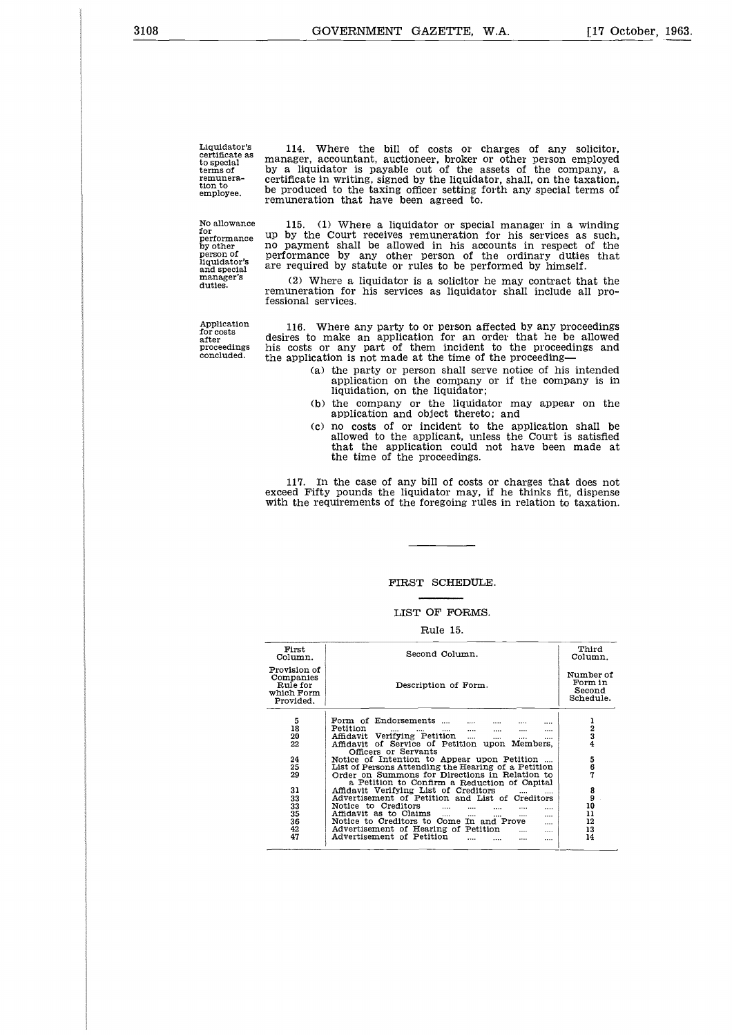**Liquidator's certificate as to special terms of remuneration to employee.**

114. Where the bill of costs or charges of any solicitor, manager, accountant, auctioneer, broker or other person employed by a liquidator is payable out of the assets of the company, a certificate in writing, signed by the liquidator, shall, on the taxation, be produced to the taxing officer setting forth any special terms of remuneration that have been agreed to.

**No allowance for performance by other person of liquidator's and special manager's duties.**

115. (1) Where a liquidator or special manager in a winding up by the Court receives remuneration for his services as such, no payment shall be allowed in his accounts in respect of the performance by any other person of the ordinary duties that are required by statute or rules to be performed by himself.

(2) Where a liquidator is a solicitor he may contract that the remuneration for his services as liquidator shall include all professional services.

**Application for costs after proceedings concluded.**

116. Where any party to or person affected by any proceedings desires to make an application for an order that he be allowed his costs or any part of them incident to the proceedings and the application is not made at the time of the proceeding—

(a) the party or person shall serve notice of his intended application on the company or if the company is in liquidation, on the liquidator;

(b) the company or the liquidator may appear on the application and object thereto; and

(c) no costs of or incident to the application shall be allowed to the applicant, unless the Court is satisfied that the application could not have been made at the time of the proceedings.

117. In the case of any bill of costs or charges that does not exceed Fifty pounds the liquidator may, if he thinks fit, dispense with the requirements of the foregoing rules in relation to taxation.

## FIRST SCHEDULE.

### LIST OF FORMS.

Rule 15.

| First Column. | Second Column. | Third Column. |
|---|---|---|
| Provision of Companies Rule for which Form Provided. | Description of Form. | Number of Form in Second Schedule. |
| 5 | Form of Endorsements | 1 |
| 18 | Petition | 2 |
| 20 | Affidavit Verifying Petition | 3 |
| 22 | Affidavit of Service of Petition upon Members, Officers or Servants | 4 |
| 24 | Notice of Intention to Appear upon Petition | 5 |
| 25 | List of Persons Attending the Hearing of a Petition | 6 |
| 29 | Order on Summons for Directions in Relation to a Petition to Confirm a Reduction of Capital | 7 |
| 31 | Affidavit Verifying List of Creditors | 8 |
| 33 | Advertisement of Petition and List of Creditors | 9 |
| 33 | Notice to Creditors | 10 |
| 35 | Affidavit as to Claims | 11 |
| 36 | Notice to Creditors to Come In and Prove | 12 |
| 42 | Advertisement of Hearing of Petition | 13 |
| 47 | Advertisement of Petition | 14 |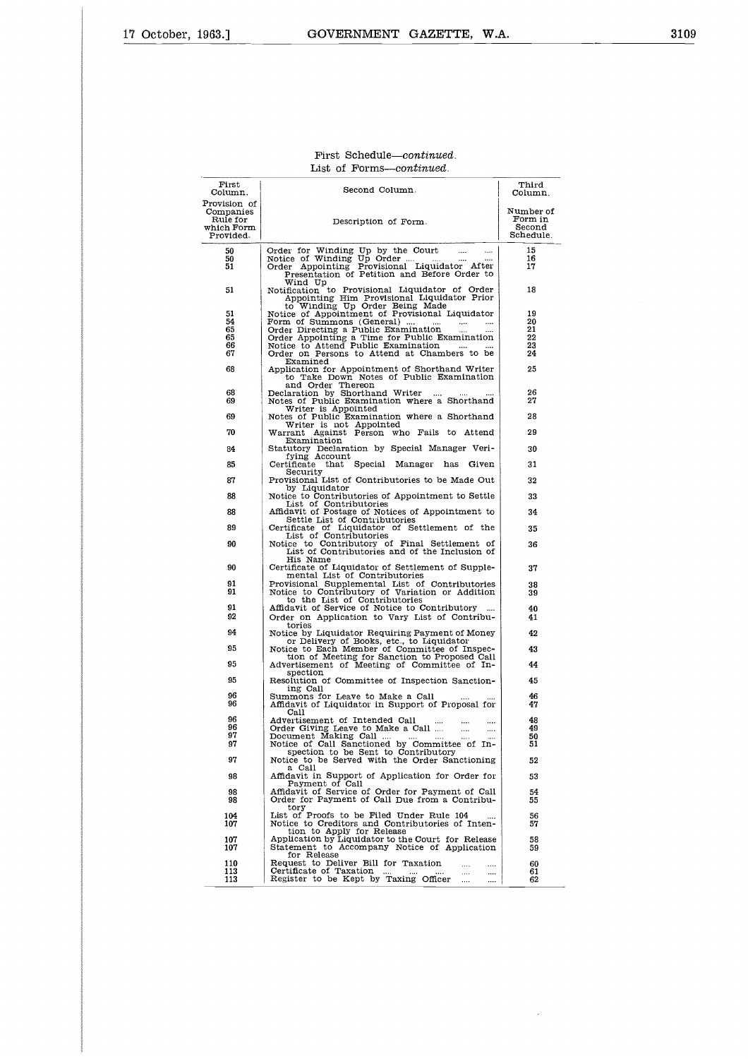First Schedule—*continued*.

List of Forms—*continued*.

| First Column. | Second Column. | Third Column. |
|---|---|---|
| Provision of Companies Rule for which Form Provided. | Description of Form. | Number of Form in Second Schedule. |
| 50 | Order for Winding Up by the Court .... .... | 15 |
| 50 | Notice of Winding Up Order .... .... .... .... | 16 |
| 51 | Order Appointing Provisional Liquidator After Presentation of Petition and Before Order to Wind Up | 17 |
| 51 | Notification to Provisional Liquidator of Order Appointing Him Provisional Liquidator Prior to Winding Up Order Being Made | 18 |
| 51 | Notice of Appointment of Provisional Liquidator | 19 |
| 54 | Form of Summons (General) .... .... .... .... | 20 |
| 65 | Order Directing a Public Examination .... .... | 21 |
| 65 | Order Appointing a Time for Public Examination | 22 |
| 66 | Notice to Attend Public Examination .... .... | 23 |
| 67 | Order on Persons to Attend at Chambers to be Examined | 24 |
| 68 | Application for Appointment of Shorthand Writer to Take Down Notes of Public Examination and Order Thereon | 25 |
| 68 | Declaration by Shorthand Writer .... .... .... | 26 |
| 69 | Notes of Public Examination where a Shorthand Writer is Appointed | 27 |
| 69 | Notes of Public Examination where a Shorthand Writer is not Appointed | 28 |
| 70 | Warrant Against Person who Fails to Attend Examination | 29 |
| 84 | Statutory Declaration by Special Manager Verifying Account | 30 |
| 85 | Certificate that Special Manager has Given Security | 31 |
| 87 | Provisional List of Contributories to be Made Out by Liquidator | 32 |
| 88 | Notice to Contributories of Appointment to Settle List of Contributories | 33 |
| 88 | Affidavit of Postage of Notices of Appointment to Settle List of Contributories | 34 |
| 89 | Certificate of Liquidator of Settlement of the List of Contributories | 35 |
| 90 | Notice to Contributory of Final Settlement of List of Contributories and of the Inclusion of His Name | 36 |
| 90 | Certificate of Liquidator of Settlement of Supplemental List of Contributories | 37 |
| 91 | Provisional Supplemental List of Contributories | 38 |
| 91 | Notice to Contributory of Variation or Addition to the List of Contributories | 39 |
| 91 | Affidavit of Service of Notice to Contributory .... | 40 |
| 92 | Order on Application to Vary List of Contributories | 41 |
| 94 | Notice by Liquidator Requiring Payment of Money or Delivery of Books, etc., to Liquidator | 42 |
| 95 | Notice to Each Member of Committee of Inspection of Meeting for Sanction to Proposed Call | 43 |
| 95 | Advertisement of Meeting of Committee of Inspection | 44 |
| 95 | Resolution of Committee of Inspection Sanctioning Call | 45 |
| 96 | Summons for Leave to Make a Call .... .... | 46 |
| 96 | Affidavit of Liquidator in Support of Proposal for Call | 47 |
| 96 | Advertisement of Intended Call .... .... .... | 48 |
| 96 | Order Giving Leave to Make a Call .... .... .... | 49 |
| 97 | Document Making Call .... .... .... .... .... | 50 |
| 97 | Notice of Call Sanctioned by Committee of Inspection to be Sent to Contributory | 51 |
| 97 | Notice to be Served with the Order Sanctioning a Call | 52 |
| 98 | Affidavit in Support of Application for Order for Payment of Call | 53 |
| 98 | Affidavit of Service of Order for Payment of Call | 54 |
| 98 | Order for Payment of Call Due from a Contributory | 55 |
| 104 | List of Proofs to be Filed Under Rule 104 .... | 56 |
| 107 | Notice to Creditors and Contributories of Intention to Apply for Release | 57 |
| 107 | Application by Liquidator to the Court for Release | 58 |
| 107 | Statement to Accompany Notice of Application for Release | 59 |
| 110 | Request to Deliver Bill for Taxation .... .... | 60 |
| 113 | Certificate of Taxation .... .... .... .... .... | 61 |
| 113 | Register to be Kept by Taxing Officer .... .... | 62 |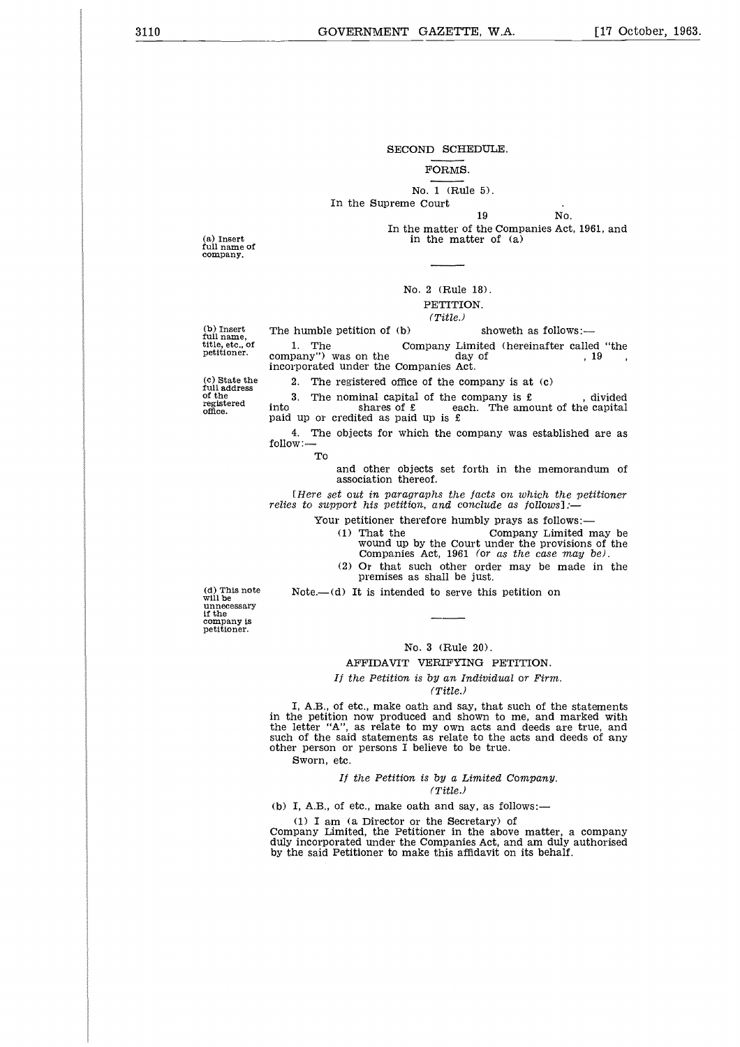## SECOND SCHEDULE.

### FORMS.

No. 1 (Rule 5).

In the Supreme Court .

19 No.

In the matter of the Companies Act, 1961, and in the matter of (a)

(a) Insert full name of company.

---

No. 2 (Rule 18).

PETITION.

*(Title.)*

(b) Insert full name, title, etc., of petitioner.

The humble petition of (b) showeth as follows:—

1. The Company Limited (hereinafter called "the company") was on the day of , 19 , incorporated under the Companies Act.

(c) State the full address of the registered office.

2. The registered office of the company is at (c)

3. The nominal capital of the company is £ , divided into shares of £ each. The amount of the capital paid up or credited as paid up is £

4. The objects for which the company was established are as follow:—

To

and other objects set forth in the memorandum of association thereof.

[*Here set out in paragraphs the facts on which the petitioner relies to support his petition, and conclude as follows*]:—

Your petitioner therefore humbly prays as follows:—

(1) That the Company Limited may be wound up by the Court under the provisions of the Companies Act, 1961 *(or as the case may be)*.

(2) Or that such other order may be made in the premises as shall be just.

(d) This note will be unnecessary if the company is petitioner.

Note.—(d) It is intended to serve this petition on

---

No. 3 (Rule 20).

AFFIDAVIT VERIFYING PETITION.

*If the Petition is by an Individual or Firm.*

*(Title.)*

I, A.B., of etc., make oath and say, that such of the statements in the petition now produced and shown to me, and marked with the letter "A", as relate to my own acts and deeds are true, and such of the said statements as relate to the acts and deeds of any other person or persons I believe to be true.

Sworn, etc.

*If the Petition is by a Limited Company.*

*(Title.)*

(b) I, A.B., of etc., make oath and say, as follows:—

(1) I am (a Director or the Secretary) of Company Limited, the Petitioner in the above matter, a company duly incorporated under the Companies Act, and am duly authorised by the said Petitioner to make this affidavit on its behalf.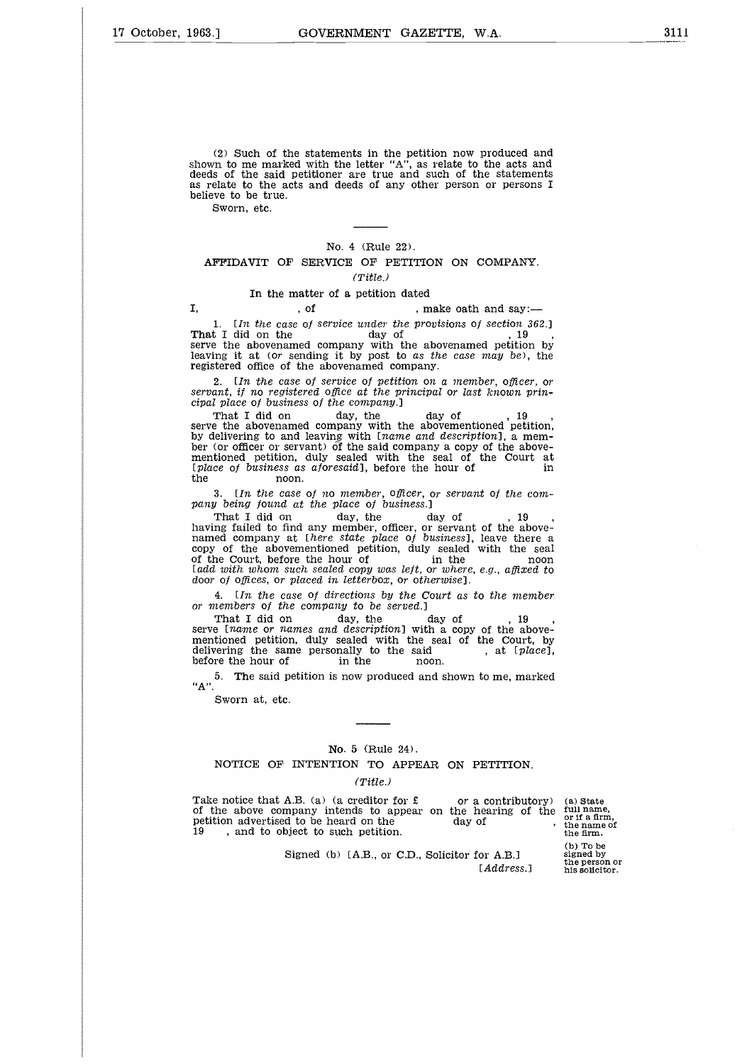(2) Such of the statements in the petition now produced and shown to me marked with the letter "A", as relate to the acts and deeds of the said petitioner are true and such of the statements as relate to the acts and deeds of any other person or persons I believe to be true.

Sworn, etc.

---

No. 4 (Rule 22).

## AFFIDAVIT OF SERVICE OF PETITION ON COMPANY.

*(Title.)*

In the matter of a petition dated

I, , of , make oath and say:—

1. [*In the case of service under the provisions of section 362.*] That I did on the day of , 19 , serve the abovenamed company with the abovenamed petition by leaving it at (*or* sending it by post to *as the case may be*), the registered office of the abovenamed company.

2. [*In the case of service of petition on a member, officer, or servant, if no registered office at the principal or last known principal place of business of the company.*]

That I did on day, the day of , 19 , serve the abovenamed company with the abovementioned petition, by delivering to and leaving with [*name and description*], a member (*or* officer or servant) of the said company a copy of the abovementioned petition, duly sealed with the seal of the Court at [*place of business as aforesaid*], before the hour of in the noon.

3. [*In the case of no member, officer, or servant of the company being found at the place of business.*]

That I did on day, the day of , 19 , having failed to find any member, officer, or servant of the abovenamed company at [*here state place of business*], leave there a copy of the abovementioned petition, duly sealed with the seal of the Court, before the hour of in the noon [*add with whom such sealed copy was left, or where, e.g., affixed to door of offices, or placed in letterbox, or otherwise*].

4. [*In the case of directions by the Court as to the member or members of the company to be served.*]

That I did on day, the day of , 19 , serve [*name* or *names and description*] with a copy of the abovementioned petition, duly sealed with the seal of the Court, by delivering the same personally to the said , at [*place*], before the hour of in the noon.

5. The said petition is now produced and shown to me, marked "A".

Sworn at, etc.

---

No. 5 (Rule 24).

## NOTICE OF INTENTION TO APPEAR ON PETITION.

*(Title.)*

Take notice that A.B. (a) (a creditor for £ *or* a contributory) of the above company intends to appear on the hearing of the petition advertised to be heard on the day of , 19 , and to object to such petition.

Signed (b) [A.B., or C.D., Solicitor for A.B.]
[*Address.*]

(a) State full name, or if a firm, the name of the firm.

(b) To be signed by the person or his solicitor.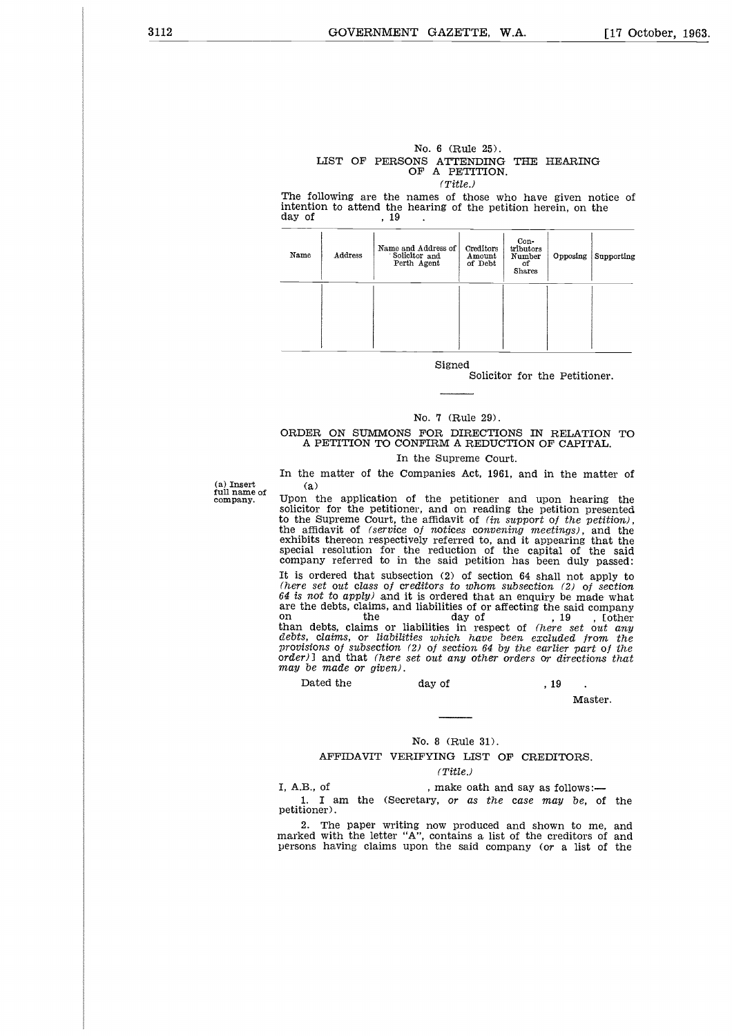No. 6 (Rule 25).

LIST OF PERSONS ATTENDING THE HEARING OF A PETITION.

*(Title.)*

The following are the names of those who have given notice of intention to attend the hearing of the petition herein, on the day of , 19 .

| Name | Address | Name and Address of Solicitor and Perth Agent | Creditors Amount of Debt | Contributors Number of Shares | Opposing | Supporting |
|---|---|---|---|---|---|---|
| | | | | | | |

Signed

Solicitor for the Petitioner.

---

No. 7 (Rule 29).

ORDER ON SUMMONS FOR DIRECTIONS IN RELATION TO A PETITION TO CONFIRM A REDUCTION OF CAPITAL.

In the Supreme Court.

In the matter of the Companies Act, 1961, and in the matter of (a)

(a) Insert full name of company.

Upon the application of the petitioner and upon hearing the solicitor for the petitioner, and on reading the petition presented to the Supreme Court, the affidavit of *(in support of the petition)*, the affidavit of *(service of notices convening meetings)*, and the exhibits thereon respectively referred to, and it appearing that the special resolution for the reduction of the capital of the said company referred to in the said petition has been duly passed:

It is ordered that subsection (2) of section 64 shall not apply to *(here set out class of creditors to whom subsection (2) of section 64 is not to apply)* and it is ordered that an enquiry be made what are the debts, claims, and liabilities of or affecting the said company on the day of , 19 , [other than debts, claims or liabilities in respect of *(here set out any debts, claims, or liabilities which have been excluded from the provisions of subsection (2) of section 64 by the earlier part of the order)*] and that *(here set out any other orders or directions that may be made or given)*.

Dated the day of , 19 .

Master.

---

No. 8 (Rule 31).

AFFIDAVIT VERIFYING LIST OF CREDITORS.

*(Title.)*

I, A.B., of , make oath and say as follows:—

1. I am the (Secretary, *or as the case may be*, of the petitioner).

2. The paper writing now produced and shown to me, and marked with the letter "A", contains a list of the creditors of and persons having claims upon the said company (or a list of the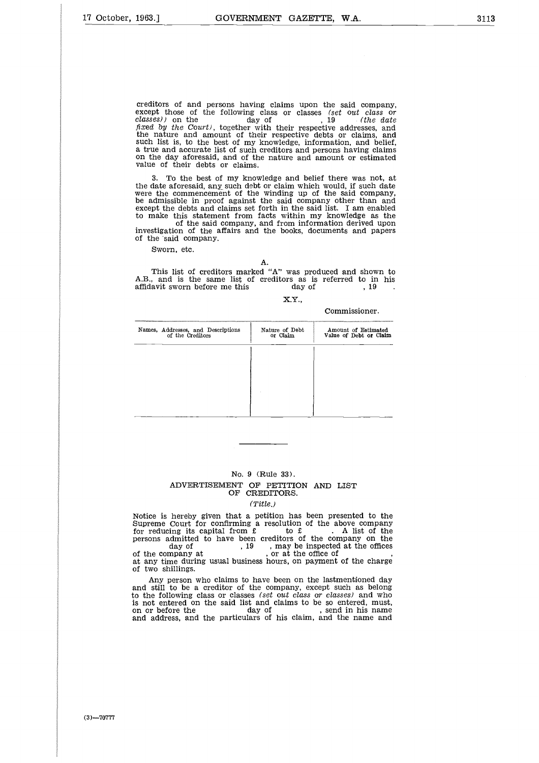creditors of and persons having claims upon the said company, except those of the following class or classes *(set out class or classes)* on the day of , 19 *(the date fixed by the Court)*, together with their respective addresses, and the nature and amount of their respective debts or claims, and such list is, to the best of my knowledge, information, and belief, a true and accurate list of such creditors and persons having claims on the day aforesaid, and of the nature and amount or estimated value of their debts or claims.

3. To the best of my knowledge and belief there was not, at the date aforesaid, any such debt or claim which would, if such date were the commencement of the winding up of the said company, be admissible in proof against the said company other than and except the debts and claims set forth in the said list. I am enabled to make this statement from facts within my knowledge as the of the said company, and from information derived upon investigation of the affairs and the books, documents and papers of the said company.

Sworn, etc.

A.

This list of creditors marked "A" was produced and shown to A.B., and is the same list of creditors as is referred to in his affidavit sworn before me this day of , 19 .

X.Y.,

Commissioner.

| Names, Addresses, and Descriptions of the Creditors | Nature of Debt or Claim | Amount of Estimated Value of Debt or Claim |
|---|---|---|
| | | |

---

No. 9 (Rule 33).

## ADVERTISEMENT OF PETITION AND LIST OF CREDITORS.

*(Title.)*

Notice is hereby given that a petition has been presented to the Supreme Court for confirming a resolution of the above company for reducing its capital from £ to £ . A list of the persons admitted to have been creditors of the company on the day of , 19 , may be inspected at the offices of the company at , or at the office of , at any time during usual business hours, on payment of the charge of two shillings.

Any person who claims to have been on the lastmentioned day and still to be a creditor of the company, except such as belong to the following class or classes *(set out class or classes)* and who is not entered on the said list and claims to be so entered, must, on or before the day of , send in his name and address, and the particulars of his claim, and the name and

(3)—70777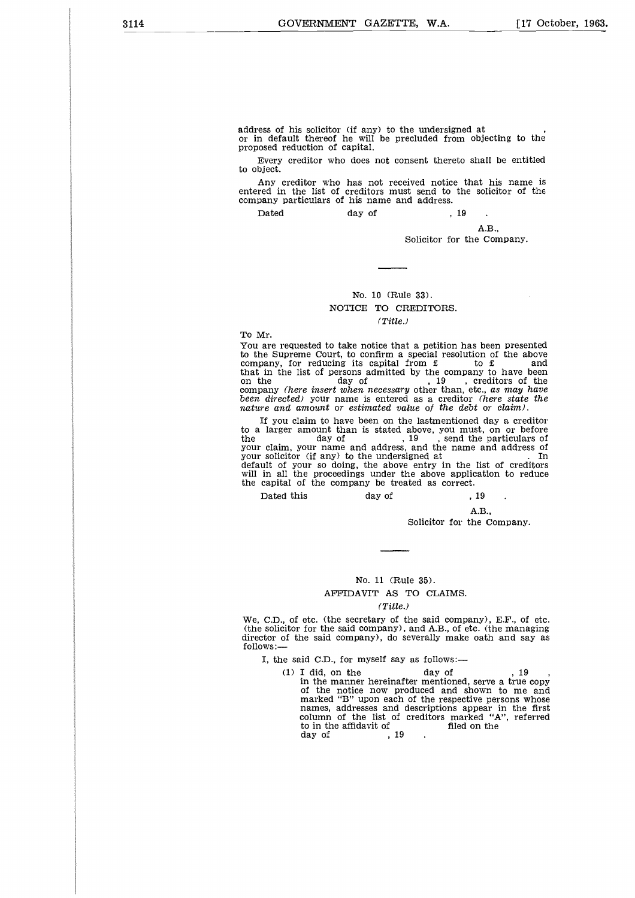address of his solicitor (if any) to the undersigned at ,
or in default thereof he will be precluded from objecting to the proposed reduction of capital.

Every creditor who does not consent thereto shall be entitled to object.

Any creditor who has not received notice that his name is entered in the list of creditors must send to the solicitor of the company particulars of his name and address.

Dated day of , 19 .

A.B.,
Solicitor for the Company.

---

No. 10 (Rule 33).

## NOTICE TO CREDITORS.

*(Title.)*

To Mr.

You are requested to take notice that a petition has been presented to the Supreme Court, to confirm a special resolution of the above company, for reducing its capital from £ to £ and that in the list of persons admitted by the company to have been on the day of , 19 , creditors of the company *(here insert when necessary* other than, etc., *as may have been directed)* your name is entered as a creditor *(here state the nature and amount or estimated value of the debt or claim)*.

If you claim to have been on the lastmentioned day a creditor to a larger amount than is stated above, you must, on or before the day of , 19 , send the particulars of your claim, your name and address, and the name and address of your solicitor (if any) to the undersigned at . In default of your so doing, the above entry in the list of creditors will in all the proceedings under the above application to reduce the capital of the company be treated as correct.

Dated this day of , 19 .

A.B.,
Solicitor for the Company.

---

No. 11 (Rule 35).

## AFFIDAVIT AS TO CLAIMS.

*(Title.)*

We, C.D., of etc. (the secretary of the said company), E.F., of etc. (the solicitor for the said company), and A.B., of etc. (the managing director of the said company), do severally make oath and say as follows:—

I, the said C.D., for myself say as follows:—

(1) I did, on the day of , 19 , in the manner hereinafter mentioned, serve a true copy of the notice now produced and shown to me and marked "B" upon each of the respective persons whose names, addresses and descriptions appear in the first column of the list of creditors marked "A", referred to in the affidavit of filed on the day of , 19 .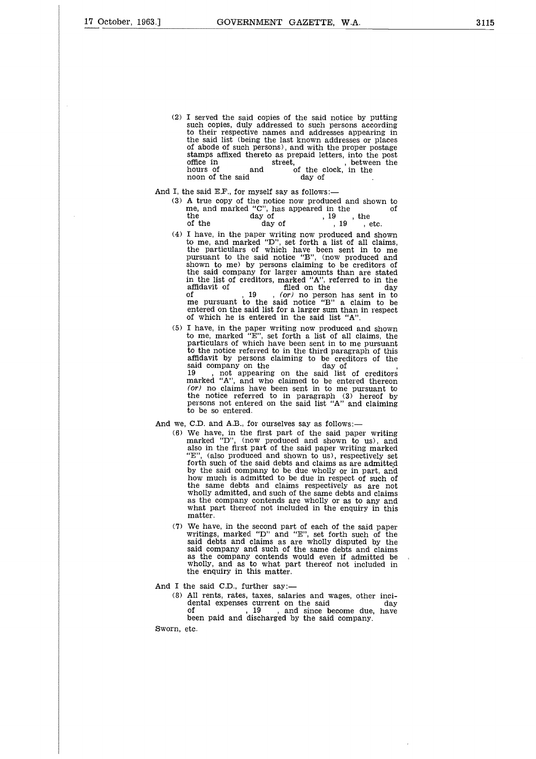(2) I served the said copies of the said notice by putting such copies, duly addressed to such persons according to their respective names and addresses appearing in the said list (being the last known addresses or places of abode of such persons), and with the proper postage stamps affixed thereto as prepaid letters, into the post office in street, , between the hours of and of the clock, in the noon of the said day of .

And I, the said E.F., for myself say as follows:—

(3) A true copy of the notice now produced and shown to me, and marked "C", has appeared in the of the day of , 19 , the of the day of , 19 , etc.

(4) I have, in the paper writing now produced and shown to me, and marked "D", set forth a list of all claims, the particulars of which have been sent in to me pursuant to the said notice "B", (now produced and shown to me) by persons claiming to be creditors of the said company for larger amounts than are stated in the list of creditors, marked "A", referred to in the affidavit of filed on the day of , 19 , *(or)* no person has sent in to me pursuant to the said notice "B" a claim to be entered on the said list for a larger sum than in respect of which he is entered in the said list "A".

(5) I have, in the paper writing now produced and shown to me, marked "E", set forth a list of all claims, the particulars of which have been sent in to me pursuant to the notice referred to in the third paragraph of this affidavit by persons claiming to be creditors of the said company on the day of , 19 , not appearing on the said list of creditors marked "A", and who claimed to be entered thereon *(or)* no claims have been sent in to me pursuant to the notice referred to in paragraph (3) hereof by persons not entered on the said list "A" and claiming to be so entered.

And we, C.D. and A.B., for ourselves say as follows:—

(6) We have, in the first part of the said paper writing marked "D", (now produced and shown to us), and also in the first part of the said paper writing marked "E", (also produced and shown to us), respectively set forth such of the said debts and claims as are admitted by the said company to be due wholly or in part, and how much is admitted to be due in respect of such of the same debts and claims respectively as are not wholly admitted, and such of the same debts and claims as the company contends are wholly or as to any and what part thereof not included in the enquiry in this matter.

(7) We have, in the second part of each of the said paper writings, marked "D" and "E", set forth such of the said debts and claims as are wholly disputed by the said company and such of the same debts and claims as the company contends would even if admitted be wholly, and as to what part thereof not included in the enquiry in this matter.

And I the said C.D., further say:—

(8) All rents, rates, taxes, salaries and wages, other incidental expenses current on the said day of , 19 , and since become due, have been paid and discharged by the said company.

Sworn, etc.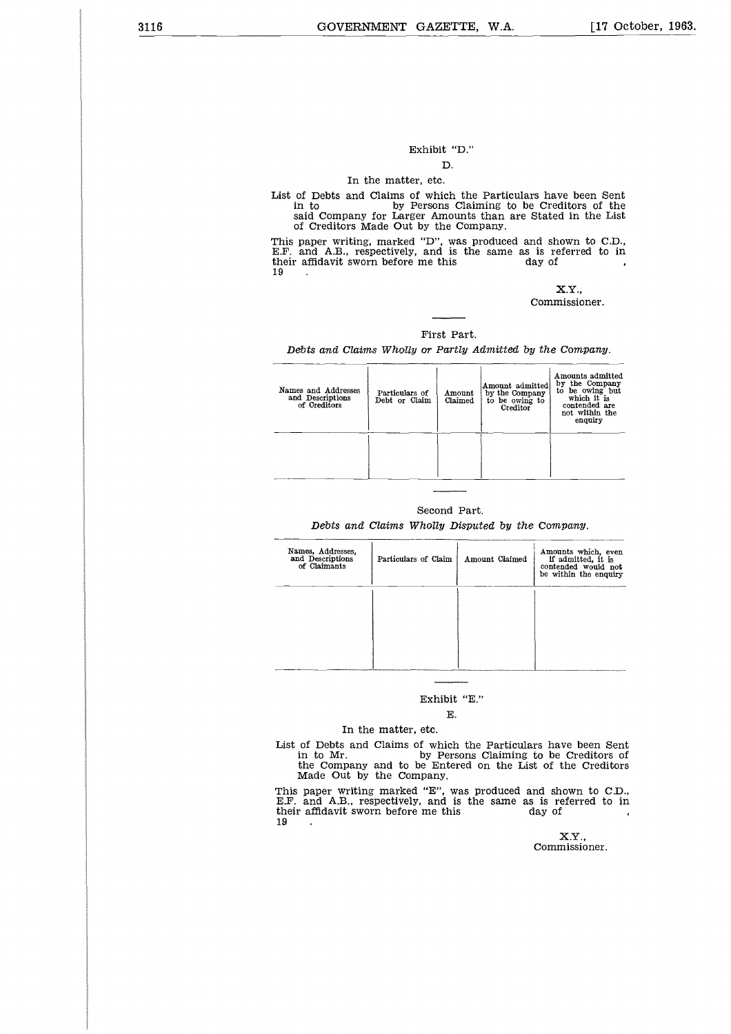Exhibit "D."

D.

In the matter, etc.

List of Debts and Claims of which the Particulars have been Sent in to by Persons Claiming to be Creditors of the said Company for Larger Amounts than are Stated in the List of Creditors Made Out by the Company.

This paper writing, marked "D", was produced and shown to C.D., E.F. and A.B., respectively, and is the same as is referred to in their affidavit sworn before me this day of , 19 .

X.Y.,
Commissioner.

First Part.

*Debts and Claims Wholly or Partly Admitted by the Company.*

| Names and Addresses and Descriptions of Creditors | Particulars of Debt or Claim | Amount Claimed | Amount admitted by the Company to be owing to Creditor | Amounts admitted by the Company to be owing but which it is contended are not within the enquiry |
|---|---|---|---|---|
| | | | | |

Second Part.

*Debts and Claims Wholly Disputed by the Company.*

| Names, Addresses, and Descriptions of Claimants | Particulars of Claim | Amount Claimed | Amounts which, even if admitted, it is contended would not be within the enquiry |
|---|---|---|---|
| | | | |

Exhibit "E."

E.

In the matter, etc.

List of Debts and Claims of which the Particulars have been Sent in to Mr. by Persons Claiming to be Creditors of the Company and to be Entered on the List of the Creditors Made Out by the Company.

This paper writing marked "E", was produced and shown to C.D., E.F. and A.B., respectively, and is the same as is referred to in their affidavit sworn before me this day of , 19 .

X.Y.,
Commissioner.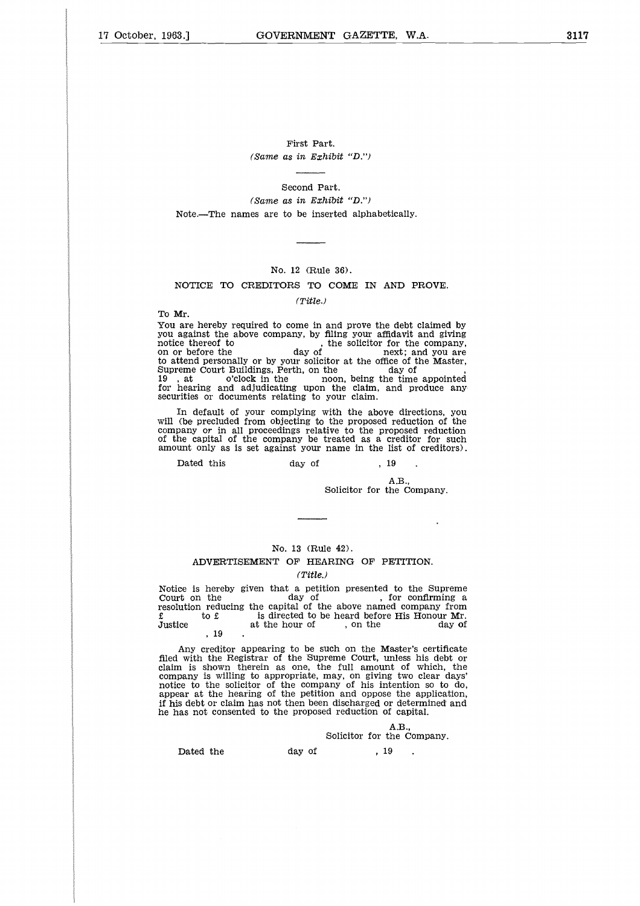First Part.

*(Same as in Exhibit "D.")*

---

Second Part.

*(Same as in Exhibit "D.")*

Note.—The names are to be inserted alphabetically.

---

No. 12 (Rule 36).

NOTICE TO CREDITORS TO COME IN AND PROVE.

*(Title.)*

To Mr.

You are hereby required to come in and prove the debt claimed by you against the above company, by filing your affidavit and giving notice thereof to , the solicitor for the company, on or before the day of next; and you are to attend personally or by your solicitor at the office of the Master, Supreme Court Buildings, Perth, on the day of , 19 , at o'clock in the noon, being the time appointed for hearing and adjudicating upon the claim, and produce any securities or documents relating to your claim.

In default of your complying with the above directions, you will (be precluded from objecting to the proposed reduction of the company or in all proceedings relative to the proposed reduction of the capital of the company be treated as a creditor for such amount only as is set against your name in the list of creditors).

Dated this day of , 19 .

A.B.,
Solicitor for the Company.

---

No. 13 (Rule 42).

ADVERTISEMENT OF HEARING OF PETITION.

*(Title.)*

Notice is hereby given that a petition presented to the Supreme Court on the day of , for confirming a resolution reducing the capital of the above named company from £ to £ is directed to be heard before His Honour Mr. Justice at the hour of , on the day of , 19 .

Any creditor appearing to be such on the Master's certificate filed with the Registrar of the Supreme Court, unless his debt or claim is shown therein as one, the full amount of which, the company is willing to appropriate, may, on giving two clear days' notice to the solicitor of the company of his intention so to do, appear at the hearing of the petition and oppose the application, if his debt or claim has not then been discharged or determined and he has not consented to the proposed reduction of capital.

A.B.,
Solicitor for the Company.

Dated the day of , 19 .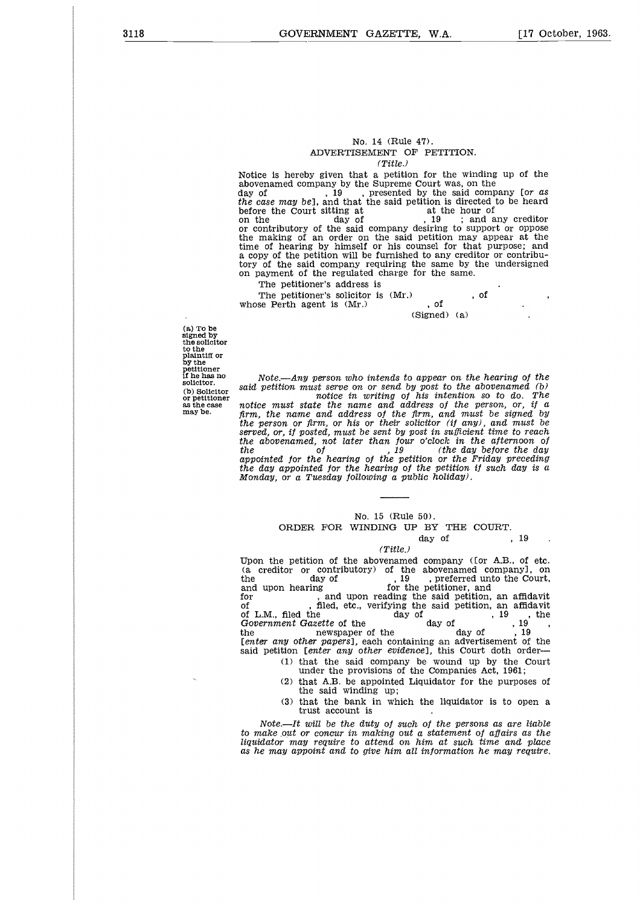No. 14 (Rule 47).

ADVERTISEMENT OF PETITION.

*(Title.)*

Notice is hereby given that a petition for the winding up of the abovenamed company by the Supreme Court was, on the day of , 19 , presented by the said company [*or as the case may be*], and that the said petition is directed to be heard before the Court sitting at at the hour of on the day of , 19 ; and any creditor or contributory of the said company desiring to support or oppose the making of an order on the said petition may appear at the time of hearing by himself or his counsel for that purpose; and a copy of the petition will be furnished to any creditor or contributory of the said company requiring the same by the undersigned on payment of the regulated charge for the same.

The petitioner's address is .

The petitioner's solicitor is (Mr.) , of , whose Perth agent is (Mr.) , of .

(Signed) (a) .

(a) To be signed by the solicitor to the plaintiff or by the petitioner if he has no solicitor.

(b) Solicitor or petitioner as the case may be.

*Note.—Any person who intends to appear on the hearing of the said petition must serve on or send by post to the abovenamed (b) notice in writing of his intention so to do. The notice must state the name and address of the person, or, if a firm, the name and address of the firm, and must be signed by the person or firm, or his or their solicitor (if any), and must be served, or, if posted, must be sent by post in sufficient time to reach the abovenamed, not later than four o'clock in the afternoon of the of , 19 (the day before the day appointed for the hearing of the petition or the Friday preceding the day appointed for the hearing of the petition if such day is a Monday, or a Tuesday following a public holiday).*

---

No. 15 (Rule 50).

ORDER FOR WINDING UP BY THE COURT.

day of , 19 .

*(Title.)*

Upon the petition of the abovenamed company ([or A.B., of etc. (a creditor or contributory) of the abovenamed company], on the day of , 19 , preferred unto the Court, and upon hearing for the petitioner, and for , and upon reading the said petition, an affidavit of , filed, etc., verifying the said petition, an affidavit of L.M., filed the day of , 19 , the *Government Gazette* of the day of , 19 , the newspaper of the day of , 19 [*enter any other papers*], each containing an advertisement of the said petition [*enter any other evidence*], this Court doth order—

(1) that the said company be wound up by the Court under the provisions of the Companies Act, 1961;

(2) that A.B. be appointed Liquidator for the purposes of the said winding up;

(3) that the bank in which the liquidator is to open a trust account is .

*Note.—It will be the duty of such of the persons as are liable to make out or concur in making out a statement of affairs as the liquidator may require to attend on him at such time and place as he may appoint and to give him all information he may require.*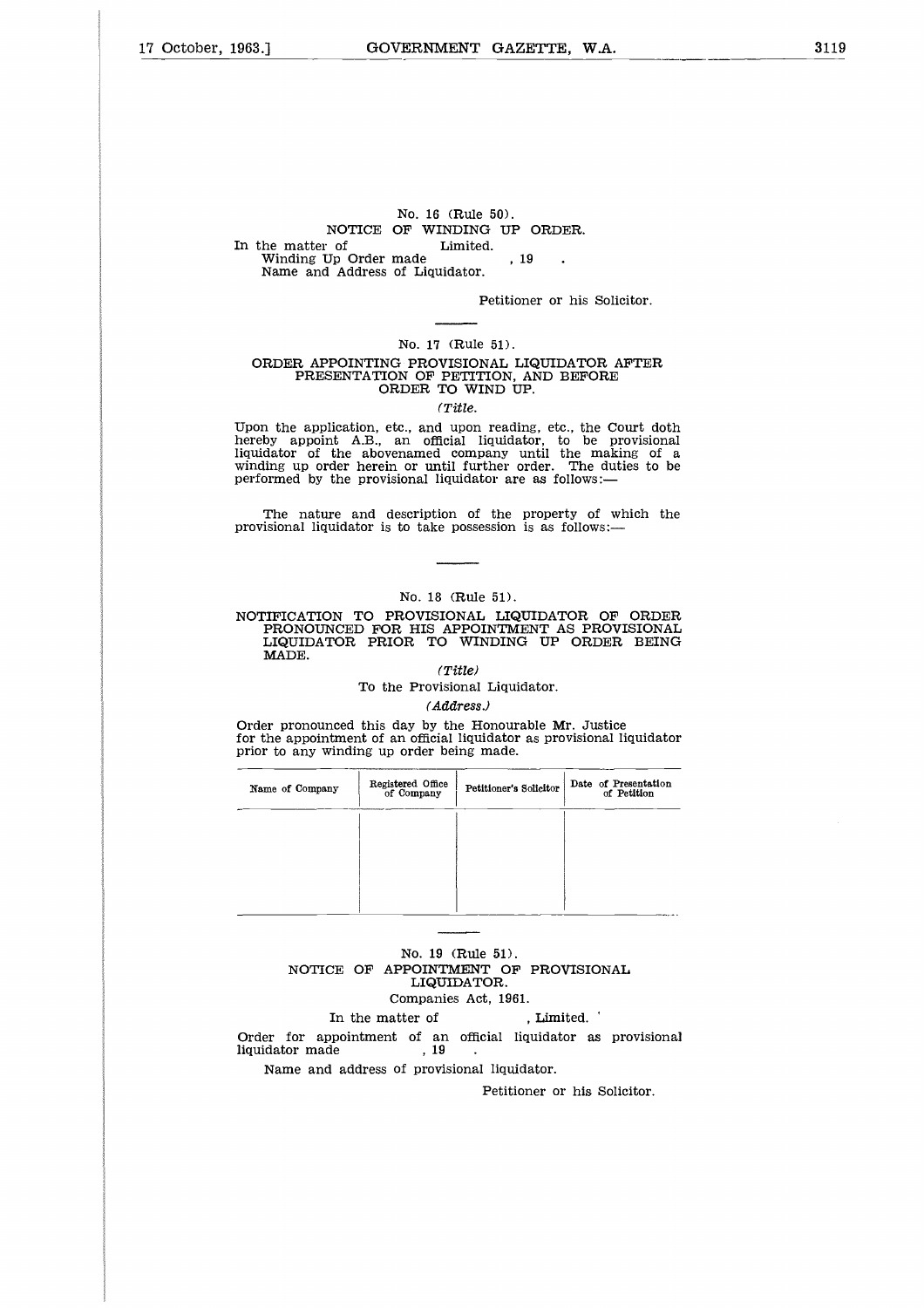No. 16 (Rule 50).

NOTICE OF WINDING UP ORDER.

In the matter of Limited.

Winding Up Order made , 19 .

Name and Address of Liquidator.

Petitioner or his Solicitor.

---

No. 17 (Rule 51).

ORDER APPOINTING PROVISIONAL LIQUIDATOR AFTER PRESENTATION OF PETITION, AND BEFORE ORDER TO WIND UP.

*(Title.*

Upon the application, etc., and upon reading, etc., the Court doth hereby appoint A.B., an official liquidator, to be provisional liquidator of the abovenamed company until the making of a winding up order herein or until further order. The duties to be performed by the provisional liquidator are as follows:—

The nature and description of the property of which the provisional liquidator is to take possession is as follows:—

---

No. 18 (Rule 51).

NOTIFICATION TO PROVISIONAL LIQUIDATOR OF ORDER PRONOUNCED FOR HIS APPOINTMENT AS PROVISIONAL LIQUIDATOR PRIOR TO WINDING UP ORDER BEING MADE.

*(Title)*

To the Provisional Liquidator.

*(Address.)*

Order pronounced this day by the Honourable Mr. Justice for the appointment of an official liquidator as provisional liquidator prior to any winding up order being made.

| Name of Company | Registered Office of Company | Petitioner's Solicitor | Date of Presentation of Petition |
|---|---|---|---|
| | | | |

---

No. 19 (Rule 51).

NOTICE OF APPOINTMENT OF PROVISIONAL LIQUIDATOR.

Companies Act, 1961.

In the matter of , Limited.

Order for appointment of an official liquidator as provisional liquidator made , 19 .

Name and address of provisional liquidator.

Petitioner or his Solicitor.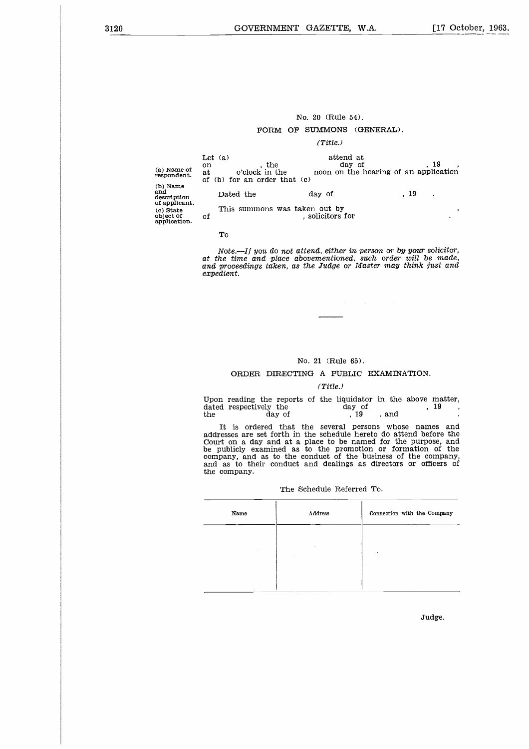No. 20 (Rule 54).

## FORM OF SUMMONS (GENERAL).

*(Title.)*

Let (a) attend at on , the day of , 19 , at o'clock in the noon on the hearing of an application of (b) for an order that (c)

(a) Name of respondent.
(b) Name and description of applicant.
(c) State object of application.

Dated the day of , 19 .

This summons was taken out by , of , solicitors for .

To

*Note.—If you do not attend, either in person or by your solicitor, at the time and place abovementioned, such order will be made, and proceedings taken, as the Judge or Master may think just and expedient.*

---

No. 21 (Rule 65).

## ORDER DIRECTING A PUBLIC EXAMINATION.

*(Title.)*

Upon reading the reports of the liquidator in the above matter, dated respectively the day of , 19 , the day of , 19 , and .

It is ordered that the several persons whose names and addresses are set forth in the schedule hereto do attend before the Court on a day and at a place to be named for the purpose, and be publicly examined as to the promotion or formation of the company, and as to the conduct of the business of the company, and as to their conduct and dealings as directors or officers of the company.

The Schedule Referred To.

| Name | Address | Connection with the Company |
|---|---|---|
| | | |

Judge.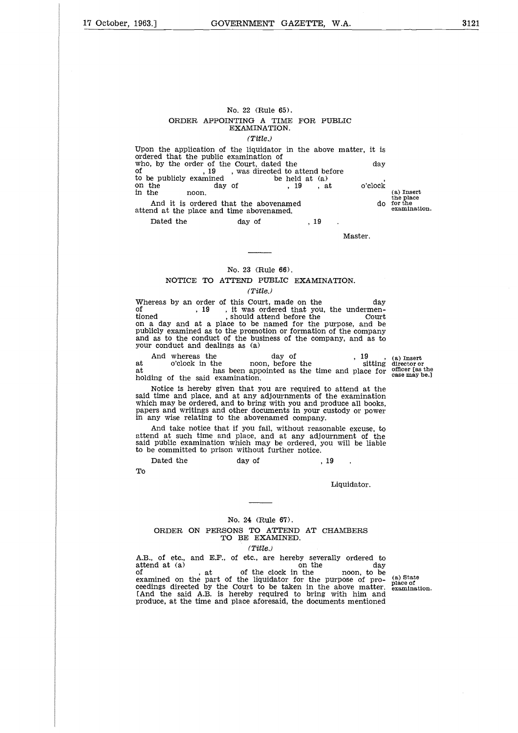No. 22 (Rule 65).

ORDER APPOINTING A TIME FOR PUBLIC EXAMINATION.

*(Title.)*

Upon the application of the liquidator in the above matter, it is ordered that the public examination of who, by the order of the Court, dated the day of , 19 , was directed to attend before to be publicly examined be held at (a) , on the day of , 19 , at o'clock in the noon.

And it is ordered that the abovenamed do attend at the place and time abovenamed.

(a) Insert the place for the examination.

Dated the day of , 19 .

Master.

---

No. 23 (Rule 66).

NOTICE TO ATTEND PUBLIC EXAMINATION.

*(Title.)*

Whereas by an order of this Court, made on the day of , 19 , it was ordered that you, the undermentioned , should attend before the Court on a day and at a place to be named for the purpose, and be publicly examined as to the promotion or formation of the company and as to the conduct of the business of the company, and as to your conduct and dealings as (a)

And whereas the day of , 19 , at o'clock in the noon, before the sitting at has been appointed as the time and place for holding of the said examination.

(a) Insert director or officer [as the case may be.]

Notice is hereby given that you are required to attend at the said time and place, and at any adjournments of the examination which may be ordered, and to bring with you and produce all books, papers and writings and other documents in your custody or power in any wise relating to the abovenamed company.

And take notice that if you fail, without reasonable excuse, to attend at such time and place, and at any adjournment of the said public examination which may be ordered, you will be liable to be committed to prison without further notice.

Dated the day of , 19 .

To

Liquidator.

---

No. 24 (Rule 67).

ORDER ON PERSONS TO ATTEND AT CHAMBERS TO BE EXAMINED.

*(Title.)*

A.B., of etc., and E.F., of etc., are hereby severally ordered to attend at (a) on the day of , at of the clock in the noon, to be examined on the part of the liquidator for the purpose of proceedings directed by the Court to be taken in the above matter. [And the said A.B. is hereby required to bring with him and produce, at the time and place aforesaid, the documents mentioned

(a) State place of examination.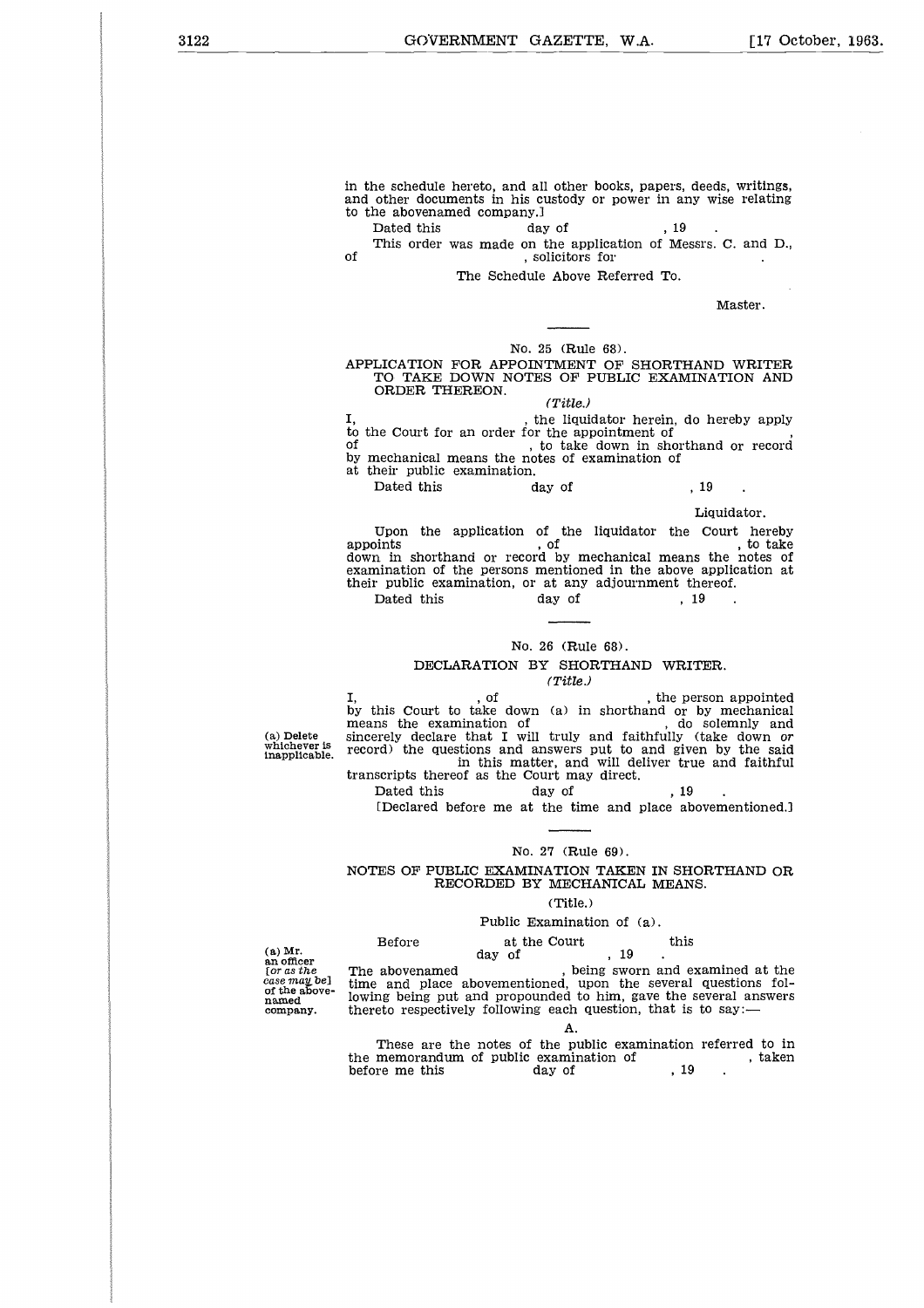in the schedule hereto, and all other books, papers, deeds, writings, and other documents in his custody or power in any wise relating to the abovenamed company.]

Dated this day of , 19 .

This order was made on the application of Messrs. C. and D., of , solicitors for .

The Schedule Above Referred To.

Master.

---

No. 25 (Rule 68).

## APPLICATION FOR APPOINTMENT OF SHORTHAND WRITER TO TAKE DOWN NOTES OF PUBLIC EXAMINATION AND ORDER THEREON.

*(Title.)*

I, , the liquidator herein, do hereby apply to the Court for an order for the appointment of , of , to take down in shorthand or record by mechanical means the notes of examination of at their public examination.

Dated this day of , 19 .

Liquidator.

Upon the application of the liquidator the Court hereby appoints , of , to take down in shorthand or record by mechanical means the notes of examination of the persons mentioned in the above application at their public examination, or at any adjournment thereof.

Dated this day of , 19 .

---

No. 26 (Rule 68).

## DECLARATION BY SHORTHAND WRITER.

*(Title.)*

(a) Delete whichever is inapplicable.

I, , of , the person appointed by this Court to take down (a) in shorthand or by mechanical means the examination of , do solemnly and sincerely declare that I will truly and faithfully (take down *or* record) the questions and answers put to and given by the said in this matter, and will deliver true and faithful transcripts thereof as the Court may direct.

Dated this day of , 19 .

[Declared before me at the time and place abovementioned.]

---

No. 27 (Rule 69).

## NOTES OF PUBLIC EXAMINATION TAKEN IN SHORTHAND OR RECORDED BY MECHANICAL MEANS.

(Title.)

Public Examination of (a).

(a) Mr. an officer [*or as the case may be*] of the abovenamed company.

Before at the Court this day of , 19 .

The abovenamed , being sworn and examined at the time and place abovementioned, upon the several questions following being put and propounded to him, gave the several answers thereto respectively following each question, that is to say:—

A.

These are the notes of the public examination referred to in the memorandum of public examination of , taken before me this day of , 19 .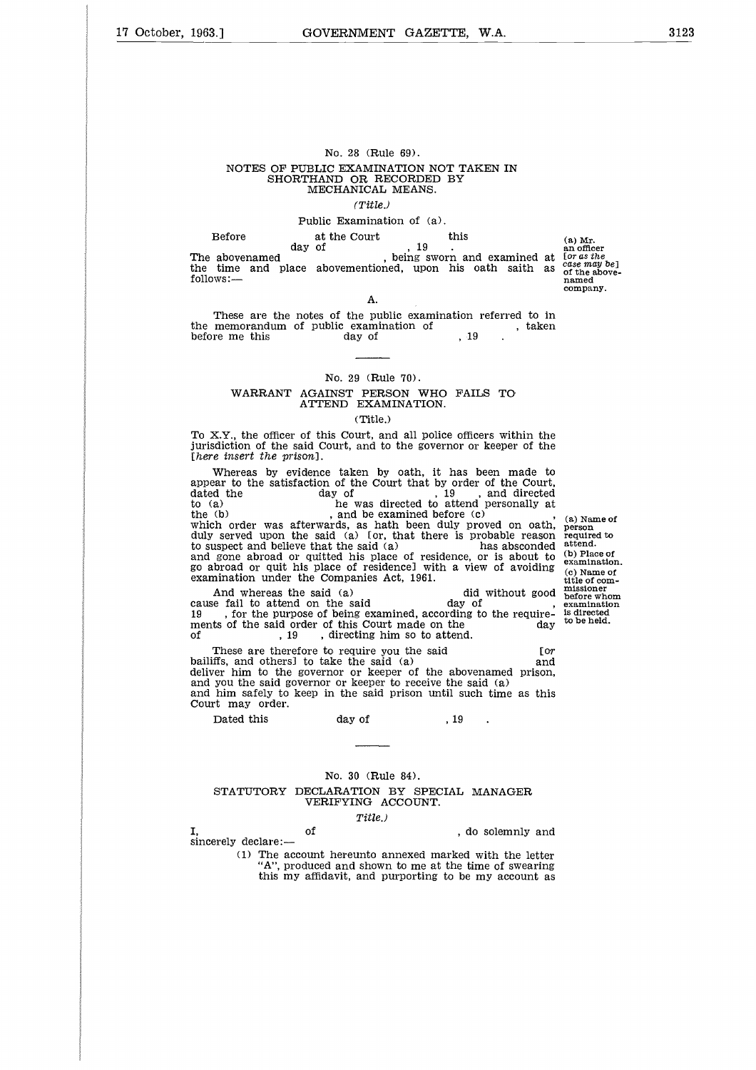No. 28 (Rule 69).

NOTES OF PUBLIC EXAMINATION NOT TAKEN IN SHORTHAND OR RECORDED BY MECHANICAL MEANS.

*(Title.)*

Public Examination of (a).

Before                    at the Court                    this                    day of                    , 19        .
The abovenamed                    , being sworn and examined at the time and place abovementioned, upon his oath saith as follows:—

(a) Mr. an officer [*or as the case may be*] of the abovenamed company.

A.

These are the notes of the public examination referred to in the memorandum of public examination of                    , taken before me this                    day of                    , 19        .

---

No. 29 (Rule 70).

WARRANT AGAINST PERSON WHO FAILS TO ATTEND EXAMINATION.

(Title.)

To X.Y., the officer of this Court, and all police officers within the jurisdiction of the said Court, and to the governor or keeper of the [*here insert the prison*].

Whereas by evidence taken by oath, it has been made to appear to the satisfaction of the Court that by order of the Court, dated the                    day of                    , 19        , and directed to (a)                    he was directed to attend personally at the (b)                    , and be examined before (c)                    , which order was afterwards, as hath been duly proved on oath, duly served upon the said (a) [or, that there is probable reason to suspect and believe that the said (a)                    has absconded and gone abroad or quitted his place of residence, or is about to go abroad or quit his place of residence] with a view of avoiding examination under the Companies Act, 1961.

And whereas the said (a)                    did without good cause fail to attend on the said                    day of                    , 19        , for the purpose of being examined, according to the requirements of the said order of this Court made on the                    day of                    , 19        , directing him so to attend.

These are therefore to require you the said                    [or bailiffs, and others] to take the said (a)                    and deliver him to the governor or keeper of the abovenamed prison, and you the said governor or keeper to receive the said (a) and him safely to keep in the said prison until such time as this Court may order.

Dated this                    day of                    , 19        .

(a) Name of person required to attend.
(b) Place of examination.
(c) Name of title of commissioner before whom examination is directed to be held.

---

No. 30 (Rule 84).

STATUTORY DECLARATION BY SPECIAL MANAGER VERIFYING ACCOUNT.

*Title.)*

I,                    of                    , do solemnly and sincerely declare:—

(1) The account hereunto annexed marked with the letter "A", produced and shown to me at the time of swearing this my affidavit, and purporting to be my account as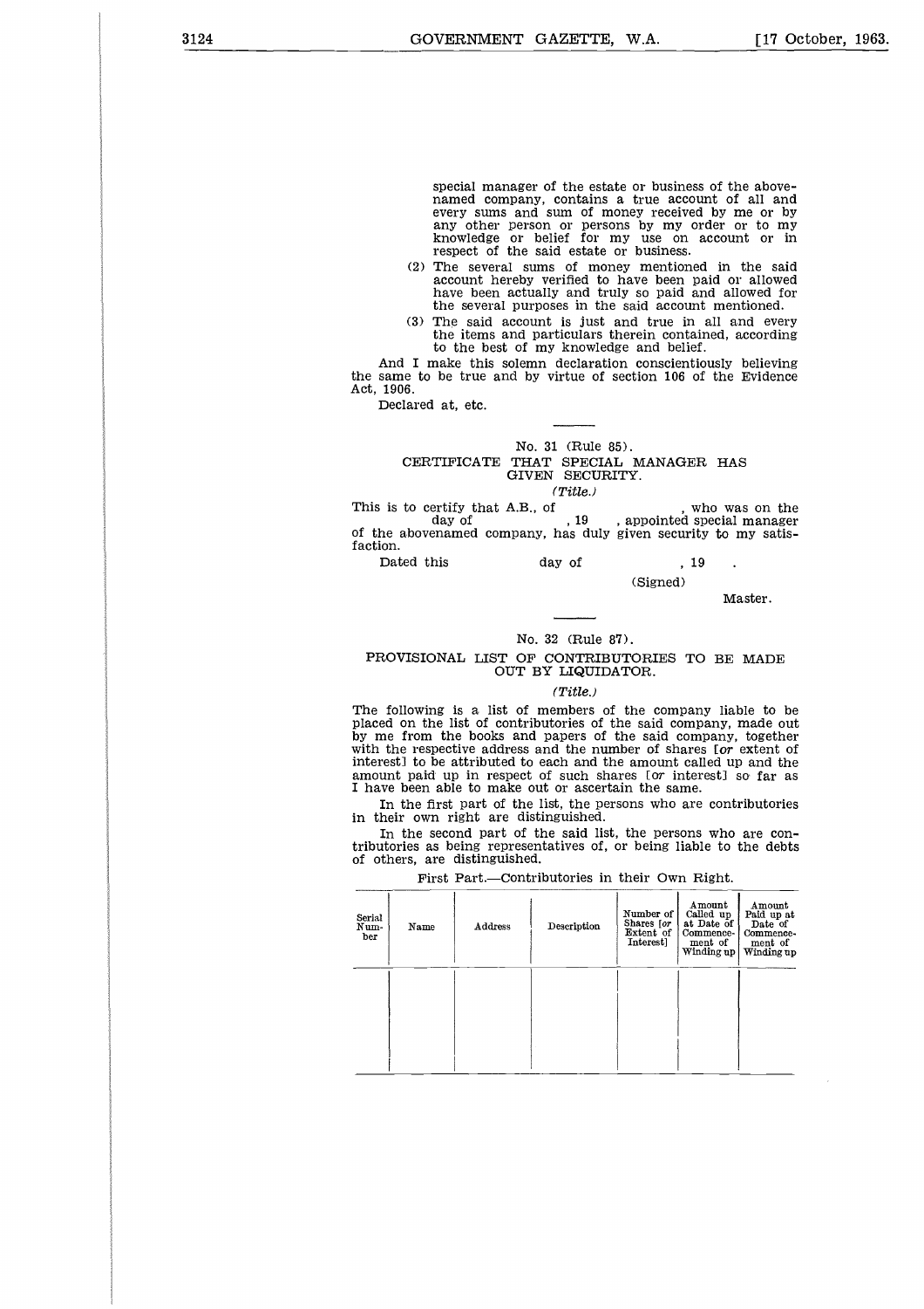special manager of the estate or business of the abovenamed company, contains a true account of all and every sums and sum of money received by me or by any other person or persons by my order or to my knowledge or belief for my use on account or in respect of the said estate or business.

(2) The several sums of money mentioned in the said account hereby verified to have been paid or allowed have been actually and truly so paid and allowed for the several purposes in the said account mentioned.

(3) The said account is just and true in all and every the items and particulars therein contained, according to the best of my knowledge and belief.

And I make this solemn declaration conscientiously believing the same to be true and by virtue of section 106 of the Evidence Act, 1906.

Declared at, etc.

---

No. 31 (Rule 85).

## CERTIFICATE THAT SPECIAL MANAGER HAS GIVEN SECURITY.

*(Title.)*

This is to certify that A.B., of , who was on the day of , 19 , appointed special manager of the abovenamed company, has duly given security to my satisfaction.

Dated this day of , 19 .

(Signed)

Master.

---

No. 32 (Rule 87).

## PROVISIONAL LIST OF CONTRIBUTORIES TO BE MADE OUT BY LIQUIDATOR.

*(Title.)*

The following is a list of members of the company liable to be placed on the list of contributories of the said company, made out by me from the books and papers of the said company, together with the respective address and the number of shares [*or* extent of interest] to be attributed to each and the amount called up and the amount paid up in respect of such shares [*or* interest] so far as I have been able to make out or ascertain the same.

In the first part of the list, the persons who are contributories in their own right are distinguished.

In the second part of the said list, the persons who are contributories as being representatives of, or being liable to the debts of others, are distinguished.

First Part.—Contributories in their Own Right.

| Serial Number | Name | Address | Description | Number of Shares [*or* Extent of Interest] | Amount Called up at Date of Commencement of Winding up | Amount Paid up at Date of Commencement of Winding up |
|---|---|---|---|---|---|---|
| | | | | | | |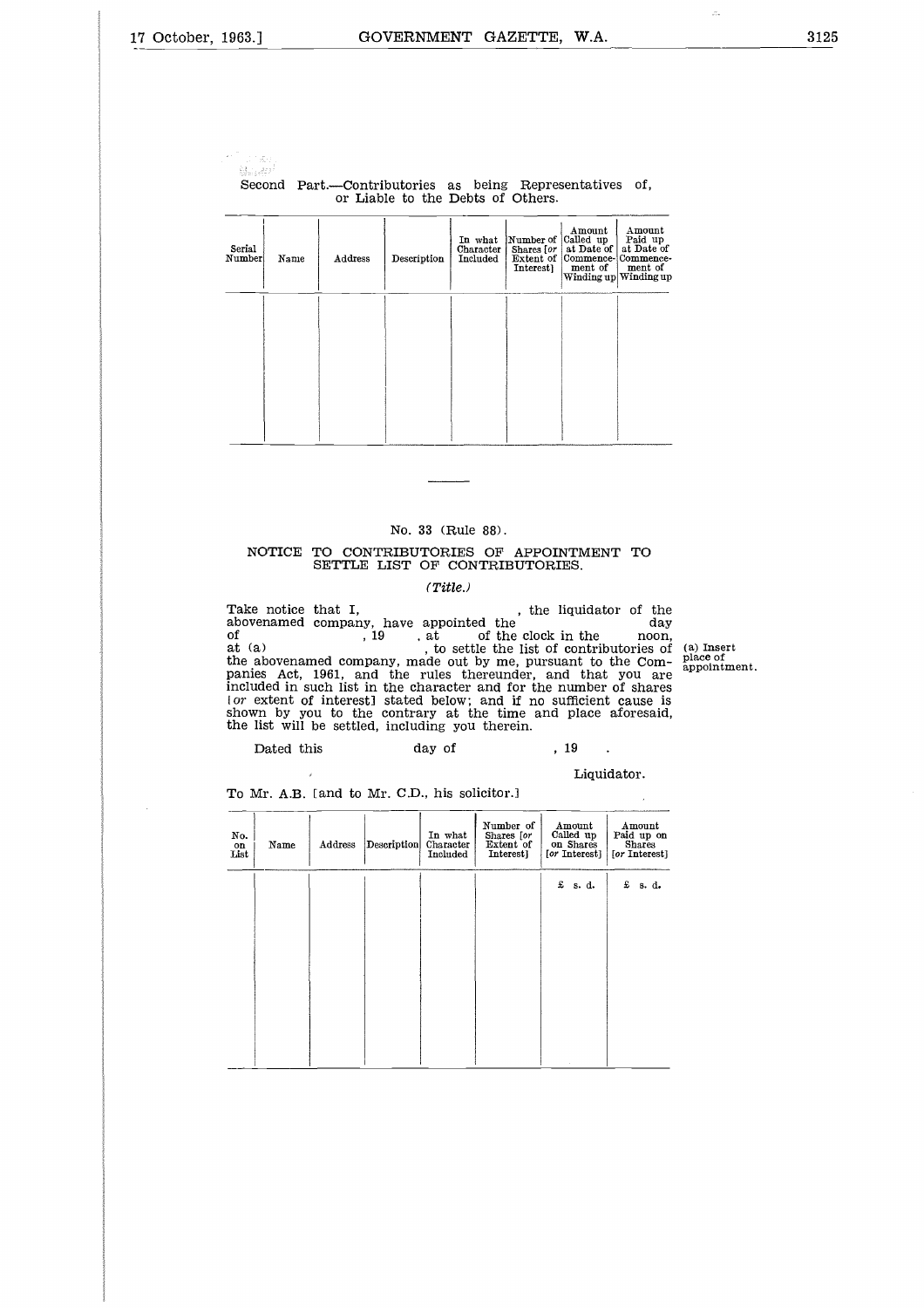Second Part.—Contributories as being Representatives of, or Liable to the Debts of Others.

| Serial Number | Name | Address | Description | In what Character Included | Number of Shares [*or* Extent of Interest] | Amount Called up at Date of Commencement of Winding up | Amount Paid up at Date of Commencement of Winding up |
|---|---|---|---|---|---|---|---|
| | | | | | | | |

No. 33 (Rule 88).

## NOTICE TO CONTRIBUTORIES OF APPOINTMENT TO SETTLE LIST OF CONTRIBUTORIES.

*(Title.)*

Take notice that I, , the liquidator of the abovenamed company, have appointed the day of , 19 , at of the clock in the noon, at (a) , to settle the list of contributories of the abovenamed company, made out by me, pursuant to the Companies Act, 1961, and the rules thereunder, and that you are included in such list in the character and for the number of shares [*or* extent of interest] stated below; and if no sufficient cause is shown by you to the contrary at the time and place aforesaid, the list will be settled, including you therein.

(a) Insert place of appointment.

Dated this day of , 19 .

Liquidator.

To Mr. A.B. [and to Mr. C.D., his solicitor.]

| No. on List | Name | Address | Description | In what Character Included | Number of Shares [*or* Extent of Interest] | Amount Called up on Shares [*or* Interest] | Amount Paid up on Shares [*or* Interest] |
|---|---|---|---|---|---|---|---|
| | | | | | | £ s. d. | £ s. d. |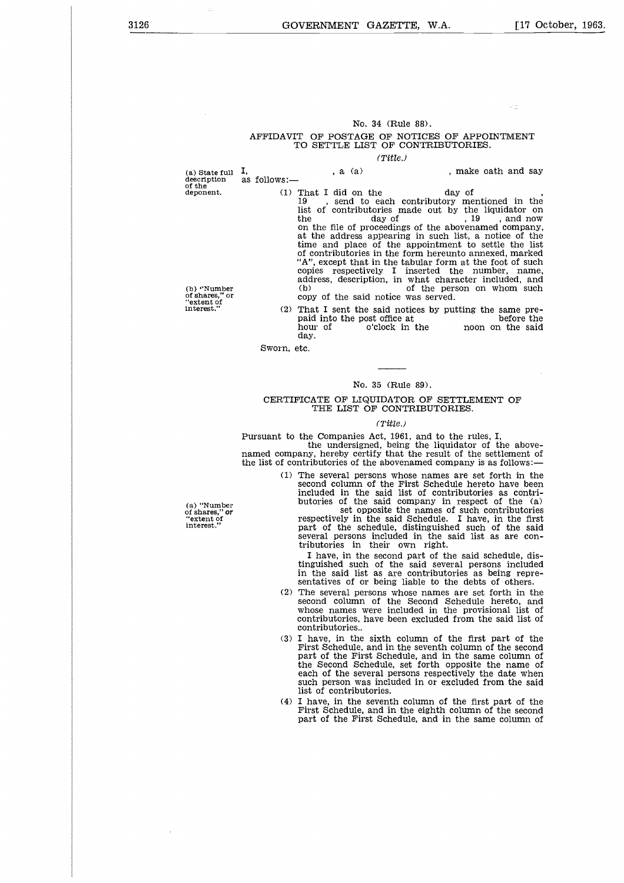## No. 34 (Rule 88).

### AFFIDAVIT OF POSTAGE OF NOTICES OF APPOINTMENT TO SETTLE LIST OF CONTRIBUTORIES.

*(Title.)*

(a) State full description of the deponent.

I,                    , a (a)                    , make oath and say as follows:—

(1) That I did on the            day of            , 19   , send to each contributory mentioned in the list of contributories made out by the liquidator on the            day of            , 19   , and now on the file of proceedings of the abovenamed company, at the address appearing in such list, a notice of the time and place of the appointment to settle the list of contributories in the form hereunto annexed, marked "A", except that in the tabular form at the foot of such copies respectively I inserted the number, name, address, description, in what character included, and (b)                    of the person on whom such copy of the said notice was served.

(b) "Number of shares," or "extent of interest."

(2) That I sent the said notices by putting the same prepaid into the post office at                    before the hour of        o'clock in the        noon on the said day.

Sworn, etc.

---

## No. 35 (Rule 89).

### CERTIFICATE OF LIQUIDATOR OF SETTLEMENT OF THE LIST OF CONTRIBUTORIES.

*(Title.)*

Pursuant to the Companies Act, 1961, and to the rules, I,                    the undersigned, being the liquidator of the abovenamed company, hereby certify that the result of the settlement of the list of contributories of the abovenamed company is as follows:—

(a) "Number of shares," or "extent of interest."

(1) The several persons whose names are set forth in the second column of the First Schedule hereto have been included in the said list of contributories as contributories of the said company in respect of the (a)                    set opposite the names of such contributories respectively in the said Schedule. I have, in the first part of the schedule, distinguished such of the said several persons included in the said list as are contributories in their own right.

I have, in the second part of the said schedule, distinguished such of the said several persons included in the said list as are contributories as being representatives of or being liable to the debts of others.

(2) The several persons whose names are set forth in the second column of the Second Schedule hereto, and whose names were included in the provisional list of contributories, have been excluded from the said list of contributories..

(3) I have, in the sixth column of the first part of the First Schedule, and in the seventh column of the second part of the First Schedule, and in the same column of the Second Schedule, set forth opposite the name of each of the several persons respectively the date when such person was included in or excluded from the said list of contributories.

(4) I have, in the seventh column of the first part of the First Schedule, and in the eighth column of the second part of the First Schedule, and in the same column of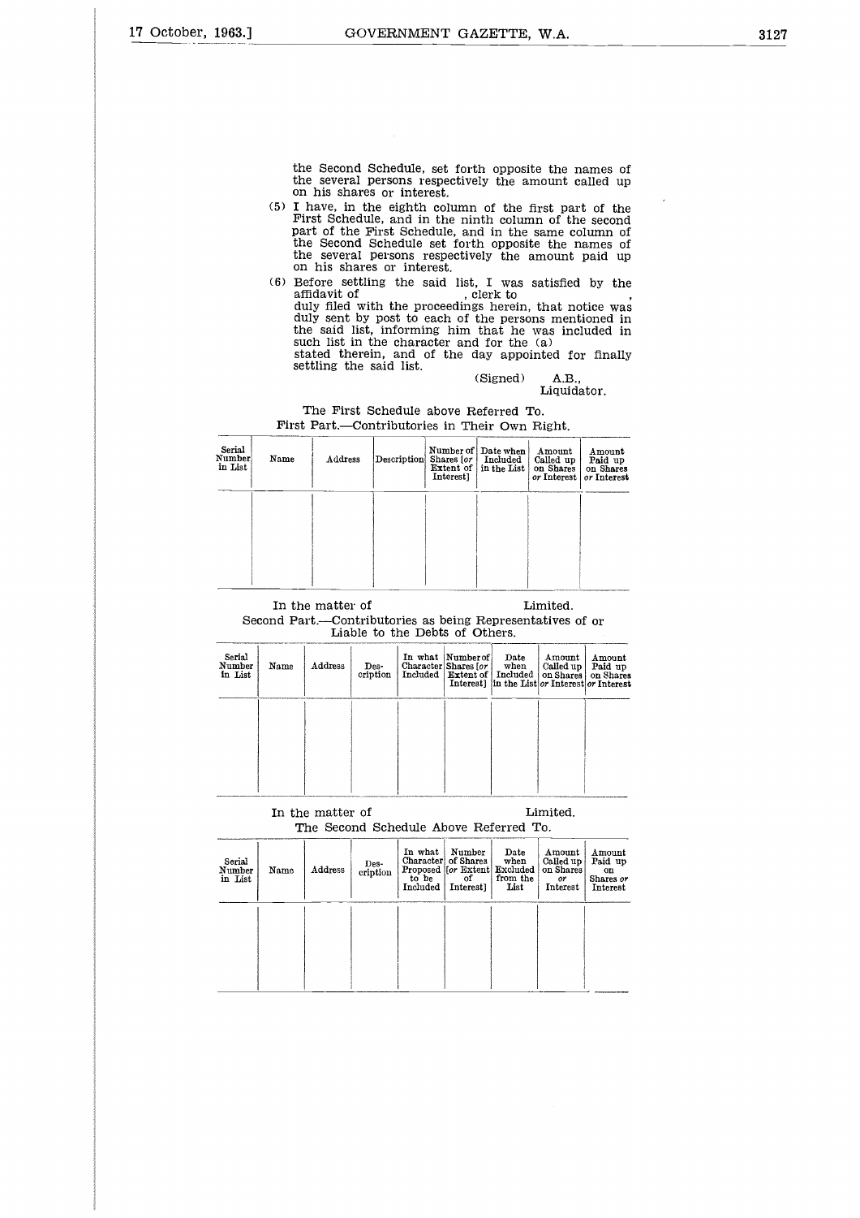the Second Schedule, set forth opposite the names of the several persons respectively the amount called up on his shares or interest.

(5) I have, in the eighth column of the first part of the First Schedule, and in the ninth column of the second part of the First Schedule, and in the same column of the Second Schedule set forth opposite the names of the several persons respectively the amount paid up on his shares or interest.

(6) Before settling the said list, I was satisfied by the affidavit of , clerk to , duly filed with the proceedings herein, that notice was duly sent by post to each of the persons mentioned in the said list, informing him that he was included in such list in the character and for the (a) stated therein, and of the day appointed for finally settling the said list.

(Signed) A.B.,
Liquidator.

The First Schedule above Referred To.
First Part.—Contributories in Their Own Right.

| Serial Number in List | Name | Address | Description | Number of Shares [*or* Extent of Interest] | Date when Included in the List | Amount Called up on Shares *or* Interest | Amount Paid up on Shares *or* Interest |
|---|---|---|---|---|---|---|---|
| | | | | | | | |

In the matter of Limited.
Second Part.—Contributories as being Representatives of or Liable to the Debts of Others.

| Serial Number in List | Name | Address | Description | In what Character Included | Number of Shares [*or* Extent of Interest] | Date when Included in the List | Amount Called up on Shares *or* Interest | Amount Paid up on Shares *or* Interest |
|---|---|---|---|---|---|---|---|---|
| | | | | | | | | |

In the matter of Limited.
The Second Schedule Above Referred To.

| Serial Number in List | Name | Address | Description | In what Character Proposed to be Included | Number of Shares [*or* Extent of Interest] | Date when Excluded from the List | Amount Called up on Shares *or* Interest | Amount Paid up on Shares *or* Interest |
|---|---|---|---|---|---|---|---|---|
| | | | | | | | | |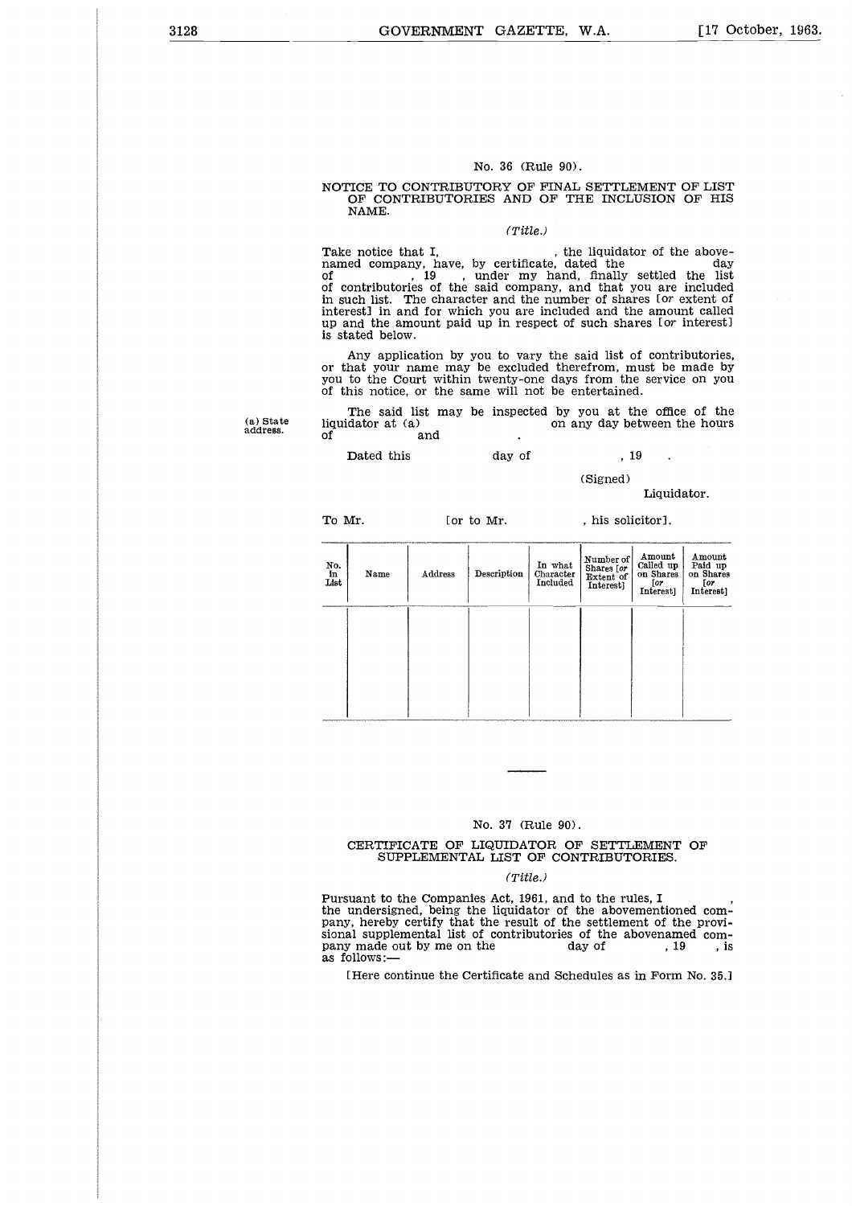No. 36 (Rule 90).

NOTICE TO CONTRIBUTORY OF FINAL SETTLEMENT OF LIST OF CONTRIBUTORIES AND OF THE INCLUSION OF HIS NAME.

*(Title.)*

Take notice that I,                    , the liquidator of the abovenamed company, have, by certificate, dated the                    day of            , 19    , under my hand, finally settled the list of contributories of the said company, and that you are included in such list. The character and the number of shares [*or* extent of interest] in and for which you are included and the amount called up and the amount paid up in respect of such shares [*or* interest] is stated below.

Any application by you to vary the said list of contributories, or that your name may be excluded therefrom, must be made by you to the Court within twenty-one days from the service on you of this notice, or the same will not be entertained.

The said list may be inspected by you at the office of the liquidator at (a)                    on any day between the hours of            and            .

(a) State address.

Dated this            day of            , 19    .

(Signed)

Liquidator.

To Mr.            [or to Mr.            , his solicitor].

| No. in List | Name | Address | Description | In what Character Included | Number of Shares [*or* Extent of Interest] | Amount Called up on Shares [*or* Interest] | Amount Paid up on Shares [*or* Interest] |
|---|---|---|---|---|---|---|---|
| | | | | | | | |

No. 37 (Rule 90).

CERTIFICATE OF LIQUIDATOR OF SETTLEMENT OF SUPPLEMENTAL LIST OF CONTRIBUTORIES.

*(Title.)*

Pursuant to the Companies Act, 1961, and to the rules, I            , the undersigned, being the liquidator of the abovementioned company, hereby certify that the result of the settlement of the provisional supplemental list of contributories of the abovenamed company made out by me on the            day of            , 19    , is as follows:—

[Here continue the Certificate and Schedules as in Form No. 35.]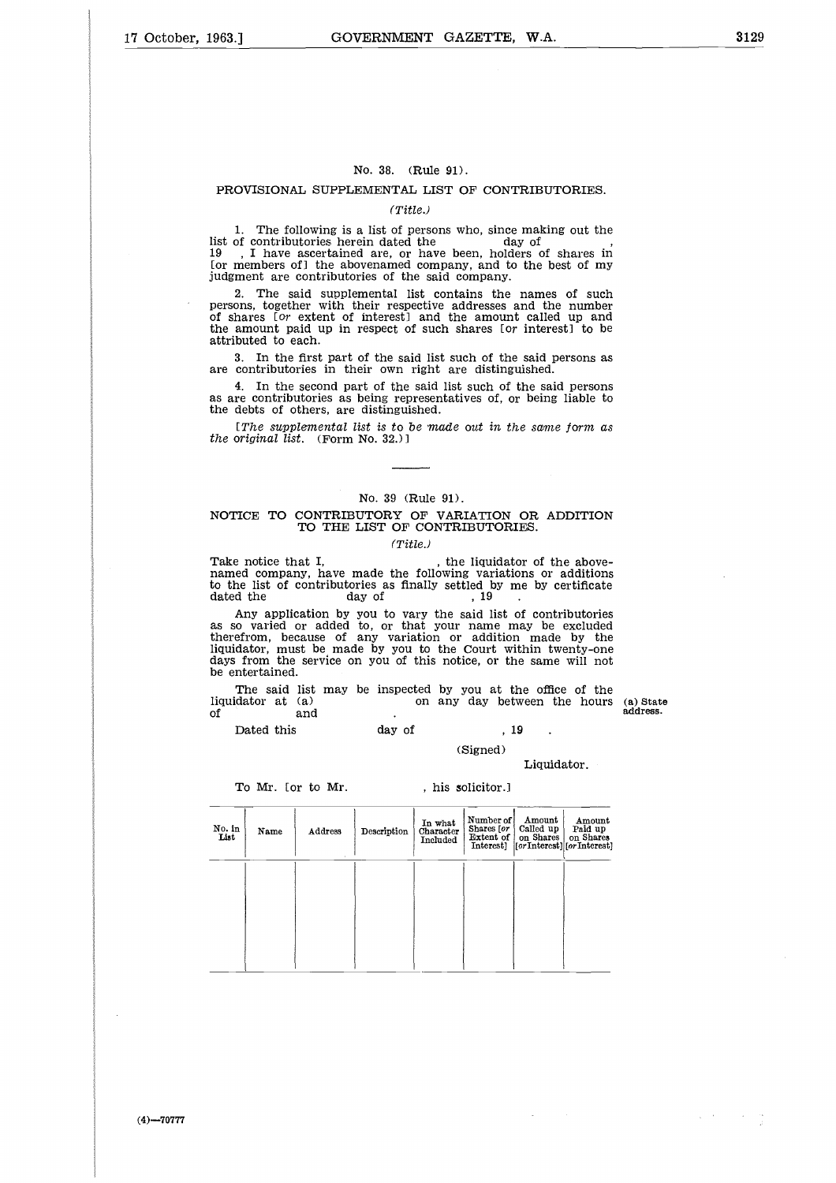## No. 38. (Rule 91).

### PROVISIONAL SUPPLEMENTAL LIST OF CONTRIBUTORIES.

*(Title.)*

1. The following is a list of persons who, since making out the list of contributories herein dated the day of , 19 , I have ascertained are, or have been, holders of shares in [or members of] the abovenamed company, and to the best of my judgment are contributories of the said company.

2. The said supplemental list contains the names of such persons, together with their respective addresses and the number of shares [*or* extent of interest] and the amount called up and the amount paid up in respect of such shares [or interest] to be attributed to each.

3. In the first part of the said list such of the said persons as are contributories in their own right are distinguished.

4. In the second part of the said list such of the said persons as are contributories as being representatives of, or being liable to the debts of others, are distinguished.

[*The supplemental list is to be made out in the same form as the original list.* (Form No. 32.)]

---

## No. 39 (Rule 91).

### NOTICE TO CONTRIBUTORY OF VARIATION OR ADDITION TO THE LIST OF CONTRIBUTORIES.

*(Title.)*

Take notice that I, , the liquidator of the abovenamed company, have made the following variations or additions to the list of contributories as finally settled by me by certificate dated the day of , 19 .

Any application by you to vary the said list of contributories as so varied or added to, or that your name may be excluded therefrom, because of any variation or addition made by the liquidator, must be made by you to the Court within twenty-one days from the service on you of this notice, or the same will not be entertained.

The said list may be inspected by you at the office of the liquidator at (a) on any day between the hours of and .

(a) State address.

Dated this day of , 19 .

(Signed)

Liquidator.

To Mr. [or to Mr. , his solicitor.]

| No. in List | Name | Address | Description | In what Character Included | Number of Shares [*or* Extent of Interest] | Amount Called up on Shares [*or* Interest] | Amount Paid up on Shares [*or* Interest] |
|---|---|---|---|---|---|---|---|
| | | | | | | | |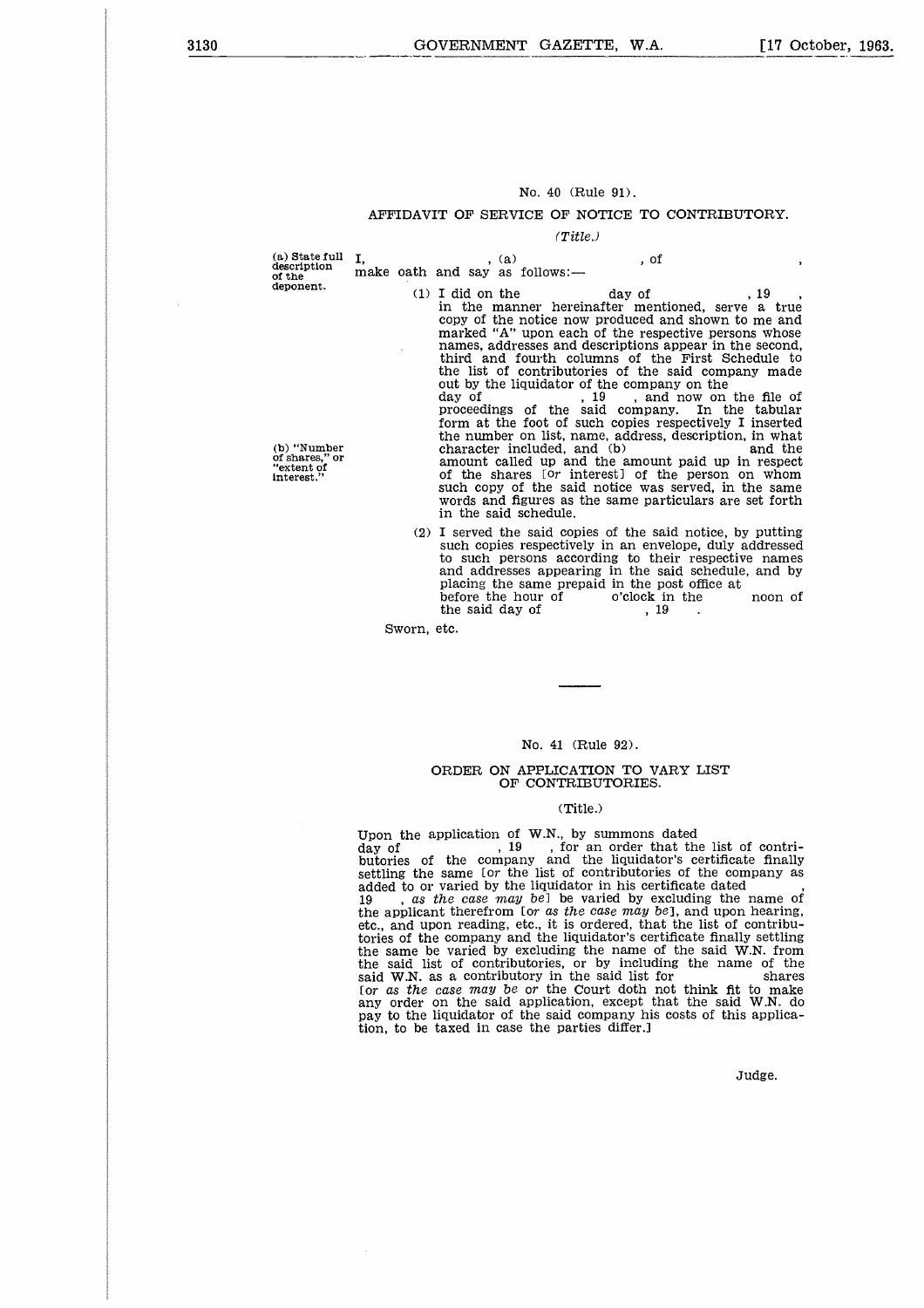No. 40 (Rule 91).

## AFFIDAVIT OF SERVICE OF NOTICE TO CONTRIBUTORY.

*(Title.)*

(a) State full description of the deponent.

I, , (a) , of , make oath and say as follows:—

(1) I did on the day of , 19 , in the manner hereinafter mentioned, serve a true copy of the notice now produced and shown to me and marked "A" upon each of the respective persons whose names, addresses and descriptions appear in the second, third and fourth columns of the First Schedule to the list of contributories of the said company made out by the liquidator of the company on the day of , 19 , and now on the file of proceedings of the said company. In the tabular form at the foot of such copies respectively I inserted the number on list, name, address, description, in what character included, and (b) and the amount called up and the amount paid up in respect of the shares [*or* interest] of the person on whom such copy of the said notice was served, in the same words and figures as the same particulars are set forth in the said schedule.

(b) "Number of shares," or "extent of interest."

(2) I served the said copies of the said notice, by putting such copies respectively in an envelope, duly addressed to such persons according to their respective names and addresses appearing in the said schedule, and by placing the same prepaid in the post office at before the hour of o'clock in the noon of the said day of , 19 .

Sworn, etc.

---

No. 41 (Rule 92).

## ORDER ON APPLICATION TO VARY LIST OF CONTRIBUTORIES.

(Title.)

Upon the application of W.N., by summons dated day of , 19 , for an order that the list of contributories of the company and the liquidator's certificate finally settling the same [*or* the list of contributories of the company as added to or varied by the liquidator in his certificate dated , 19 , *as the case may be*] be varied by excluding the name of the applicant therefrom [*or as the case may be*], and upon hearing, etc., and upon reading, etc., it is ordered, that the list of contributories of the company and the liquidator's certificate finally settling the same be varied by excluding the name of the said W.N. from the said list of contributories, or by including the name of the said W.N. as a contributory in the said list for shares [*or as the case may be or* the Court doth not think fit to make any order on the said application, except that the said W.N. do pay to the liquidator of the said company his costs of this application, to be taxed in case the parties differ.]

Judge.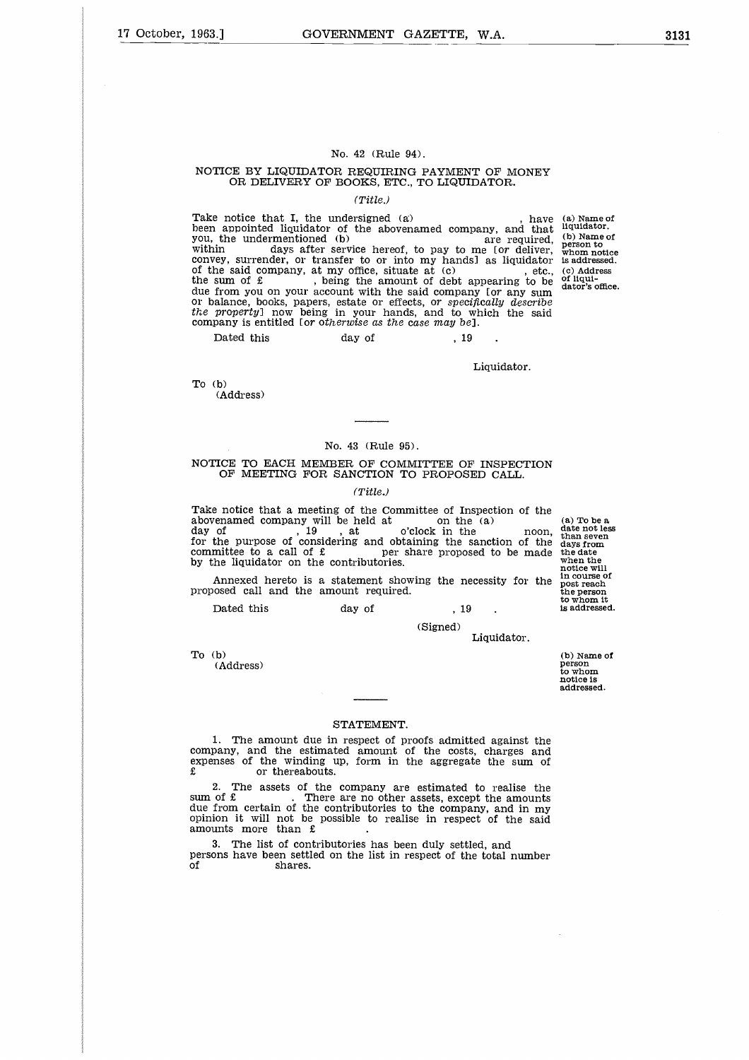No. 42 (Rule 94).

NOTICE BY LIQUIDATOR REQUIRING PAYMENT OF MONEY OR DELIVERY OF BOOKS, ETC., TO LIQUIDATOR.

*(Title.)*

Take notice that I, the undersigned (a) , have been appointed liquidator of the abovenamed company, and that you, the undermentioned (b) are required, within days after service hereof, to pay to me [*or* deliver, convey, surrender, or transfer to or into my hands] as liquidator of the said company, at my office, situate at (c) , etc., the sum of £ , being the amount of debt appearing to be due from you on your account with the said company [*or* any sum or balance, books, papers, estate or effects, *or specifically describe the property*] now being in your hands, and to which the said company is entitled [*or otherwise as the case may be*].

(a) Name of liquidator.
(b) Name of person to whom notice is addressed.
(c) Address of liquidator's office.

Dated this day of , 19 .

Liquidator.

To (b)
(Address)

---

No. 43 (Rule 95).

NOTICE TO EACH MEMBER OF COMMITTEE OF INSPECTION OF MEETING FOR SANCTION TO PROPOSED CALL.

*(Title.)*

Take notice that a meeting of the Committee of Inspection of the abovenamed company will be held at on the (a) day of , 19 , at o'clock in the noon, for the purpose of considering and obtaining the sanction of the committee to a call of £ per share proposed to be made by the liquidator on the contributories.

(a) To be a date not less than seven days from the date when the notice will in course of post reach the person to whom it is addressed.

Annexed hereto is a statement showing the necessity for the proposed call and the amount required.

Dated this day of , 19 .

(Signed)
Liquidator.

To (b)
(Address)

(b) Name of person to whom notice is addressed.

---

STATEMENT.

1. The amount due in respect of proofs admitted against the company, and the estimated amount of the costs, charges and expenses of the winding up, form in the aggregate the sum of £ or thereabouts.

2. The assets of the company are estimated to realise the sum of £ . There are no other assets, except the amounts due from certain of the contributories to the company, and in my opinion it will not be possible to realise in respect of the said amounts more than £ .

3. The list of contributories has been duly settled, and persons have been settled on the list in respect of the total number of shares.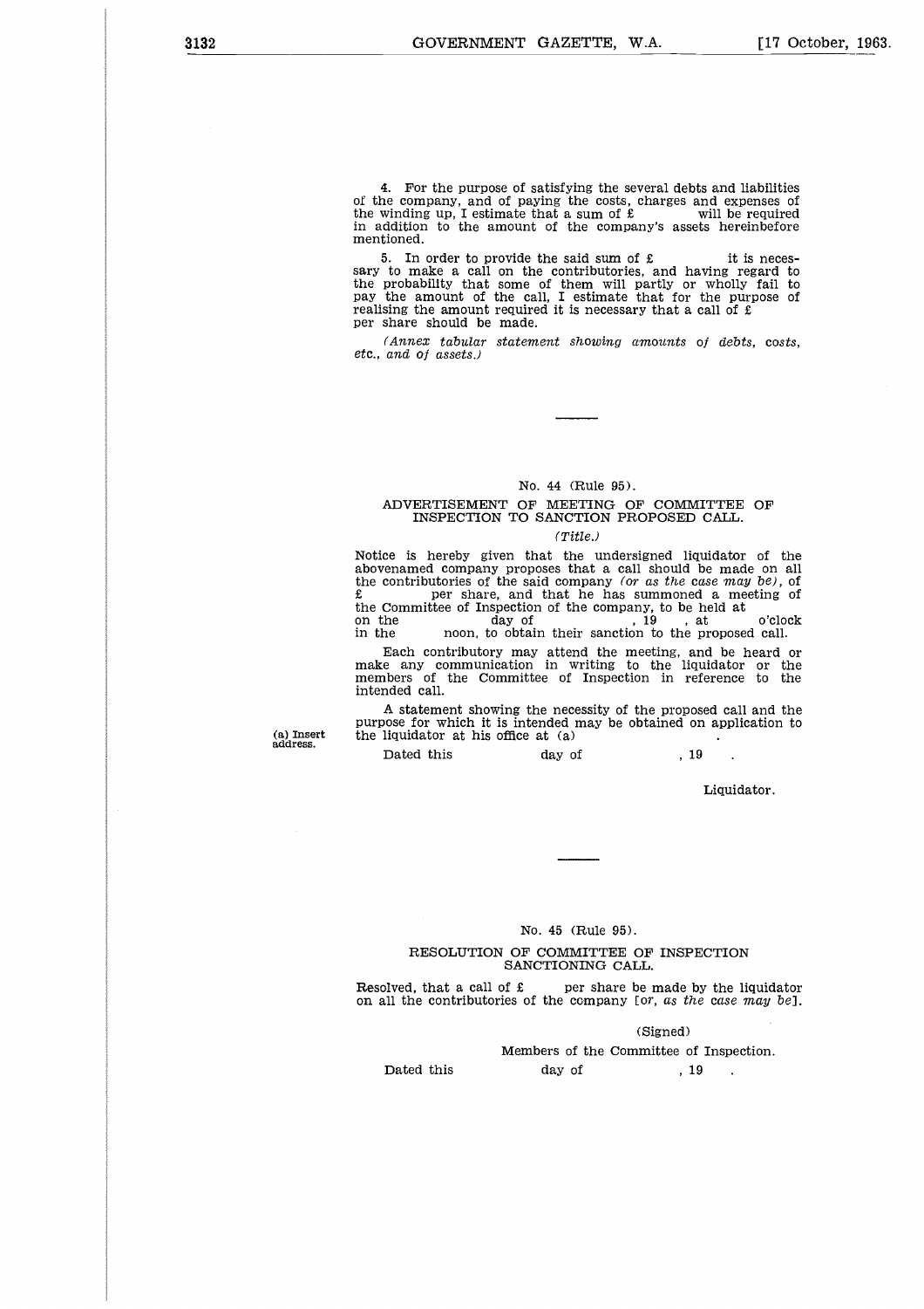4. For the purpose of satisfying the several debts and liabilities of the company, and of paying the costs, charges and expenses of the winding up, I estimate that a sum of £ will be required in addition to the amount of the company's assets hereinbefore mentioned.

5. In order to provide the said sum of £ it is necessary to make a call on the contributories, and having regard to the probability that some of them will partly or wholly fail to pay the amount of the call, I estimate that for the purpose of realising the amount required it is necessary that a call of £ per share should be made.

*(Annex tabular statement showing amounts of debts, costs, etc., and of assets.)*

---

No. 44 (Rule 95).

## ADVERTISEMENT OF MEETING OF COMMITTEE OF INSPECTION TO SANCTION PROPOSED CALL.

*(Title.)*

Notice is hereby given that the undersigned liquidator of the abovenamed company proposes that a call should be made on all the contributories of the said company *(or as the case may be)*, of £ per share, and that he has summoned a meeting of the Committee of Inspection of the company, to be held at on the day of , 19 , at o'clock in the noon, to obtain their sanction to the proposed call.

Each contributory may attend the meeting, and be heard or make any communication in writing to the liquidator or the members of the Committee of Inspection in reference to the intended call.

A statement showing the necessity of the proposed call and the purpose for which it is intended may be obtained on application to the liquidator at his office at (a) .

(a) Insert address.

Dated this day of , 19 .

Liquidator.

---

No. 45 (Rule 95).

## RESOLUTION OF COMMITTEE OF INSPECTION SANCTIONING CALL.

Resolved, that a call of £ per share be made by the liquidator on all the contributories of the company [or, *as the case may be*].

(Signed)

Members of the Committee of Inspection.

Dated this day of , 19 .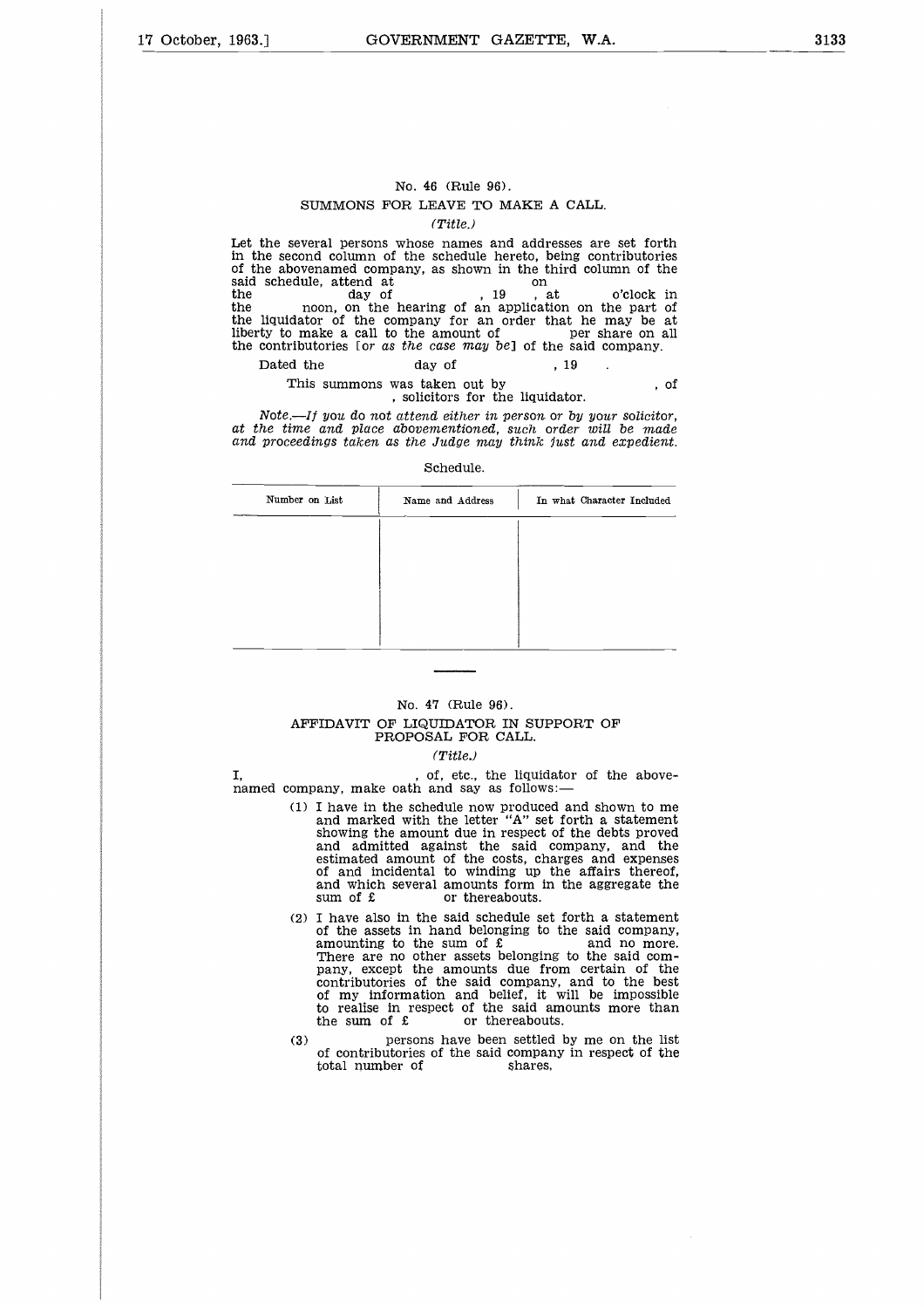No. 46 (Rule 96).

## SUMMONS FOR LEAVE TO MAKE A CALL.

*(Title.)*

Let the several persons whose names and addresses are set forth in the second column of the schedule hereto, being contributories of the abovenamed company, as shown in the third column of the said schedule, attend at on the day of , 19 , at o'clock in the noon, on the hearing of an application on the part of the liquidator of the company for an order that he may be at liberty to make a call to the amount of per share on all the contributories [*or as the case may be*] of the said company.

Dated the day of , 19 .

This summons was taken out by , of , solicitors for the liquidator.

*Note.—If you do not attend either in person or by your solicitor, at the time and place abovementioned, such order will be made and proceedings taken as the Judge may think just and expedient.*

Schedule.

| Number on List | Name and Address | In what Character Included |
|---|---|---|
| | | |

No. 47 (Rule 96).

## AFFIDAVIT OF LIQUIDATOR IN SUPPORT OF PROPOSAL FOR CALL.

*(Title.)*

I, , of, etc., the liquidator of the abovenamed company, make oath and say as follows:—

(1) I have in the schedule now produced and shown to me and marked with the letter "A" set forth a statement showing the amount due in respect of the debts proved and admitted against the said company, and the estimated amount of the costs, charges and expenses of and incidental to winding up the affairs thereof, and which several amounts form in the aggregate the sum of £ or thereabouts.

(2) I have also in the said schedule set forth a statement of the assets in hand belonging to the said company, amounting to the sum of £ and no more. There are no other assets belonging to the said company, except the amounts due from certain of the contributories of the said company, and to the best of my information and belief, it will be impossible to realise in respect of the said amounts more than the sum of £ or thereabouts.

(3) persons have been settled by me on the list of contributories of the said company in respect of the total number of shares,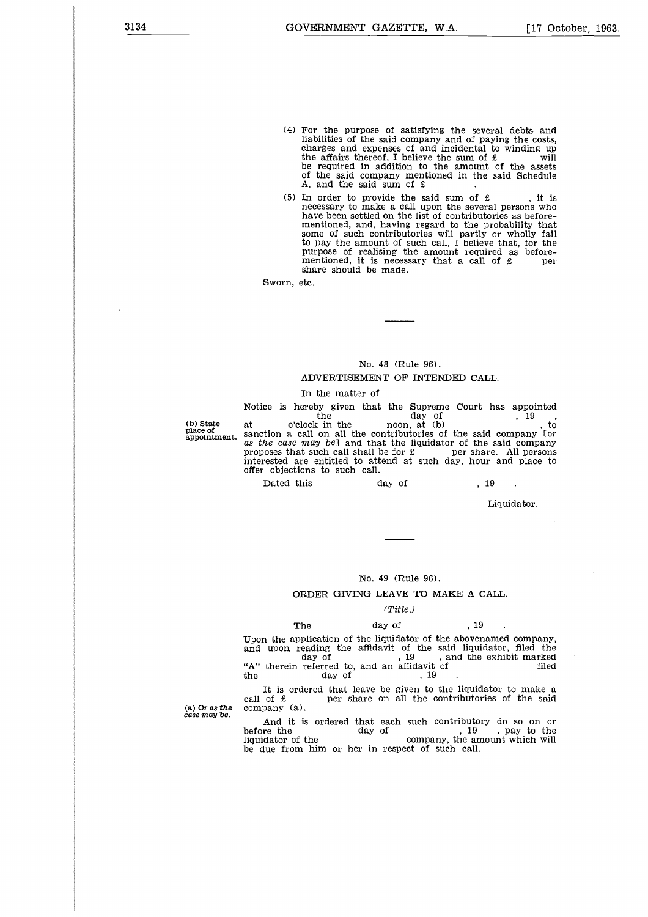(4) For the purpose of satisfying the several debts and liabilities of the said company and of paying the costs, charges and expenses of and incidental to winding up the affairs thereof, I believe the sum of £ will be required in addition to the amount of the assets of the said company mentioned in the said Schedule A, and the said sum of £ .

(5) In order to provide the said sum of £ , it is necessary to make a call upon the several persons who have been settled on the list of contributories as beforementioned, and, having regard to the probability that some of such contributories will partly or wholly fail to pay the amount of such call, I believe that, for the purpose of realising the amount required as beforementioned, it is necessary that a call of £ per share should be made.

Sworn, etc.

---

No. 48 (Rule 96).

ADVERTISEMENT OF INTENDED CALL.

In the matter of .

Notice is hereby given that the Supreme Court has appointed the day of , 19 , at o'clock in the noon, at (b) , to sanction a call on all the contributories of the said company [*or as the case may be*] and that the liquidator of the said company proposes that such call shall be for £ per share. All persons interested are entitled to attend at such day, hour and place to offer objections to such call.

(b) State place of appointment.

Dated this day of , 19 .

Liquidator.

---

No. 49 (Rule 96).

ORDER GIVING LEAVE TO MAKE A CALL.

*(Title.)*

The day of , 19 .

Upon the application of the liquidator of the abovenamed company, and upon reading the affidavit of the said liquidator, filed the day of , 19 , and the exhibit marked "A" therein referred to, and an affidavit of filed the day of , 19 .

It is ordered that leave be given to the liquidator to make a call of £ per share on all the contributories of the said company (a).

(a) *Or as the case may be.*

And it is ordered that each such contributory do so on or before the day of , 19 , pay to the liquidator of the company, the amount which will be due from him or her in respect of such call.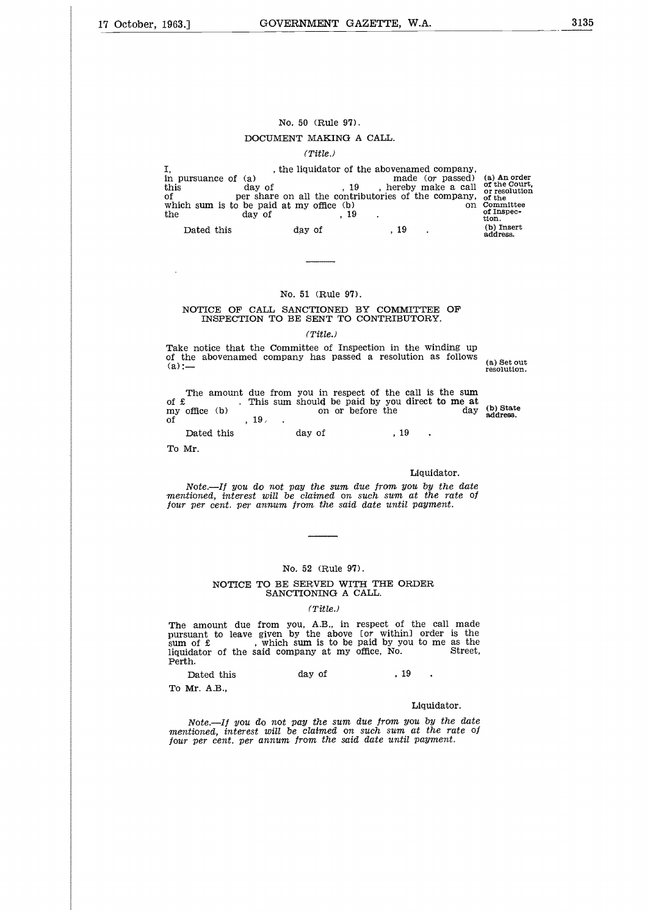No. 50 (Rule 97).

## DOCUMENT MAKING A CALL.

*(Title.)*

I, , the liquidator of the abovenamed company, in pursuance of (a) made (or passed) this day of , 19 , hereby make a call of per share on all the contributories of the company, which sum is to be paid at my office (b) on the day of , 19 .

Dated this day of , 19 .

(a) An order of the Court, or resolution of the Committee of Inspection.
(b) Insert address.

---

No. 51 (Rule 97).

## NOTICE OF CALL SANCTIONED BY COMMITTEE OF INSPECTION TO BE SENT TO CONTRIBUTORY.

*(Title.)*

Take notice that the Committee of Inspection in the winding up of the abovenamed company has passed a resolution as follows (a):—

(a) Set out resolution.

The amount due from you in respect of the call is the sum of £ . This sum should be paid by you direct to me at my office (b) on or before the day of , 19 .

(b) State address.

Dated this day of , 19 .

To Mr.

Liquidator.

*Note.—If you do not pay the sum due from you by the date mentioned, interest will be claimed on such sum at the rate of four per cent. per annum from the said date until payment.*

---

No. 52 (Rule 97).

## NOTICE TO BE SERVED WITH THE ORDER SANCTIONING A CALL.

*(Title.)*

The amount due from you, A.B., in respect of the call made pursuant to leave given by the above [or within] order is the sum of £ , which sum is to be paid by you to me as the liquidator of the said company at my office, No. Street, Perth.

Dated this day of , 19 .

To Mr. A.B.,

Liquidator.

*Note.—If you do not pay the sum due from you by the date mentioned, interest will be claimed on such sum at the rate of four per cent. per annum from the said date until payment.*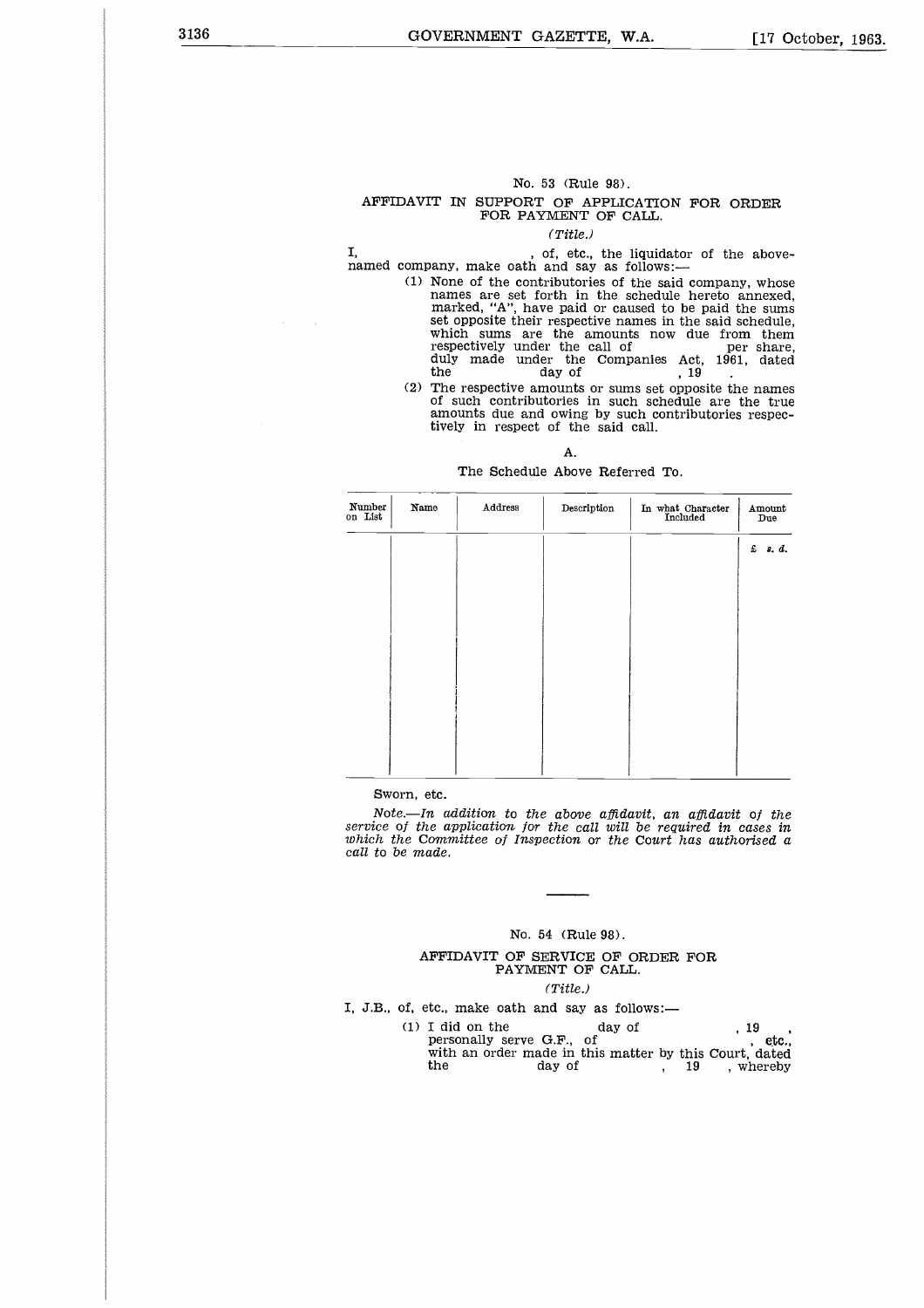No. 53 (Rule 98).

AFFIDAVIT IN SUPPORT OF APPLICATION FOR ORDER FOR PAYMENT OF CALL.

*(Title.)*

I, , of, etc., the liquidator of the above-named company, make oath and say as follows:—

(1) None of the contributories of the said company, whose names are set forth in the schedule hereto annexed, marked, "A", have paid or caused to be paid the sums set opposite their respective names in the said schedule, which sums are the amounts now due from them respectively under the call of per share, duly made under the Companies Act, 1961, dated the day of , 19 .

(2) The respective amounts or sums set opposite the names of such contributories in such schedule are the true amounts due and owing by such contributories respectively in respect of the said call.

A.

The Schedule Above Referred To.

| Number on List | Name | Address | Description | In what Character Included | Amount Due |
|---|---|---|---|---|---|
| | | | | | £ s. d. |

Sworn, etc.

*Note.—In addition to the above affidavit, an affidavit of the service of the application for the call will be required in cases in which the Committee of Inspection or the Court has authorised a call to be made.*

---

No. 54 (Rule 98).

AFFIDAVIT OF SERVICE OF ORDER FOR PAYMENT OF CALL.

*(Title.)*

I, J.B., of, etc., make oath and say as follows:—

(1) I did on the day of , 19 , personally serve G.F., of , etc., with an order made in this matter by this Court, dated the day of , 19 , whereby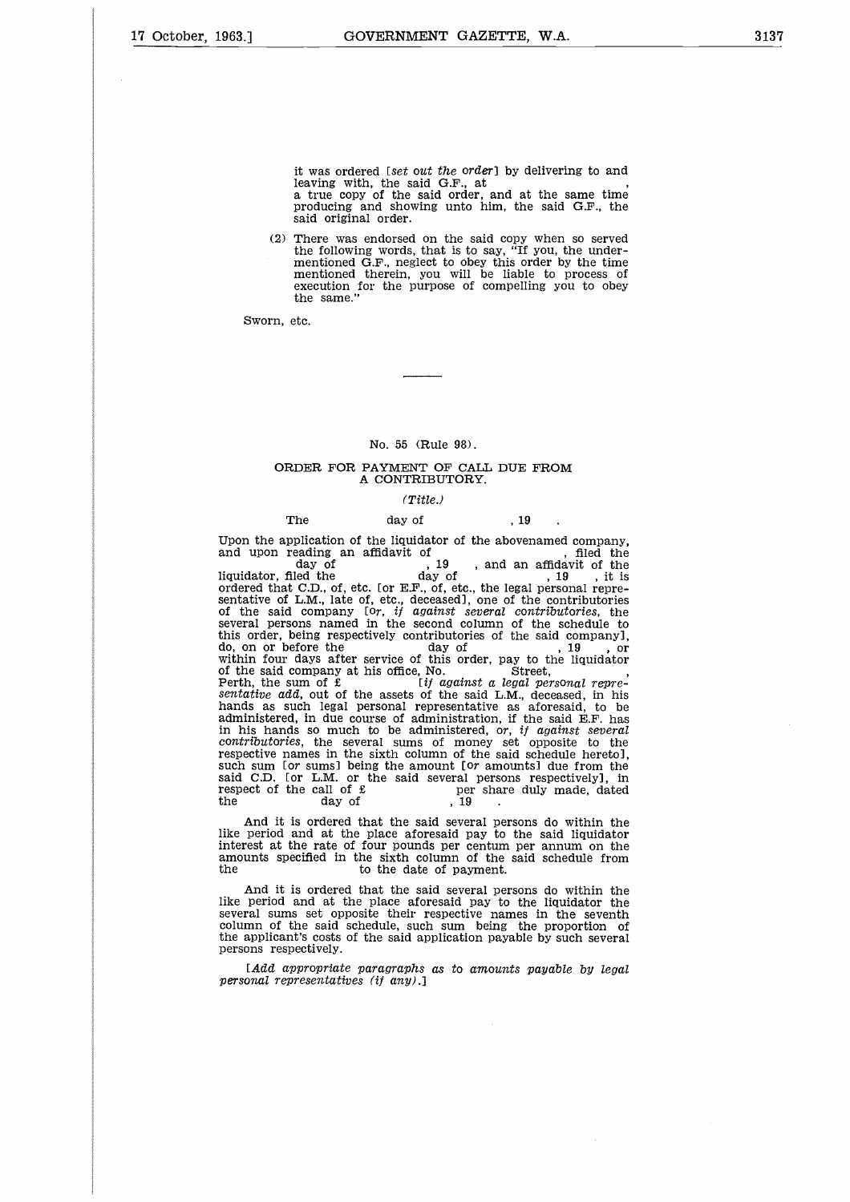it was ordered [*set out the order*] by delivering to and leaving with, the said G.F., at , a true copy of the said order, and at the same time producing and showing unto him, the said G.F., the said original order.

(2) There was endorsed on the said copy when so served the following words, that is to say, "If you, the under-mentioned G.F., neglect to obey this order by the time mentioned therein, you will be liable to process of execution for the purpose of compelling you to obey the same."

Sworn, etc.

---

No. 55 (Rule 98).

## ORDER FOR PAYMENT OF CALL DUE FROM A CONTRIBUTORY.

*(Title.)*

The day of , 19 .

Upon the application of the liquidator of the abovenamed company, and upon reading an affidavit of , filed the day of , 19 , and an affidavit of the liquidator, filed the day of , 19 , it is ordered that C.D., of, etc. [or E.F., of, etc., the legal personal representative of L.M., late of, etc., deceased], one of the contributories of the said company [*or, if against several contributories*, the several persons named in the second column of the schedule to this order, being respectively contributories of the said company], do, on or before the day of , 19 , or within four days after service of this order, pay to the liquidator of the said company at his office, No. Street, , Perth, the sum of £ [*if against a legal personal representative add*, out of the assets of the said L.M., deceased, in his hands as such legal personal representative as aforesaid, to be administered, in due course of administration, if the said E.F. has in his hands so much to be administered, *or, if against several contributories*, the several sums of money set opposite to the respective names in the sixth column of the said schedule hereto], such sum [*or* sums] being the amount [*or* amounts] due from the said C.D. [*or* L.M. *or* the said several persons respectively], in respect of the call of £ per share duly made, dated the day of , 19 .

And it is ordered that the said several persons do within the like period and at the place aforesaid pay to the said liquidator interest at the rate of four pounds per centum per annum on the amounts specified in the sixth column of the said schedule from the to the date of payment.

And it is ordered that the said several persons do within the like period and at the place aforesaid pay to the liquidator the several sums set opposite their respective names in the seventh column of the said schedule, such sum being the proportion of the applicant's costs of the said application payable by such several persons respectively.

[*Add appropriate paragraphs as to amounts payable by legal personal representatives (if any).*]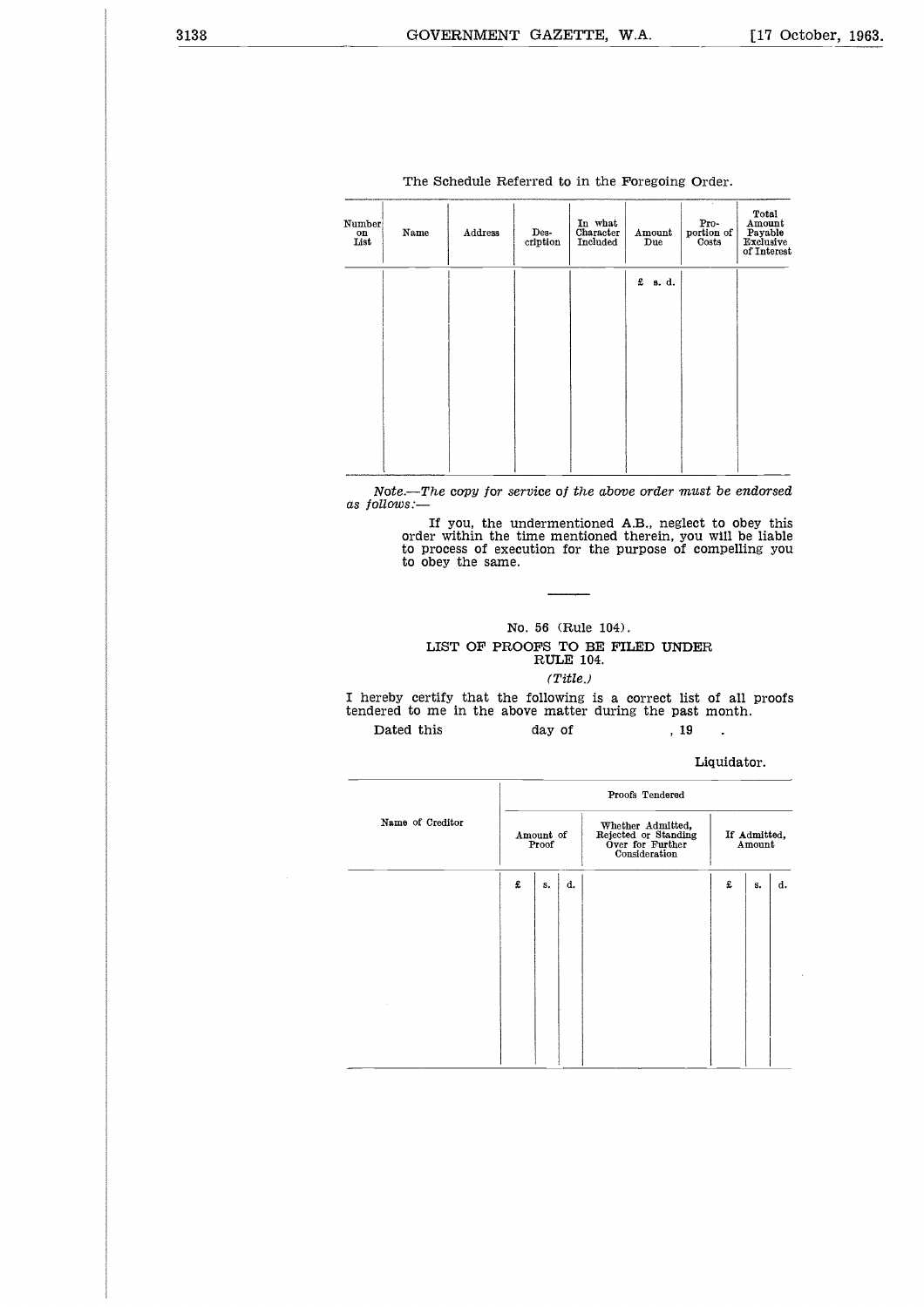The Schedule Referred to in the Foregoing Order.

| Number on List | Name | Address | Description | In what Character Included | Amount Due | Proportion of Costs | Total Amount Payable Exclusive of Interest |
|---|---|---|---|---|---|---|---|
| | | | | | £ s. d. | | |

*Note.—The copy for service of the above order must be endorsed as follows:—*

> If you, the undermentioned A.B., neglect to obey this order within the time mentioned therein, you will be liable to process of execution for the purpose of compelling you to obey the same.

---

No. 56 (Rule 104).

## LIST OF PROOFS TO BE FILED UNDER RULE 104.

*(Title.)*

I hereby certify that the following is a correct list of all proofs tendered to me in the above matter during the past month.

Dated this day of , 19 .

Liquidator.

| Name of Creditor | Proofs Tendered | | | | | | |
|---|---|---|---|---|---|---|---|
| | Amount of Proof | | | Whether Admitted, Rejected or Standing Over for Further Consideration | If Admitted, Amount | | |
| | £ | s. | d. | | £ | s. | d. |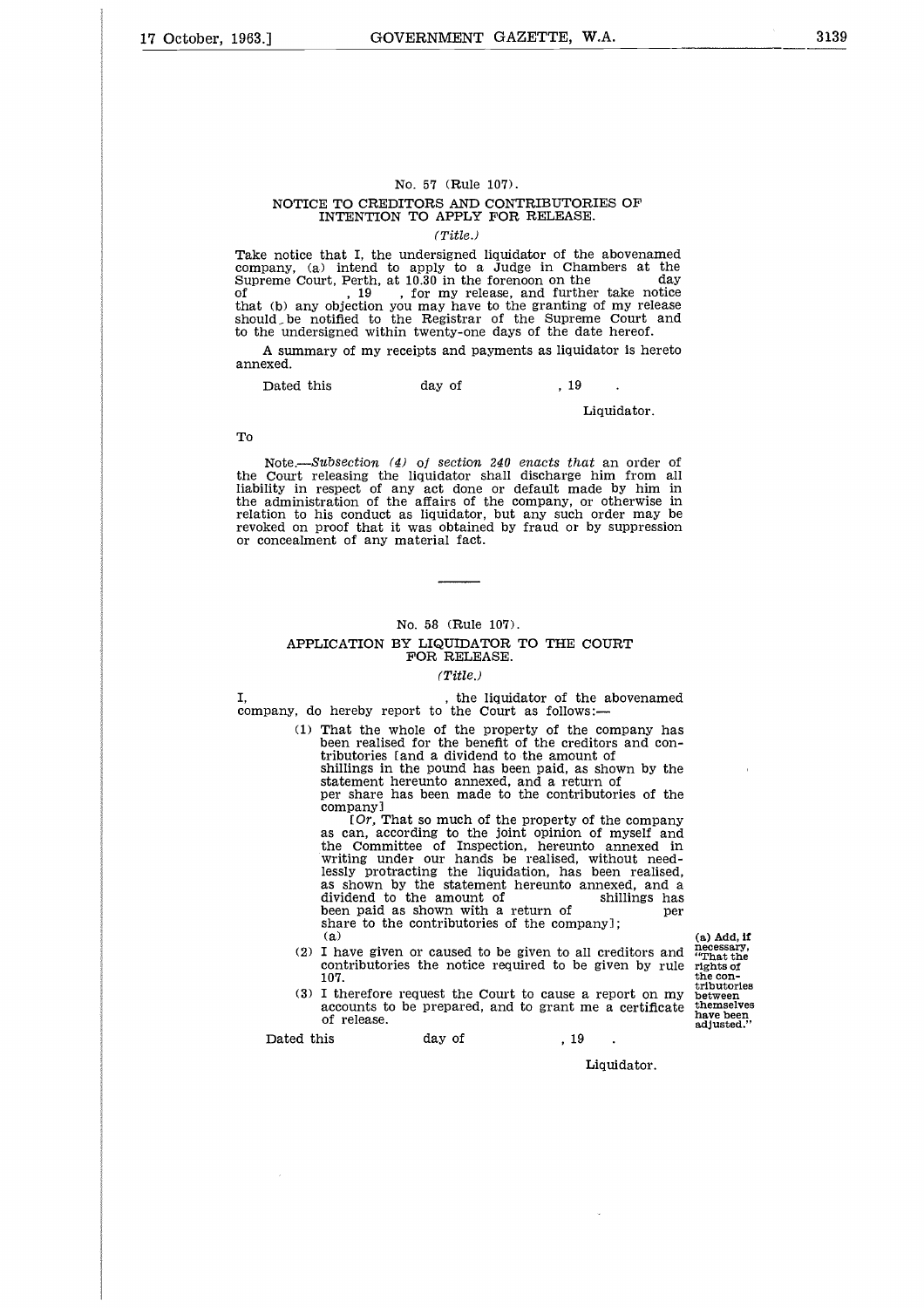No. 57 (Rule 107).

## NOTICE TO CREDITORS AND CONTRIBUTORIES OF INTENTION TO APPLY FOR RELEASE.

*(Title.)*

Take notice that I, the undersigned liquidator of the abovenamed company, (a) intend to apply to a Judge in Chambers at the Supreme Court, Perth, at 10.30 in the forenoon on the day of , 19 , for my release, and further take notice that (b) any objection you may have to the granting of my release should be notified to the Registrar of the Supreme Court and to the undersigned within twenty-one days of the date hereof.

A summary of my receipts and payments as liquidator is hereto annexed.

Dated this day of , 19 .

Liquidator.

To

Note.—*Subsection (4) of section 240 enacts that* an order of the Court releasing the liquidator shall discharge him from all liability in respect of any act done or default made by him in the administration of the affairs of the company, or otherwise in relation to his conduct as liquidator, but any such order may be revoked on proof that it was obtained by fraud or by suppression or concealment of any material fact.

---

No. 58 (Rule 107).

## APPLICATION BY LIQUIDATOR TO THE COURT FOR RELEASE.

*(Title.)*

I, , the liquidator of the abovenamed company, do hereby report to the Court as follows:—

(1) That the whole of the property of the company has been realised for the benefit of the creditors and contributories [and a dividend to the amount of shillings in the pound has been paid, as shown by the statement hereunto annexed, and a return of per share has been made to the contributories of the company]

[*Or,* That so much of the property of the company as can, according to the joint opinion of myself and the Committee of Inspection, hereunto annexed in writing under our hands be realised, without needlessly protracting the liquidation, has been realised, as shown by the statement hereunto annexed, and a dividend to the amount of shillings has been paid as shown with a return of per share to the contributories of the company];
(a)

(2) I have given or caused to be given to all creditors and contributories the notice required to be given by rule 107.

(3) I therefore request the Court to cause a report on my accounts to be prepared, and to grant me a certificate of release.

(a) Add, if necessary, "That the rights of the contributories between themselves have been adjusted."

Dated this day of , 19 .

Liquidator.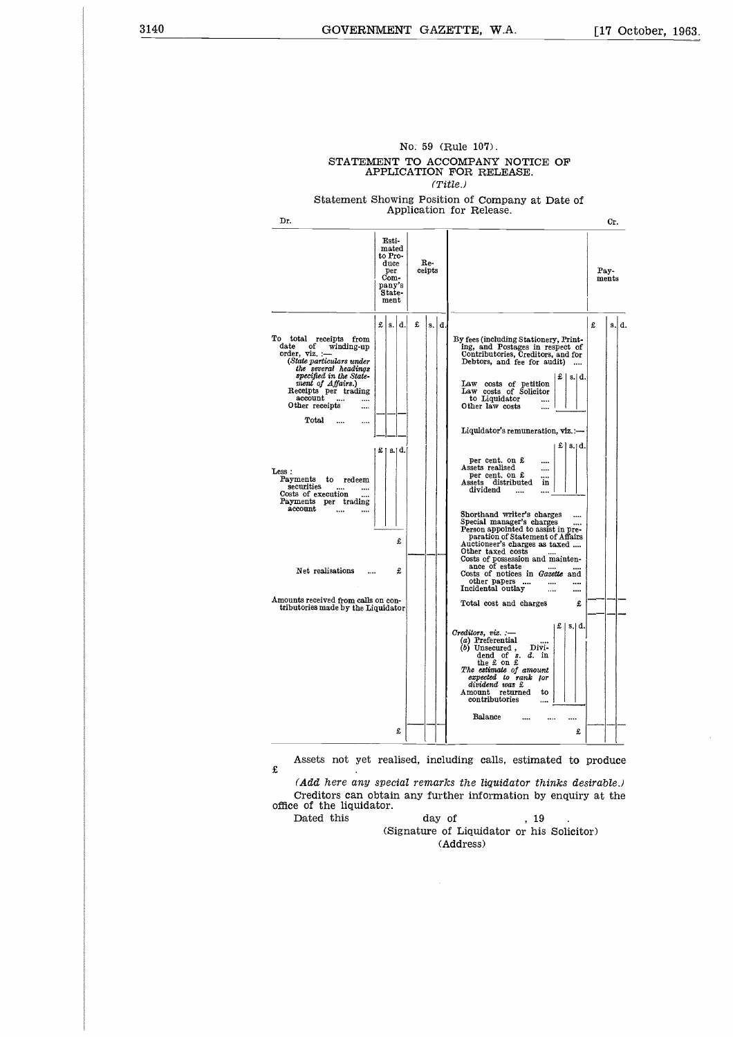No. 59 (Rule 107).

## STATEMENT TO ACCOMPANY NOTICE OF APPLICATION FOR RELEASE.

*(Title.)*

Statement Showing Position of Company at Date of Application for Release.

| Dr. | Estimated to Produce per Company's Statement | Receipts | | Cr. | Payments |
|---|---|---|---|---|---|
| | £ s. d. | £ s. d. | | | £ s. d. |
| To total receipts from date of winding-up order, viz.:— *(State particulars under the several headings specified in the Statement of Affairs.)* Receipts per trading account .... Other receipts .... | | | | By fees (including Stationery, Printing, and Postages in respect of Contributories, Creditors, and for Debtors, and fee for audit) .... | |
| Total .... | | | | Law costs of petition (£ s. d.) Law costs of Solicitor to Liquidator .... Other law costs .... | |
| Less: Payments to redeem securities .... Costs of execution .... Payments per trading account .... (£ s. d.) | | | | Liquidator's remuneration, viz.:— per cent. on £ .... Assets realised .... per cent. on £ .... Assets distributed in dividend .... (£ s. d.) | |
| | £ | | | Shorthand writer's charges .... Special manager's charges .... Person appointed to assist in preparation of Statement of Affairs Auctioneer's charges as taxed .... Other taxed costs .... Costs of possession and maintenance of estate .... | |
| Net realisations .... | £ | | | Costs of notices in *Gazette* and other papers .... Incidental outlay .... | |
| Amounts received from calls on contributories made by the Liquidator | | | | Total cost and charges £ | |
| | | | | *Creditors, viz.:*— (a) Preferential .... (b) Unsecured, Dividend of s. d. in the £ on £ *The estimate of amount expected to rank for dividend was £* Amount returned to contributories .... (£ s. d.) | |
| | | | | Balance .... | |
| | £ | | | £ | |

Assets not yet realised, including calls, estimated to produce £ .

*(Add here any special remarks the liquidator thinks desirable.)*

Creditors can obtain any further information by enquiry at the office of the liquidator.

Dated this day of , 19 .

(Signature of Liquidator or his Solicitor)

(Address)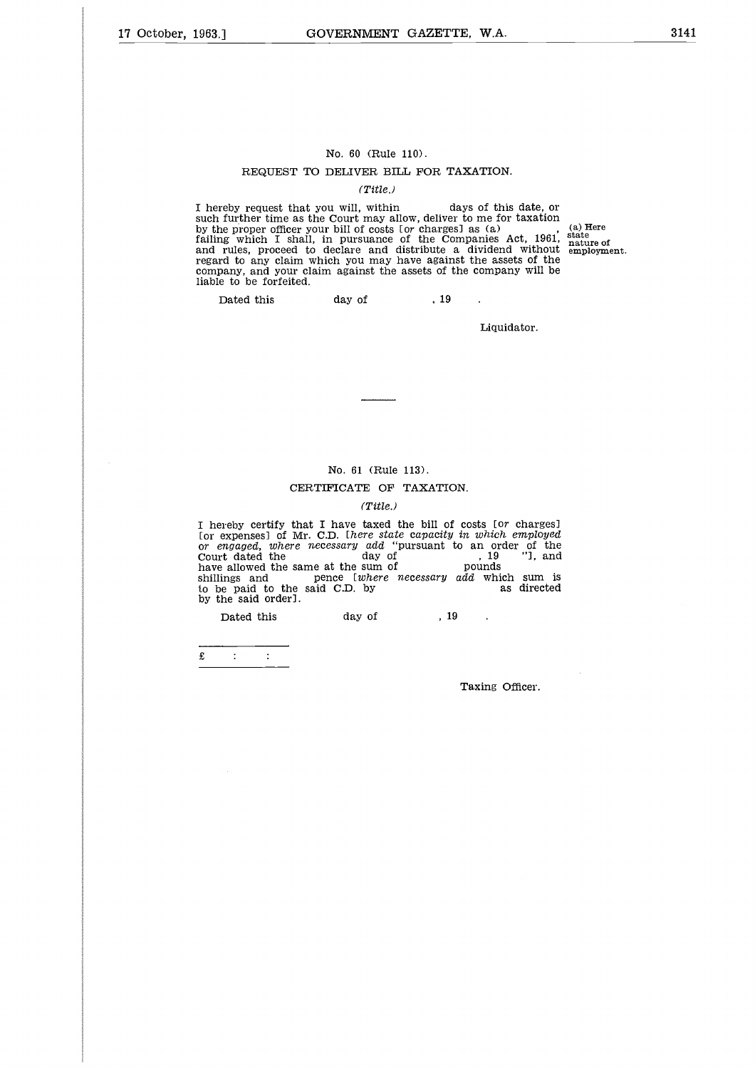No. 60 (Rule 110).

REQUEST TO DELIVER BILL FOR TAXATION.

*(Title.)*

I hereby request that you will, within days of this date, or such further time as the Court may allow, deliver to me for taxation by the proper officer your bill of costs [*or* charges] as (a) , failing which I shall, in pursuance of the Companies Act, 1961, and rules, proceed to declare and distribute a dividend without regard to any claim which you may have against the assets of the company, and your claim against the assets of the company will be liable to be forfeited.

(a) Here state nature of employment.

Dated this day of , 19 .

Liquidator.

---

No. 61 (Rule 113).

CERTIFICATE OF TAXATION.

*(Title.)*

I hereby certify that I have taxed the bill of costs [*or* charges] [*or* expenses] of Mr. C.D. [*here state capacity in which employed or engaged, where necessary add* "pursuant to an order of the Court dated the day of , 19 "], and have allowed the same at the sum of pounds shillings and pence [*where necessary add* which sum is to be paid to the said C.D. by as directed by the said order].

Dated this day of , 19 .

£ : :

Taxing Officer.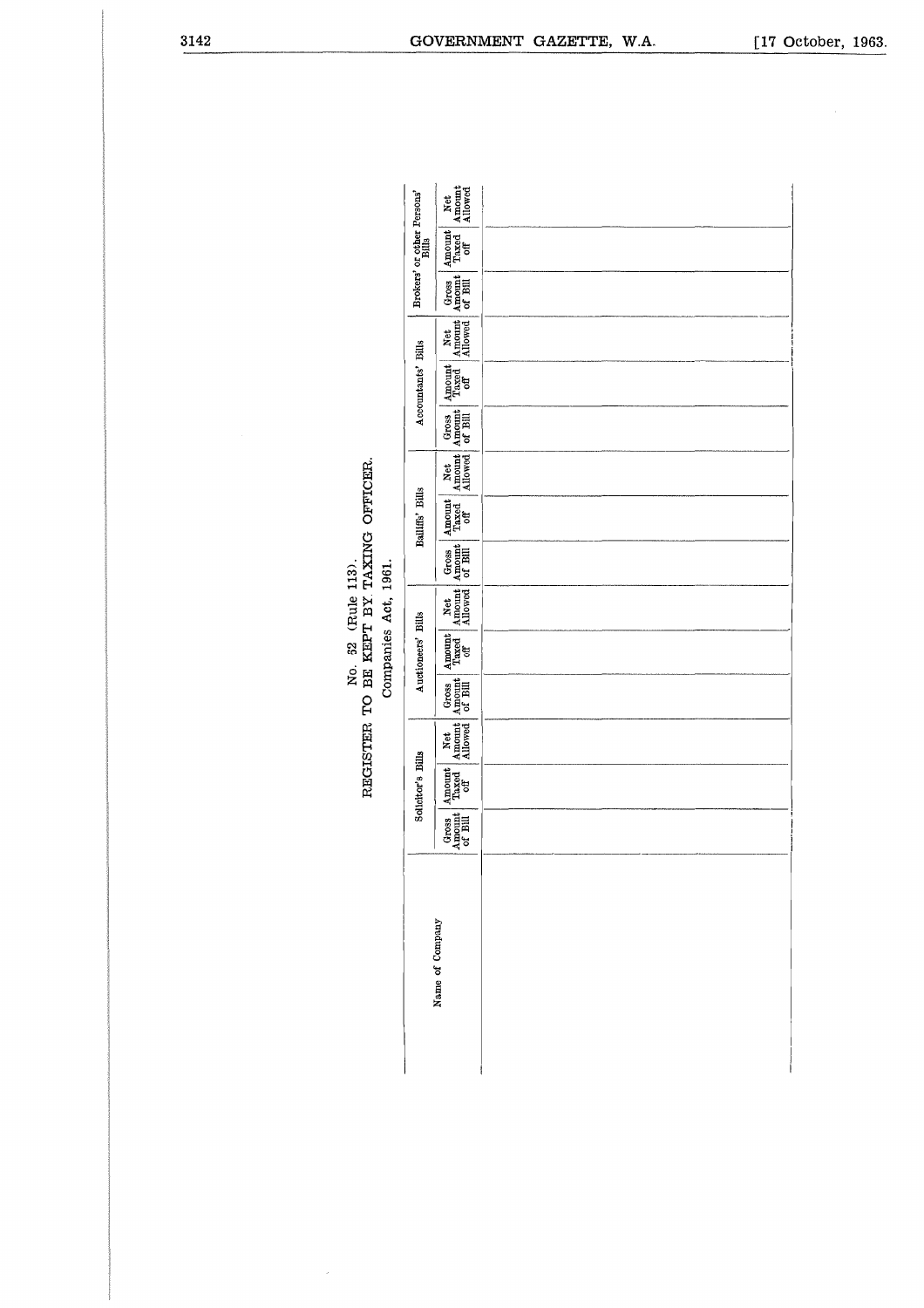No. 32 (Rule 113).

REGISTER TO BE KEPT BY TAXING OFFICER.

Companies Act, 1961.

| Name of Company | Solicitor's Bills | | | Auctioneers' Bills | | | Bailiffs' Bills | | | Accountants' Bills | | | Brokers' or other Persons' Bills | | |
|---|---|---|---|---|---|---|---|---|---|---|---|---|---|---|---|
| | Gross Amount of Bill | Amount Taxed off | Net Amount Allowed | Gross Amount of Bill | Amount Taxed off | Net Amount Allowed | Gross Amount of Bill | Amount Taxed off | Net Amount Allowed | Gross Amount of Bill | Amount Taxed off | Net Amount Allowed | Gross Amount of Bill | Amount Taxed off | Net Amount Allowed |
| | | | | | | | | | | | | | | | |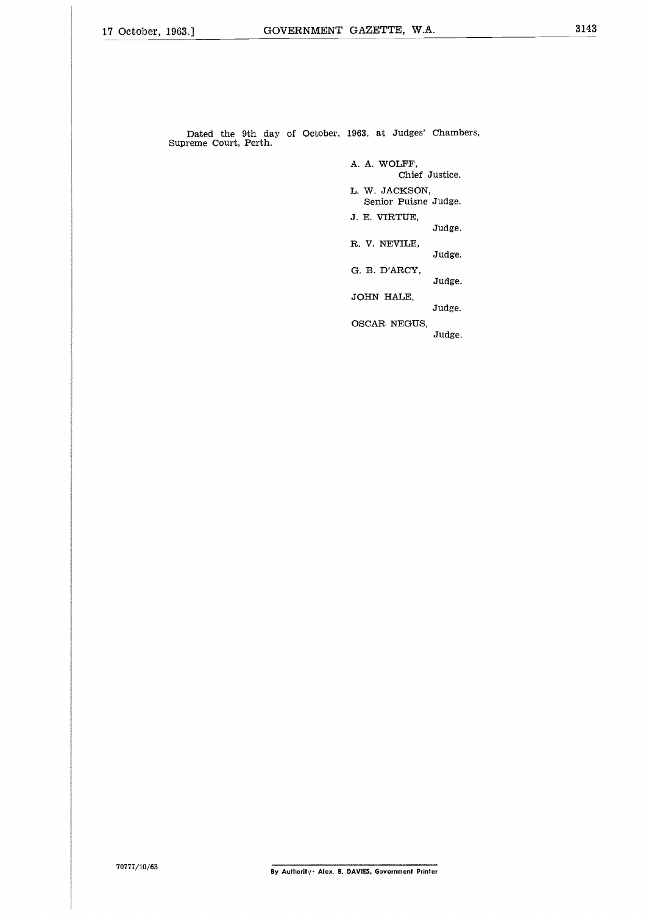Dated the 9th day of October, 1963, at Judges' Chambers, Supreme Court, Perth.

A. A. WOLFF,
Chief Justice.

L. W. JACKSON,
Senior Puisne Judge.

J. E. VIRTUE,
Judge.

R. V. NEVILE,
Judge.

G. B. D'ARCY,
Judge.

JOHN HALE,
Judge.

OSCAR NEGUS,
Judge.

70777/10/63

By Authority: Alex. B. DAVIES, Government Printer